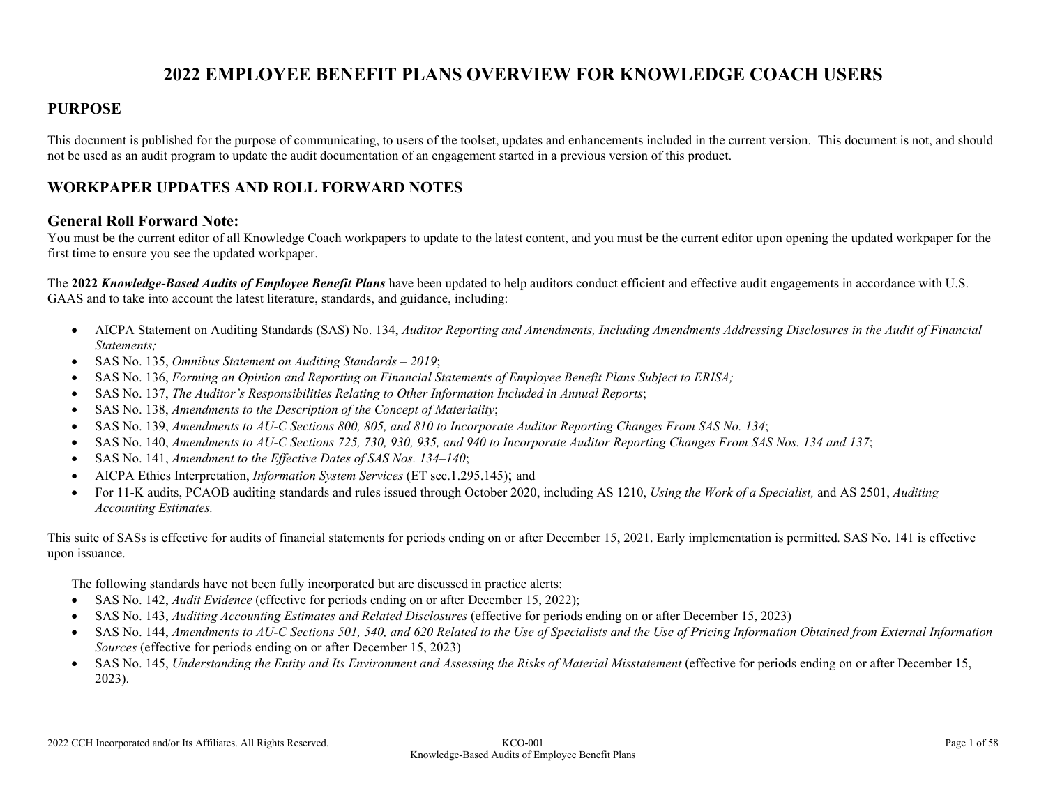# 2022 EMPLOYEE BENEFIT PLANS OVERVIEW FOR KNOWLEDGE COACH USERS

## PURPOSE

This document is published for the purpose of communicating, to users of the toolset, updates and enhancements included in the current version. This document is not, and should not be used as an audit program to update the audit documentation of an engagement started in a previous version of this product.

## WORKPAPER UPDATES AND ROLL FORWARD NOTES

### General Roll Forward Note:

You must be the current editor of all Knowledge Coach workpapers to update to the latest content, and you must be the current editor upon opening the updated workpaper for the first time to ensure you see the updated workpaper.

The **2022 *Knowledge-Based Audits of Employee Benefit Plans*** have been updated to help auditors conduct efficient and effective audit engagements in accordance with U.S. GAAS and to take into account the latest literature, standards, and guidance, including:

- AICPA Statement on Auditing Standards (SAS) No. 134, *Auditor Reporting and Amendments, Including Amendments Addressing Disclosures in the Audit of Financial Statements;*
- SAS No. 135, *Omnibus Statement on Auditing Standards – 2019*;
- SAS No. 136, *Forming an Opinion and Reporting on Financial Statements of Employee Benefit Plans Subject to ERISA;*
- SAS No. 137, *The Auditor's Responsibilities Relating to Other Information Included in Annual Reports*;
- SAS No. 138, *Amendments to the Description of the Concept of Materiality*;
- SAS No. 139, *Amendments to AU-C Sections 800, 805, and 810 to Incorporate Auditor Reporting Changes From SAS No. 134*;
- SAS No. 140, *Amendments to AU-C Sections 725, 730, 930, 935, and 940 to Incorporate Auditor Reporting Changes From SAS Nos. 134 and 137*;
- SAS No. 141, *Amendment to the Effective Dates of SAS Nos. 134–140*;
- AICPA Ethics Interpretation, *Information System Services* (ET sec.1.295.145); and
- For 11-K audits, PCAOB auditing standards and rules issued through October 2020, including AS 1210, *Using the Work of a Specialist,* and AS 2501, *Auditing Accounting Estimates.*

This suite of SASs is effective for audits of financial statements for periods ending on or after December 15, 2021. Early implementation is permitted. SAS No. 141 is effective upon issuance.

The following standards have not been fully incorporated but are discussed in practice alerts:

- SAS No. 142, *Audit Evidence* (effective for periods ending on or after December 15, 2022);
- SAS No. 143, *Auditing Accounting Estimates and Related Disclosures* (effective for periods ending on or after December 15, 2023)
- SAS No. 144, *Amendments to AU-C Sections 501, 540, and 620 Related to the Use of Specialists and the Use of Pricing Information Obtained from External Information Sources* (effective for periods ending on or after December 15, 2023)
- SAS No. 145, *Understanding the Entity and Its Environment and Assessing the Risks of Material Misstatement* (effective for periods ending on or after December 15, 2023).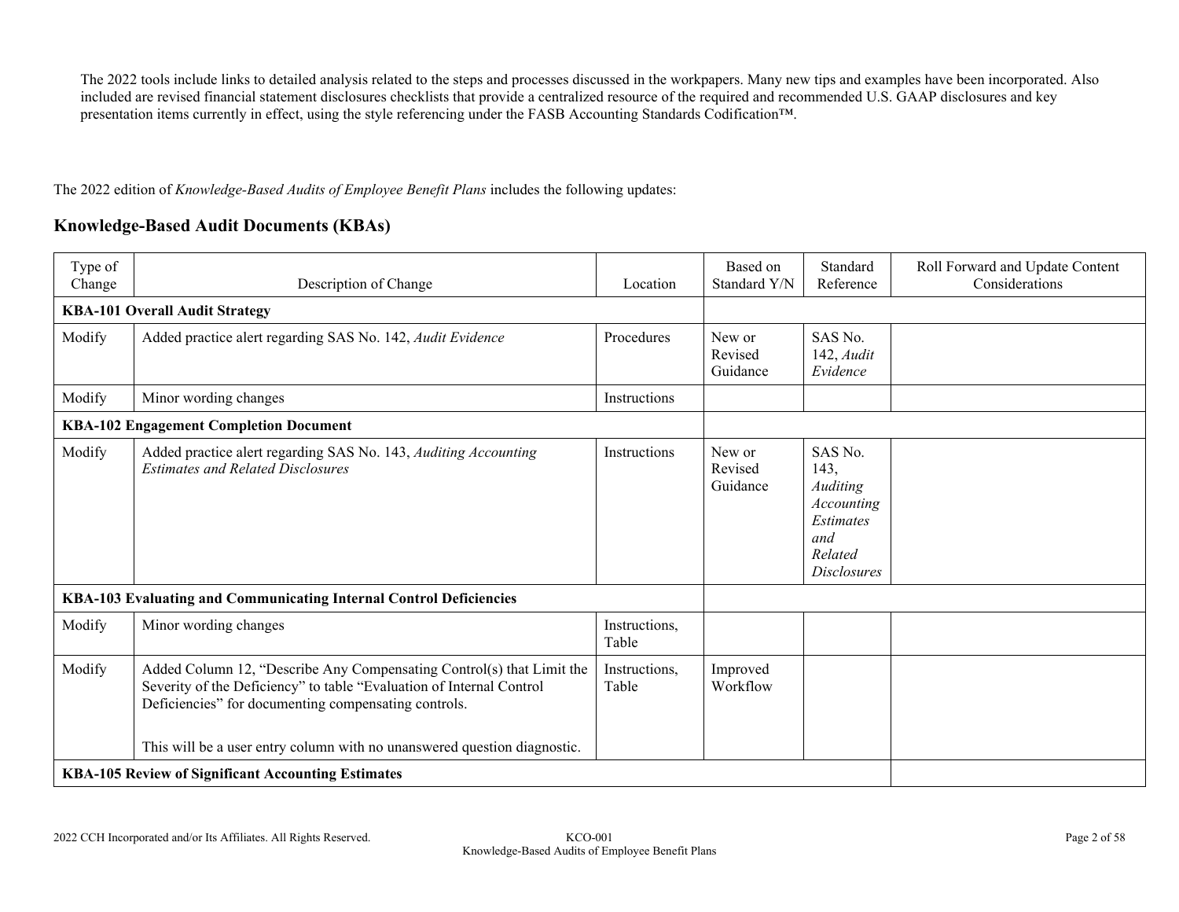The 2022 tools include links to detailed analysis related to the steps and processes discussed in the workpapers. Many new tips and examples have been incorporated. Also included are revised financial statement disclosures checklists that provide a centralized resource of the required and recommended U.S. GAAP disclosures and key presentation items currently in effect, using the style referencing under the FASB Accounting Standards Codification™.

The 2022 edition of *Knowledge-Based Audits of Employee Benefit Plans* includes the following updates:

## Knowledge-Based Audit Documents (KBAs)

| Type of Change | Description of Change | Location | Based on Standard Y/N | Standard Reference | Roll Forward and Update Content Considerations |
|---|---|---|---|---|---|
| **KBA-101 Overall Audit Strategy** | | | | | |
| Modify | Added practice alert regarding SAS No. 142, *Audit Evidence* | Procedures | New or Revised Guidance | SAS No. 142, *Audit Evidence* | |
| Modify | Minor wording changes | Instructions | | | |
| **KBA-102 Engagement Completion Document** | | | | | |
| Modify | Added practice alert regarding SAS No. 143, *Auditing Accounting Estimates and Related Disclosures* | Instructions | New or Revised Guidance | SAS No. 143, *Auditing Accounting Estimates and Related Disclosures* | |
| **KBA-103 Evaluating and Communicating Internal Control Deficiencies** | | | | | |
| Modify | Minor wording changes | Instructions, Table | | | |
| Modify | Added Column 12, "Describe Any Compensating Control(s) that Limit the Severity of the Deficiency" to table "Evaluation of Internal Control Deficiencies" for documenting compensating controls.<br><br>This will be a user entry column with no unanswered question diagnostic. | Instructions, Table | Improved Workflow | | |
| **KBA-105 Review of Significant Accounting Estimates** | | | | | |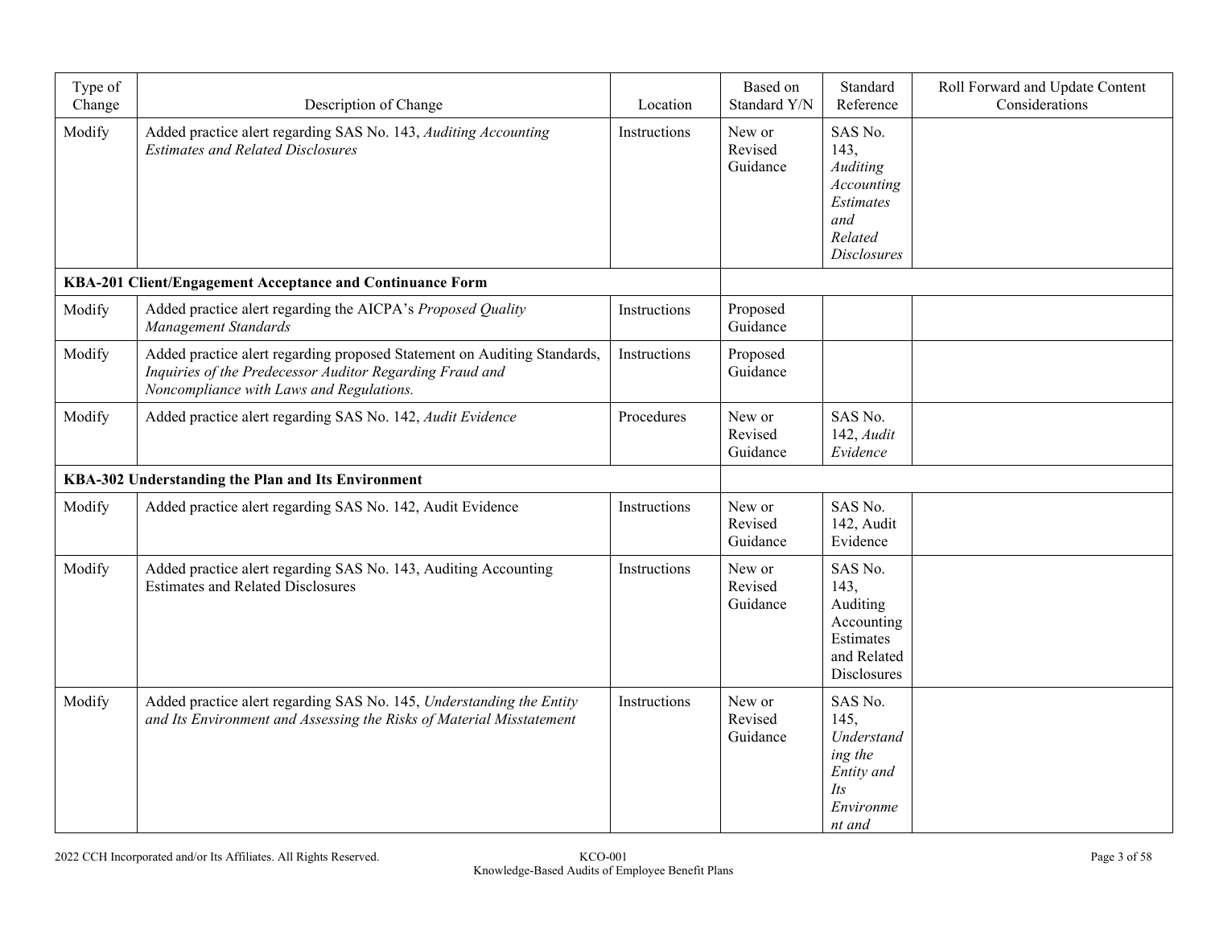| Type of Change | Description of Change | Location | Based on Standard Y/N | Standard Reference | Roll Forward and Update Content Considerations |
|---|---|---|---|---|---|
| Modify | Added practice alert regarding SAS No. 143, *Auditing Accounting Estimates and Related Disclosures* | Instructions | New or Revised Guidance | SAS No. 143, *Auditing Accounting Estimates and Related Disclosures* | |
| **KBA-201 Client/Engagement Acceptance and Continuance Form** | | | | | |
| Modify | Added practice alert regarding the AICPA's *Proposed Quality Management Standards* | Instructions | Proposed Guidance | | |
| Modify | Added practice alert regarding proposed Statement on Auditing Standards, *Inquiries of the Predecessor Auditor Regarding Fraud and Noncompliance with Laws and Regulations.* | Instructions | Proposed Guidance | | |
| Modify | Added practice alert regarding SAS No. 142, *Audit Evidence* | Procedures | New or Revised Guidance | SAS No. 142, *Audit Evidence* | |
| **KBA-302 Understanding the Plan and Its Environment** | | | | | |
| Modify | Added practice alert regarding SAS No. 142, Audit Evidence | Instructions | New or Revised Guidance | SAS No. 142, Audit Evidence | |
| Modify | Added practice alert regarding SAS No. 143, Auditing Accounting Estimates and Related Disclosures | Instructions | New or Revised Guidance | SAS No. 143, Auditing Accounting Estimates and Related Disclosures | |
| Modify | Added practice alert regarding SAS No. 145, *Understanding the Entity and Its Environment and Assessing the Risks of Material Misstatement* | Instructions | New or Revised Guidance | SAS No. 145, *Understanding the Entity and Its Environment and* | |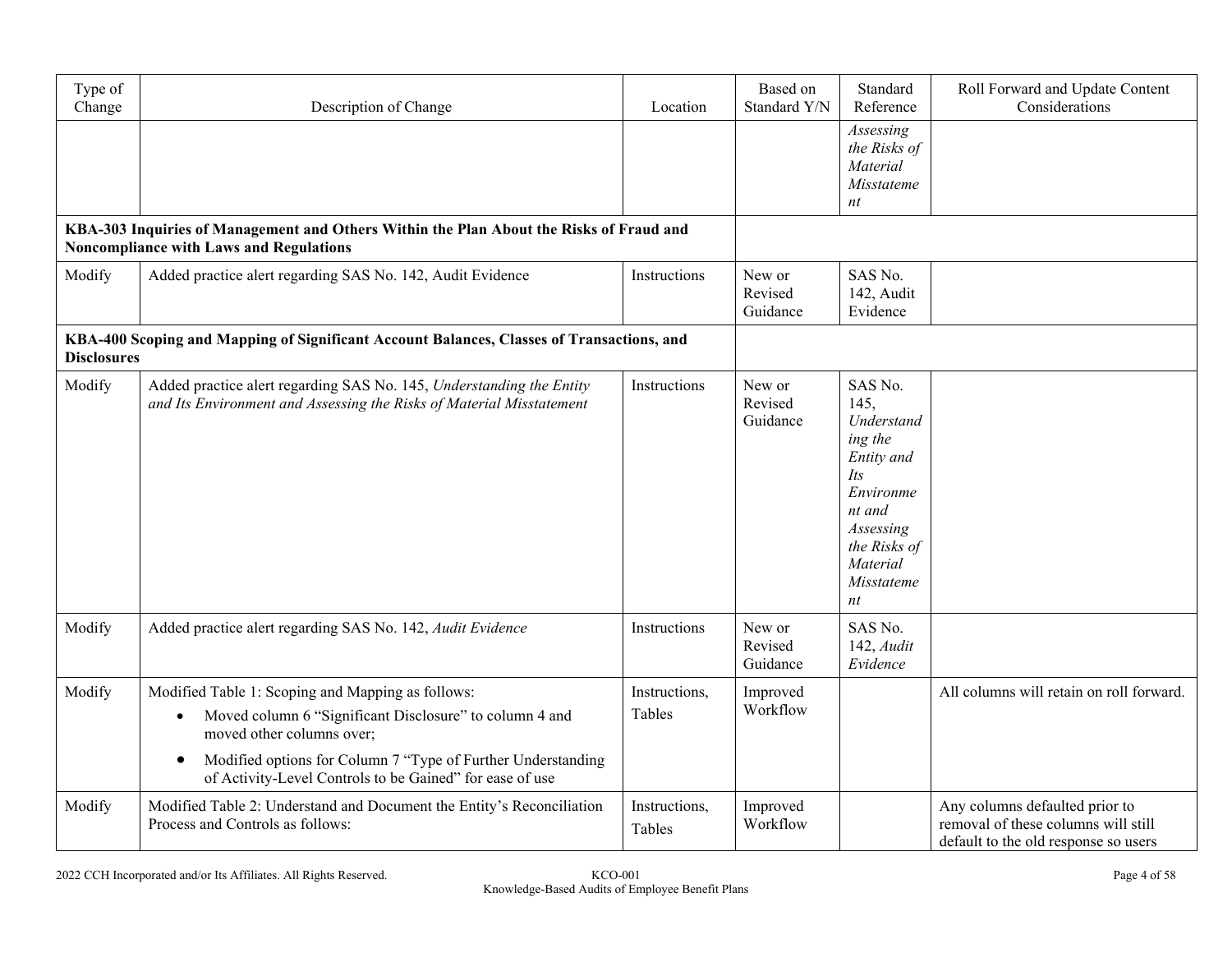| Type of Change | Description of Change | Location | Based on Standard Y/N | Standard Reference | Roll Forward and Update Content Considerations |
|---|---|---|---|---|---|
| | | | | *Assessing the Risks of Material Misstatement* | |
| **KBA-303 Inquiries of Management and Others Within the Plan About the Risks of Fraud and Noncompliance with Laws and Regulations** | | | | | |
| Modify | Added practice alert regarding SAS No. 142, Audit Evidence | Instructions | New or Revised Guidance | SAS No. 142, Audit Evidence | |
| **KBA-400 Scoping and Mapping of Significant Account Balances, Classes of Transactions, and Disclosures** | | | | | |
| Modify | Added practice alert regarding SAS No. 145, *Understanding the Entity and Its Environment and Assessing the Risks of Material Misstatement* | Instructions | New or Revised Guidance | SAS No. 145, *Understanding the Entity and Its Environment and Assessing the Risks of Material Misstatement* | |
| Modify | Added practice alert regarding SAS No. 142, *Audit Evidence* | Instructions | New or Revised Guidance | SAS No. 142, *Audit Evidence* | |
| Modify | Modified Table 1: Scoping and Mapping as follows:<br>• Moved column 6 "Significant Disclosure" to column 4 and moved other columns over;<br>• Modified options for Column 7 "Type of Further Understanding of Activity-Level Controls to be Gained" for ease of use | Instructions, Tables | Improved Workflow | | All columns will retain on roll forward. |
| Modify | Modified Table 2: Understand and Document the Entity's Reconciliation Process and Controls as follows: | Instructions, Tables | Improved Workflow | | Any columns defaulted prior to removal of these columns will still default to the old response so users |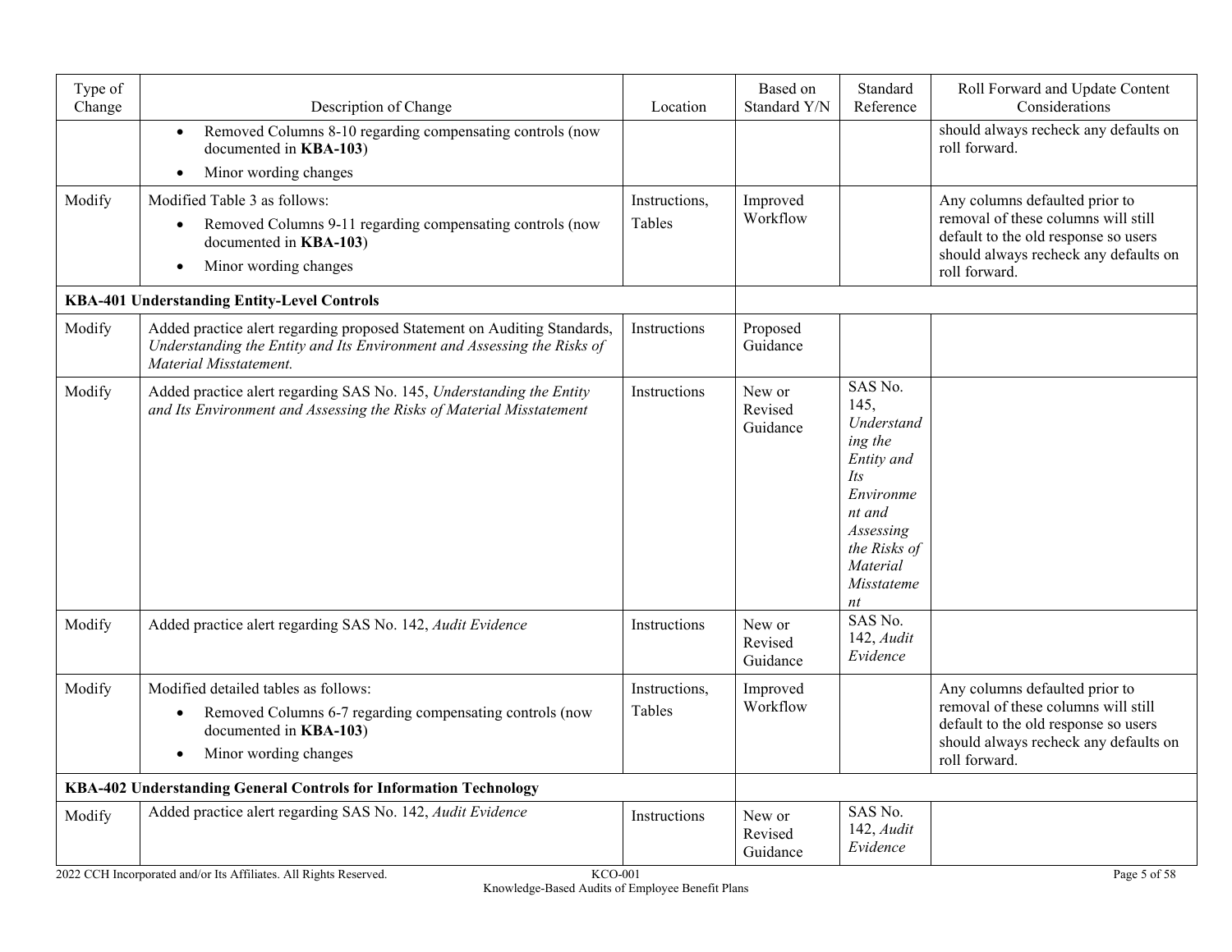| Type of Change | Description of Change | Location | Based on Standard Y/N | Standard Reference | Roll Forward and Update Content Considerations |
|---|---|---|---|---|---|
| | • Removed Columns 8-10 regarding compensating controls (now documented in **KBA-103**)<br>• Minor wording changes | | | | should always recheck any defaults on roll forward. |
| Modify | Modified Table 3 as follows:<br>• Removed Columns 9-11 regarding compensating controls (now documented in **KBA-103**)<br>• Minor wording changes | Instructions, Tables | Improved Workflow | | Any columns defaulted prior to removal of these columns will still default to the old response so users should always recheck any defaults on roll forward. |
| **KBA-401 Understanding Entity-Level Controls** | | | | | |
| Modify | Added practice alert regarding proposed Statement on Auditing Standards, *Understanding the Entity and Its Environment and Assessing the Risks of Material Misstatement.* | Instructions | Proposed Guidance | | |
| Modify | Added practice alert regarding SAS No. 145, *Understanding the Entity and Its Environment and Assessing the Risks of Material Misstatement* | Instructions | New or Revised Guidance | SAS No. 145, *Understanding the Entity and Its Environment and Assessing the Risks of Material Misstatement* | |
| Modify | Added practice alert regarding SAS No. 142, *Audit Evidence* | Instructions | New or Revised Guidance | SAS No. 142, *Audit Evidence* | |
| Modify | Modified detailed tables as follows:<br>• Removed Columns 6-7 regarding compensating controls (now documented in **KBA-103**)<br>• Minor wording changes | Instructions, Tables | Improved Workflow | | Any columns defaulted prior to removal of these columns will still default to the old response so users should always recheck any defaults on roll forward. |
| **KBA-402 Understanding General Controls for Information Technology** | | | | | |
| Modify | Added practice alert regarding SAS No. 142, *Audit Evidence* | Instructions | New or Revised Guidance | SAS No. 142, *Audit Evidence* | |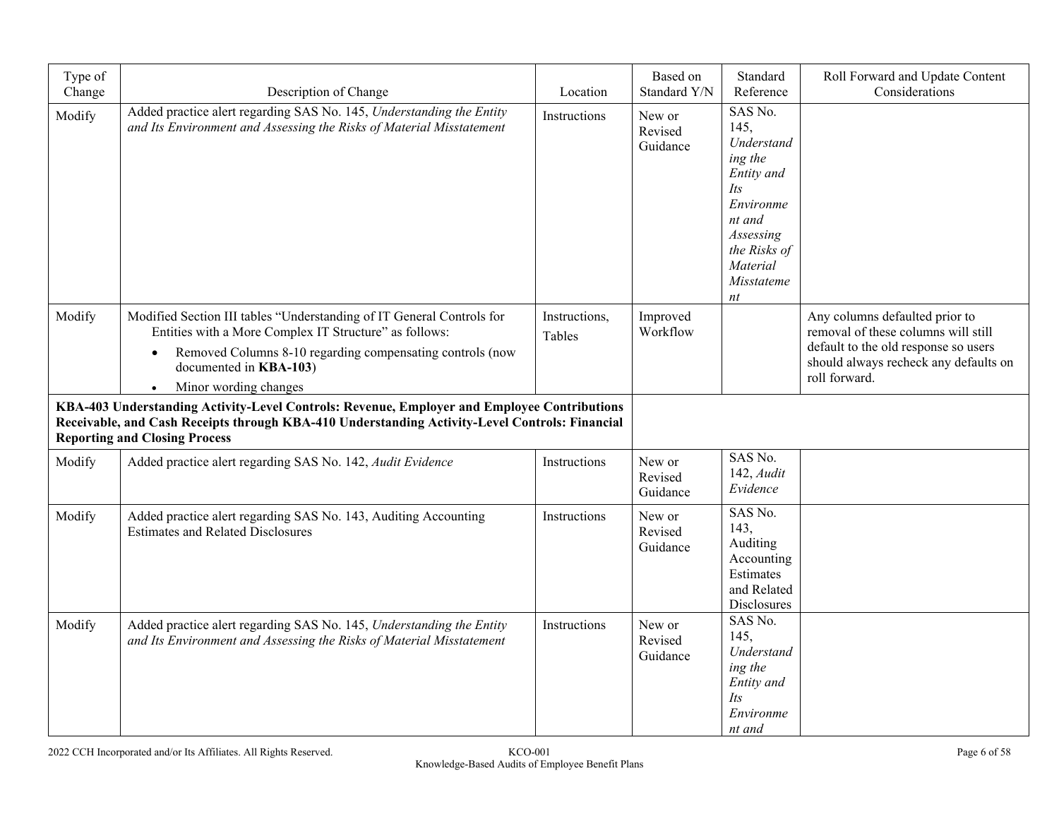| Type of Change | Description of Change | Location | Based on Standard Y/N | Standard Reference | Roll Forward and Update Content Considerations |
|---|---|---|---|---|---|
| Modify | Added practice alert regarding SAS No. 145, *Understanding the Entity and Its Environment and Assessing the Risks of Material Misstatement* | Instructions | New or Revised Guidance | SAS No. 145, *Understanding the Entity and Its Environment and Assessing the Risks of Material Misstatement* | |
| Modify | Modified Section III tables "Understanding of IT General Controls for Entities with a More Complex IT Structure" as follows: <br>• Removed Columns 8-10 regarding compensating controls (now documented in **KBA-103**) <br>• Minor wording changes | Instructions, Tables | Improved Workflow | | Any columns defaulted prior to removal of these columns will still default to the old response so users should always recheck any defaults on roll forward. |
| **KBA-403 Understanding Activity-Level Controls: Revenue, Employer and Employee Contributions Receivable, and Cash Receipts through KBA-410 Understanding Activity-Level Controls: Financial Reporting and Closing Process** | | | | | |
| Modify | Added practice alert regarding SAS No. 142, *Audit Evidence* | Instructions | New or Revised Guidance | SAS No. 142, *Audit Evidence* | |
| Modify | Added practice alert regarding SAS No. 143, Auditing Accounting Estimates and Related Disclosures | Instructions | New or Revised Guidance | SAS No. 143, Auditing Accounting Estimates and Related Disclosures | |
| Modify | Added practice alert regarding SAS No. 145, *Understanding the Entity and Its Environment and Assessing the Risks of Material Misstatement* | Instructions | New or Revised Guidance | SAS No. 145, *Understanding the Entity and Its Environment and* | |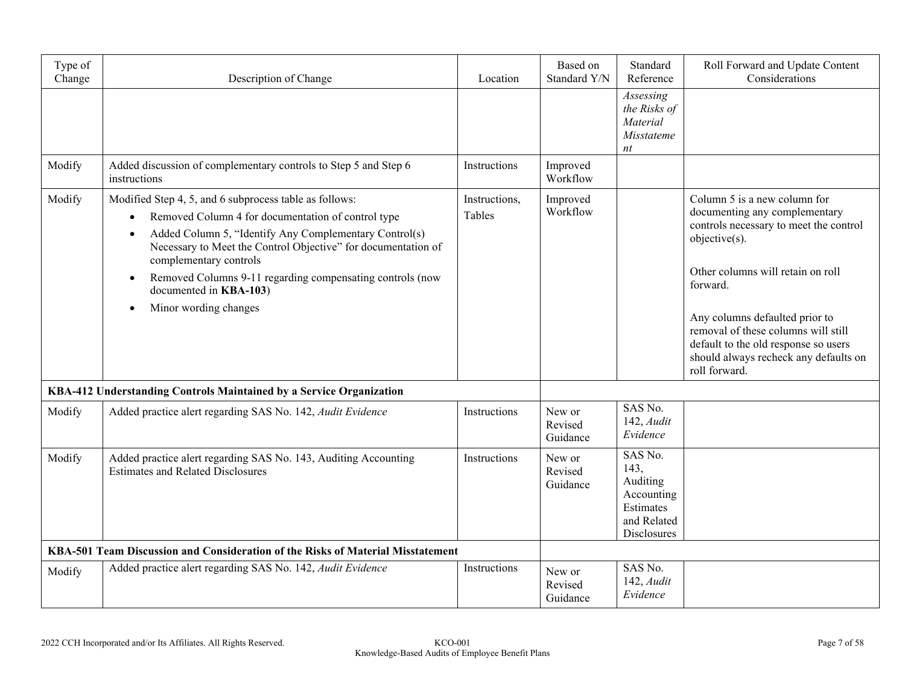| Type of Change | Description of Change | Location | Based on Standard Y/N | Standard Reference | Roll Forward and Update Content Considerations |
|---|---|---|---|---|---|
| | | | | *Assessing the Risks of Material Misstatement* | |
| Modify | Added discussion of complementary controls to Step 5 and Step 6 instructions | Instructions | Improved Workflow | | |
| Modify | Modified Step 4, 5, and 6 subprocess table as follows:<br>• Removed Column 4 for documentation of control type<br>• Added Column 5, "Identify Any Complementary Control(s) Necessary to Meet the Control Objective" for documentation of complementary controls<br>• Removed Columns 9-11 regarding compensating controls (now documented in **KBA-103**)<br>• Minor wording changes | Instructions, Tables | Improved Workflow | | Column 5 is a new column for documenting any complementary controls necessary to meet the control objective(s).<br><br>Other columns will retain on roll forward.<br><br>Any columns defaulted prior to removal of these columns will still default to the old response so users should always recheck any defaults on roll forward. |
| **KBA-412 Understanding Controls Maintained by a Service Organization** | | | | | |
| Modify | Added practice alert regarding SAS No. 142, *Audit Evidence* | Instructions | New or Revised Guidance | SAS No. 142, *Audit Evidence* | |
| Modify | Added practice alert regarding SAS No. 143, Auditing Accounting Estimates and Related Disclosures | Instructions | New or Revised Guidance | SAS No. 143, Auditing Accounting Estimates and Related Disclosures | |
| **KBA-501 Team Discussion and Consideration of the Risks of Material Misstatement** | | | | | |
| Modify | Added practice alert regarding SAS No. 142, *Audit Evidence* | Instructions | New or Revised Guidance | SAS No. 142, *Audit Evidence* | |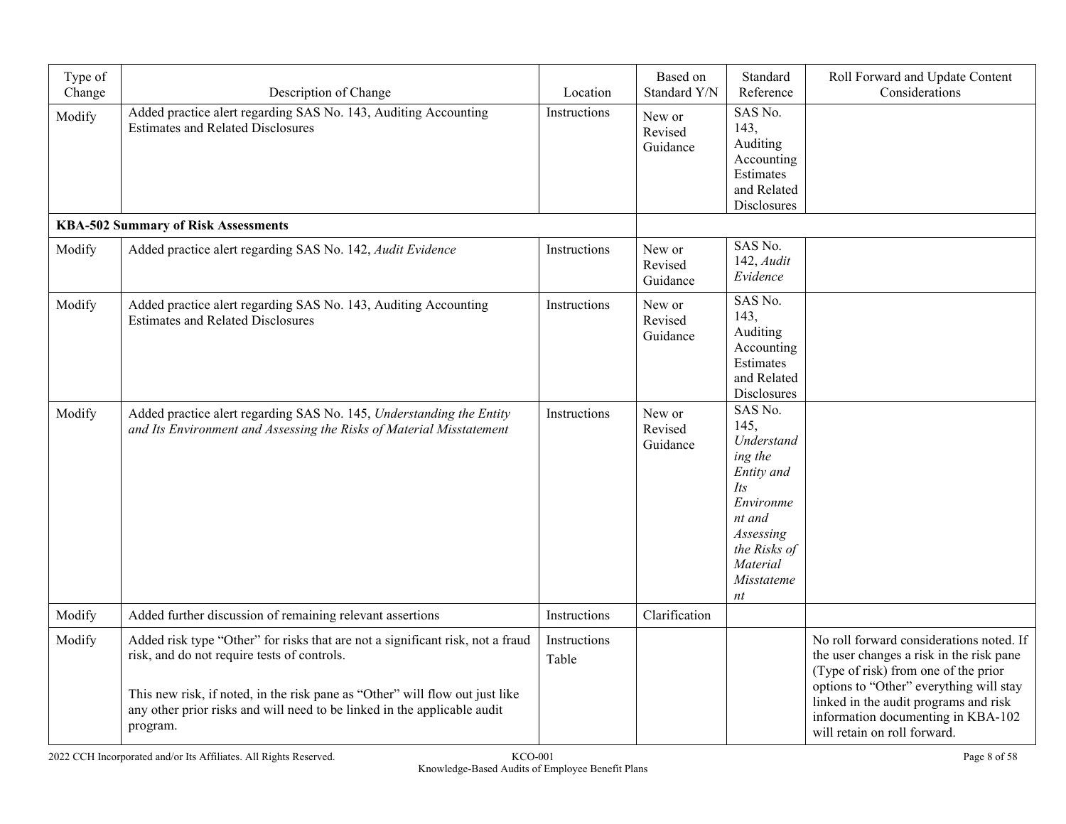| Type of Change | Description of Change | Location | Based on Standard Y/N | Standard Reference | Roll Forward and Update Content Considerations |
|---|---|---|---|---|---|
| Modify | Added practice alert regarding SAS No. 143, Auditing Accounting Estimates and Related Disclosures | Instructions | New or Revised Guidance | SAS No. 143, Auditing Accounting Estimates and Related Disclosures | |
| **KBA-502 Summary of Risk Assessments** | | | | | |
| Modify | Added practice alert regarding SAS No. 142, *Audit Evidence* | Instructions | New or Revised Guidance | SAS No. 142, *Audit Evidence* | |
| Modify | Added practice alert regarding SAS No. 143, Auditing Accounting Estimates and Related Disclosures | Instructions | New or Revised Guidance | SAS No. 143, Auditing Accounting Estimates and Related Disclosures | |
| Modify | Added practice alert regarding SAS No. 145, *Understanding the Entity and Its Environment and Assessing the Risks of Material Misstatement* | Instructions | New or Revised Guidance | SAS No. 145, *Understanding the Entity and Its Environment and Assessing the Risks of Material Misstatement* | |
| Modify | Added further discussion of remaining relevant assertions | Instructions | Clarification | | |
| Modify | Added risk type "Other" for risks that are not a significant risk, not a fraud risk, and do not require tests of controls.<br><br>This new risk, if noted, in the risk pane as "Other" will flow out just like any other prior risks and will need to be linked in the applicable audit program. | Instructions<br>Table | | | No roll forward considerations noted. If the user changes a risk in the risk pane (Type of risk) from one of the prior options to "Other" everything will stay linked in the audit programs and risk information documenting in KBA-102 will retain on roll forward. |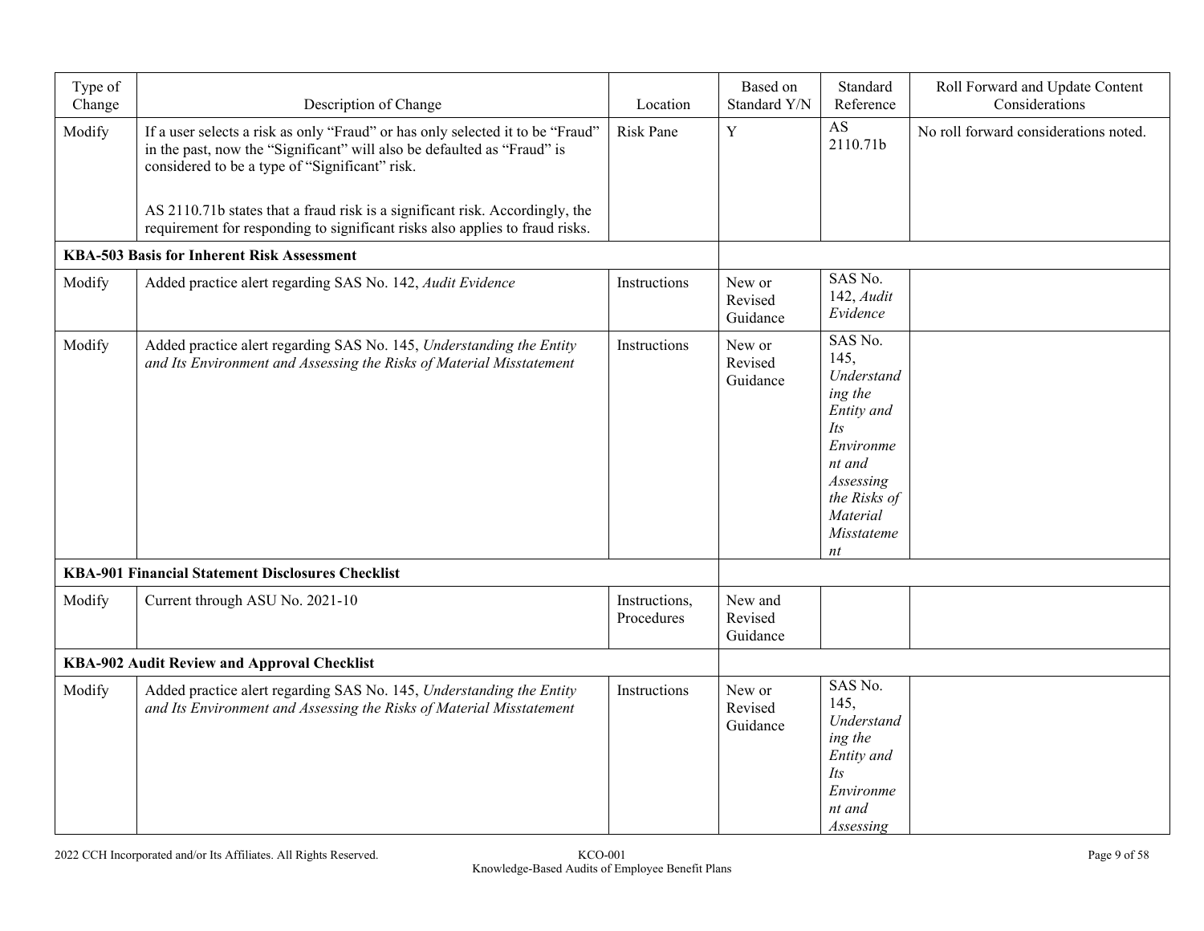| Type of Change | Description of Change | Location | Based on Standard Y/N | Standard Reference | Roll Forward and Update Content Considerations |
|---|---|---|---|---|---|
| Modify | If a user selects a risk as only "Fraud" or has only selected it to be "Fraud" in the past, now the "Significant" will also be defaulted as "Fraud" is considered to be a type of "Significant" risk.<br><br>AS 2110.71b states that a fraud risk is a significant risk. Accordingly, the requirement for responding to significant risks also applies to fraud risks. | Risk Pane | Y | AS 2110.71b | No roll forward considerations noted. |
| **KBA-503 Basis for Inherent Risk Assessment** | | | | | |
| Modify | Added practice alert regarding SAS No. 142, *Audit Evidence* | Instructions | New or Revised Guidance | SAS No. 142, *Audit Evidence* | |
| Modify | Added practice alert regarding SAS No. 145, *Understanding the Entity and Its Environment and Assessing the Risks of Material Misstatement* | Instructions | New or Revised Guidance | SAS No. 145, *Understanding the Entity and Its Environment and Assessing the Risks of Material Misstatement* | |
| **KBA-901 Financial Statement Disclosures Checklist** | | | | | |
| Modify | Current through ASU No. 2021-10 | Instructions, Procedures | New and Revised Guidance | | |
| **KBA-902 Audit Review and Approval Checklist** | | | | | |
| Modify | Added practice alert regarding SAS No. 145, *Understanding the Entity and Its Environment and Assessing the Risks of Material Misstatement* | Instructions | New or Revised Guidance | SAS No. 145, *Understanding the Entity and Its Environment and Assessing* | |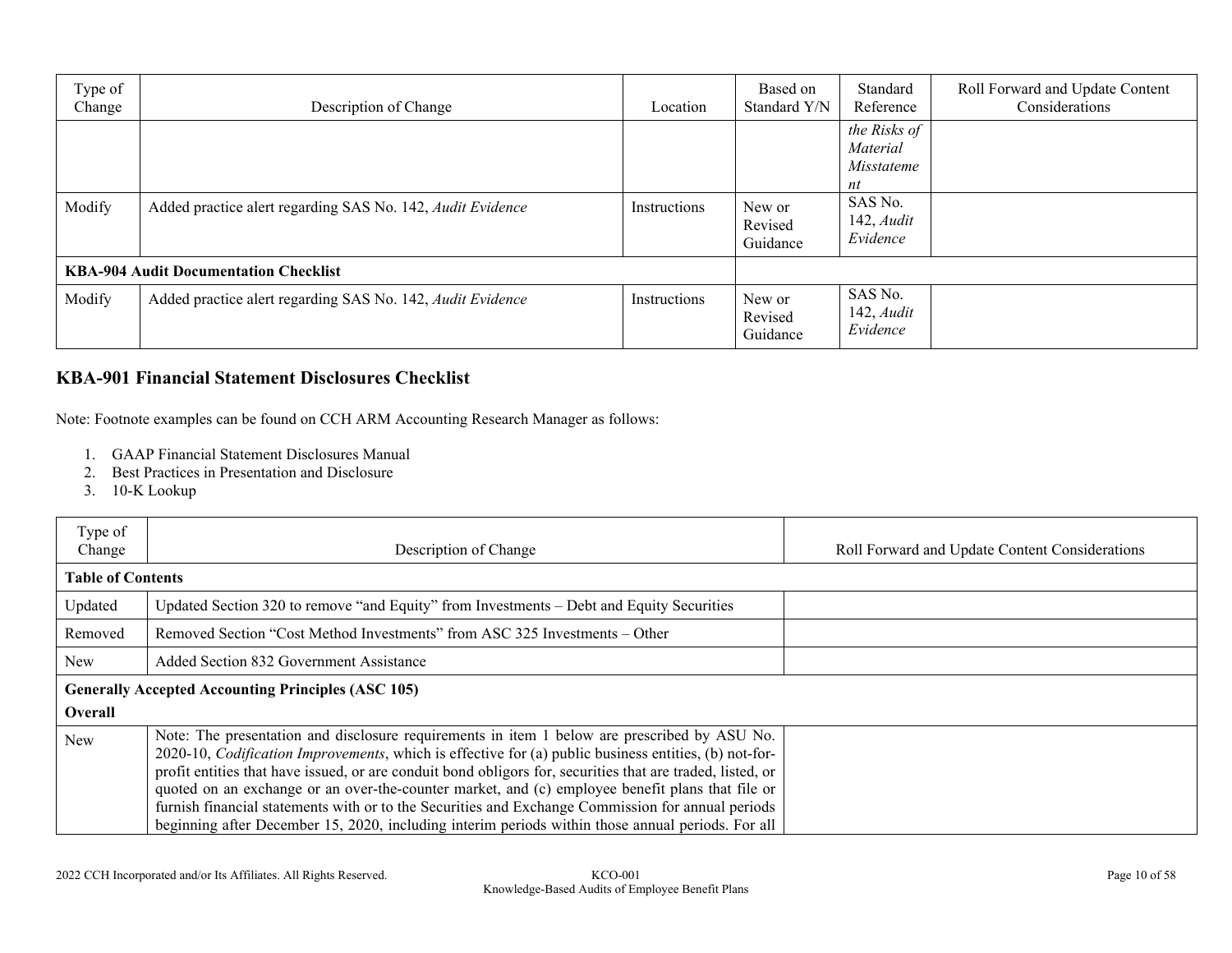| Type of Change | Description of Change | Location | Based on Standard Y/N | Standard Reference | Roll Forward and Update Content Considerations |
|---|---|---|---|---|---|
| | | | | *the Risks of Material Misstatement* | |
| Modify | Added practice alert regarding SAS No. 142, *Audit Evidence* | Instructions | New or Revised Guidance | SAS No. 142, *Audit Evidence* | |
| **KBA-904 Audit Documentation Checklist** | | | | | |
| Modify | Added practice alert regarding SAS No. 142, *Audit Evidence* | Instructions | New or Revised Guidance | SAS No. 142, *Audit Evidence* | |

## KBA-901 Financial Statement Disclosures Checklist

Note: Footnote examples can be found on CCH ARM Accounting Research Manager as follows:

1. GAAP Financial Statement Disclosures Manual
2. Best Practices in Presentation and Disclosure
3. 10-K Lookup

| Type of Change | Description of Change | Roll Forward and Update Content Considerations |
|---|---|---|
| **Table of Contents** | | |
| Updated | Updated Section 320 to remove "and Equity" from Investments – Debt and Equity Securities | |
| Removed | Removed Section "Cost Method Investments" from ASC 325 Investments – Other | |
| New | Added Section 832 Government Assistance | |
| **Generally Accepted Accounting Principles (ASC 105)**<br>**Overall** | | |
| New | Note: The presentation and disclosure requirements in item 1 below are prescribed by ASU No. 2020-10, *Codification Improvements*, which is effective for (a) public business entities, (b) not-for-profit entities that have issued, or are conduit bond obligors for, securities that are traded, listed, or quoted on an exchange or an over-the-counter market, and (c) employee benefit plans that file or furnish financial statements with or to the Securities and Exchange Commission for annual periods beginning after December 15, 2020, including interim periods within those annual periods. For all | |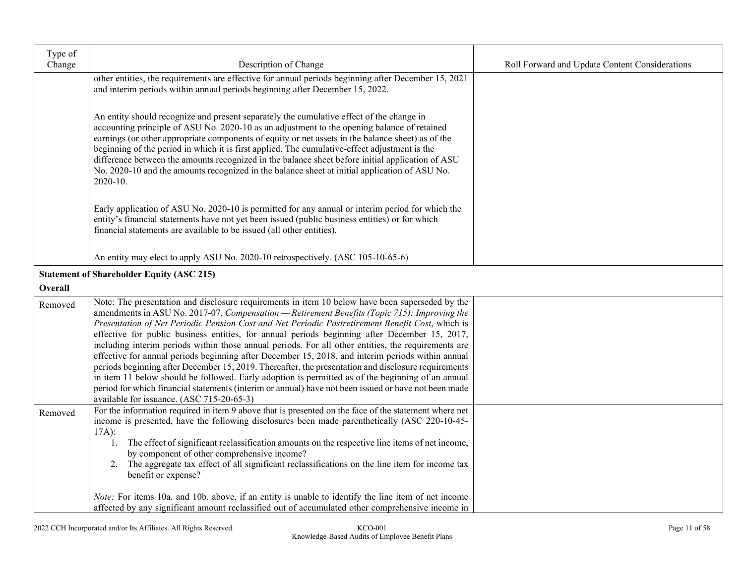| Type of Change | Description of Change | Roll Forward and Update Content Considerations |
|---|---|---|
| | other entities, the requirements are effective for annual periods beginning after December 15, 2021 and interim periods within annual periods beginning after December 15, 2022.<br><br>An entity should recognize and present separately the cumulative effect of the change in accounting principle of ASU No. 2020-10 as an adjustment to the opening balance of retained earnings (or other appropriate components of equity or net assets in the balance sheet) as of the beginning of the period in which it is first applied. The cumulative-effect adjustment is the difference between the amounts recognized in the balance sheet before initial application of ASU No. 2020-10 and the amounts recognized in the balance sheet at initial application of ASU No. 2020-10.<br><br>Early application of ASU No. 2020-10 is permitted for any annual or interim period for which the entity's financial statements have not yet been issued (public business entities) or for which financial statements are available to be issued (all other entities).<br><br>An entity may elect to apply ASU No. 2020-10 retrospectively. (ASC 105-10-65-6) | |
| **Statement of Shareholder Equity (ASC 215)**<br>**Overall** | | |
| Removed | Note: The presentation and disclosure requirements in item 10 below have been superseded by the amendments in ASU No. 2017-07, *Compensation — Retirement Benefits (Topic 715): Improving the Presentation of Net Periodic Pension Cost and Net Periodic Postretirement Benefit Cost*, which is effective for public business entities, for annual periods beginning after December 15, 2017, including interim periods within those annual periods. For all other entities, the requirements are effective for annual periods beginning after December 15, 2018, and interim periods within annual periods beginning after December 15, 2019. Thereafter, the presentation and disclosure requirements in item 11 below should be followed. Early adoption is permitted as of the beginning of an annual period for which financial statements (interim or annual) have not been issued or have not been made available for issuance. (ASC 715-20-65-3) | |
| Removed | For the information required in item 9 above that is presented on the face of the statement where net income is presented, have the following disclosures been made parenthetically (ASC 220-10-45-17A):<br>1. The effect of significant reclassification amounts on the respective line items of net income, by component of other comprehensive income?<br>2. The aggregate tax effect of all significant reclassifications on the line item for income tax benefit or expense?<br><br>*Note:* For items 10a. and 10b. above, if an entity is unable to identify the line item of net income affected by any significant amount reclassified out of accumulated other comprehensive income in | |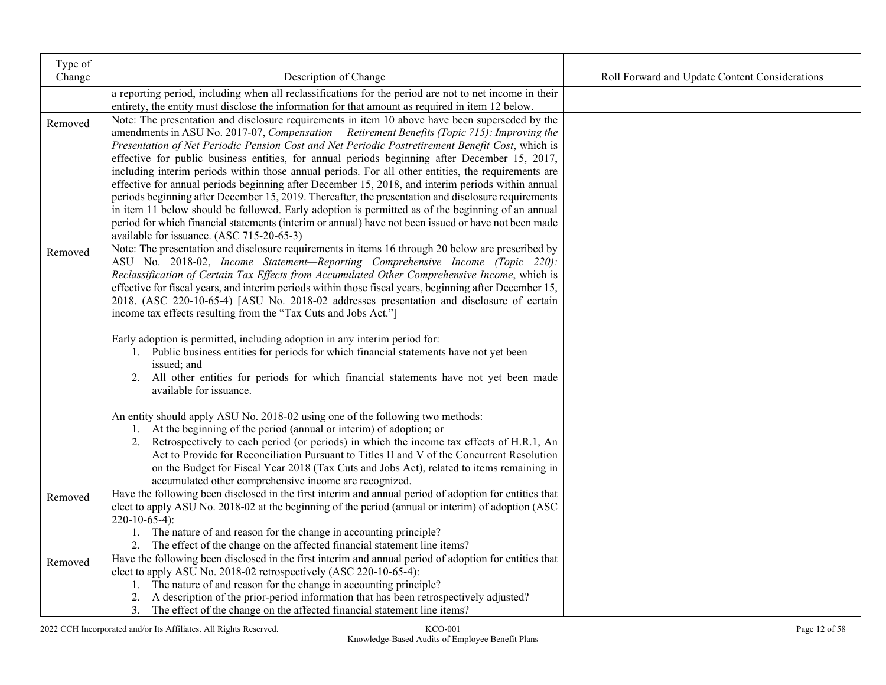| Type of Change | Description of Change | Roll Forward and Update Content Considerations |
|---|---|---|
| | a reporting period, including when all reclassifications for the period are not to net income in their entirety, the entity must disclose the information for that amount as required in item 12 below. | |
| Removed | Note: The presentation and disclosure requirements in item 10 above have been superseded by the amendments in ASU No. 2017-07, *Compensation — Retirement Benefits (Topic 715): Improving the Presentation of Net Periodic Pension Cost and Net Periodic Postretirement Benefit Cost*, which is effective for public business entities, for annual periods beginning after December 15, 2017, including interim periods within those annual periods. For all other entities, the requirements are effective for annual periods beginning after December 15, 2018, and interim periods within annual periods beginning after December 15, 2019. Thereafter, the presentation and disclosure requirements in item 11 below should be followed. Early adoption is permitted as of the beginning of an annual period for which financial statements (interim or annual) have not been issued or have not been made available for issuance. (ASC 715-20-65-3) | |
| Removed | Note: The presentation and disclosure requirements in items 16 through 20 below are prescribed by ASU No. 2018-02, *Income Statement—Reporting Comprehensive Income (Topic 220): Reclassification of Certain Tax Effects from Accumulated Other Comprehensive Income*, which is effective for fiscal years, and interim periods within those fiscal years, beginning after December 15, 2018. (ASC 220-10-65-4) [ASU No. 2018-02 addresses presentation and disclosure of certain income tax effects resulting from the "Tax Cuts and Jobs Act."]<br><br>Early adoption is permitted, including adoption in any interim period for:<br>1. Public business entities for periods for which financial statements have not yet been issued; and<br>2. All other entities for periods for which financial statements have not yet been made available for issuance.<br><br>An entity should apply ASU No. 2018-02 using one of the following two methods:<br>1. At the beginning of the period (annual or interim) of adoption; or<br>2. Retrospectively to each period (or periods) in which the income tax effects of H.R.1, An Act to Provide for Reconciliation Pursuant to Titles II and V of the Concurrent Resolution on the Budget for Fiscal Year 2018 (Tax Cuts and Jobs Act), related to items remaining in accumulated other comprehensive income are recognized. | |
| Removed | Have the following been disclosed in the first interim and annual period of adoption for entities that elect to apply ASU No. 2018-02 at the beginning of the period (annual or interim) of adoption (ASC 220-10-65-4):<br>1. The nature of and reason for the change in accounting principle?<br>2. The effect of the change on the affected financial statement line items? | |
| Removed | Have the following been disclosed in the first interim and annual period of adoption for entities that elect to apply ASU No. 2018-02 retrospectively (ASC 220-10-65-4):<br>1. The nature of and reason for the change in accounting principle?<br>2. A description of the prior-period information that has been retrospectively adjusted?<br>3. The effect of the change on the affected financial statement line items? | |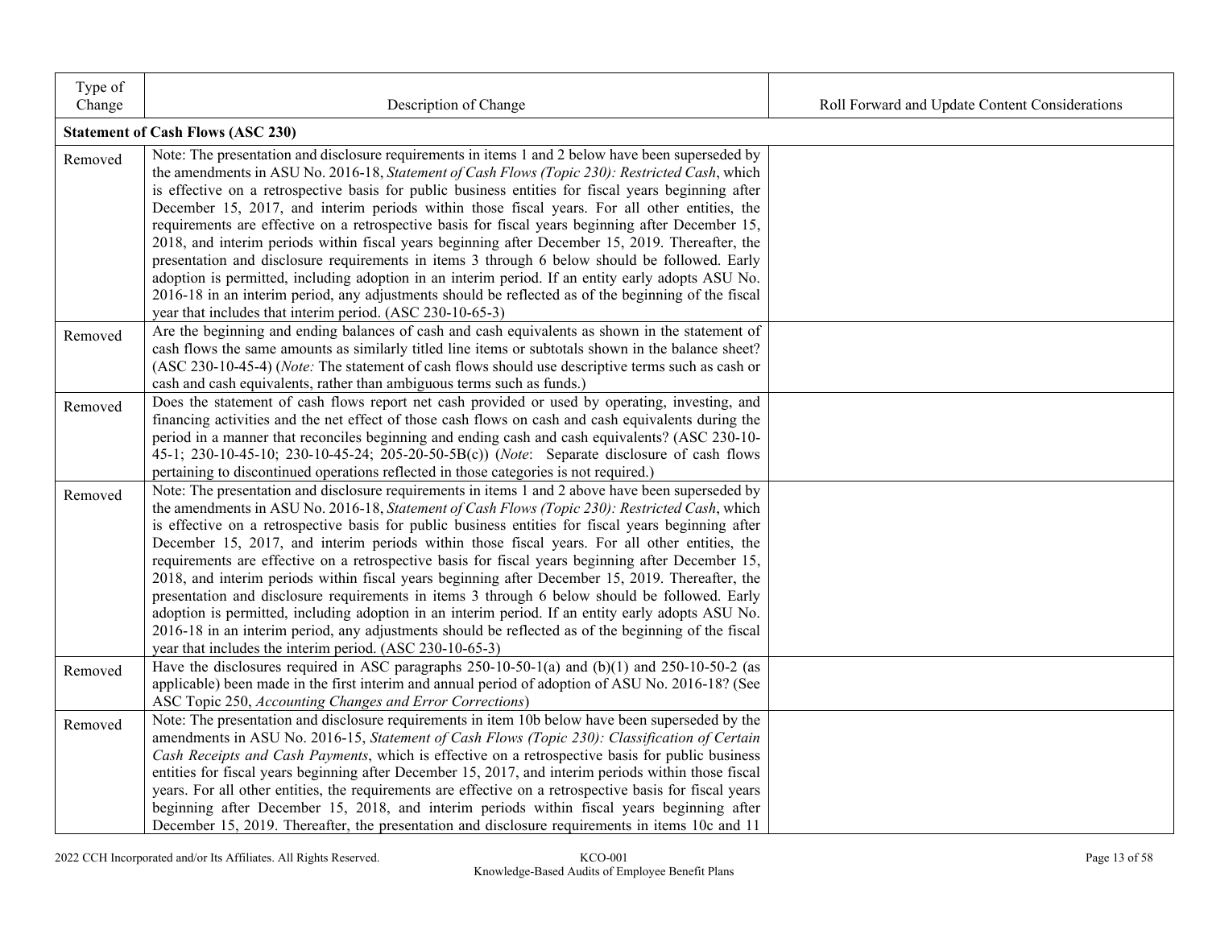| Type of Change | Description of Change | Roll Forward and Update Content Considerations |
|---|---|---|
| **Statement of Cash Flows (ASC 230)** | | |
| Removed | Note: The presentation and disclosure requirements in items 1 and 2 below have been superseded by the amendments in ASU No. 2016-18, *Statement of Cash Flows (Topic 230): Restricted Cash*, which is effective on a retrospective basis for public business entities for fiscal years beginning after December 15, 2017, and interim periods within those fiscal years. For all other entities, the requirements are effective on a retrospective basis for fiscal years beginning after December 15, 2018, and interim periods within fiscal years beginning after December 15, 2019. Thereafter, the presentation and disclosure requirements in items 3 through 6 below should be followed. Early adoption is permitted, including adoption in an interim period. If an entity early adopts ASU No. 2016-18 in an interim period, any adjustments should be reflected as of the beginning of the fiscal year that includes that interim period. (ASC 230-10-65-3) | |
| Removed | Are the beginning and ending balances of cash and cash equivalents as shown in the statement of cash flows the same amounts as similarly titled line items or subtotals shown in the balance sheet? (ASC 230-10-45-4) (*Note:* The statement of cash flows should use descriptive terms such as cash or cash and cash equivalents, rather than ambiguous terms such as funds.) | |
| Removed | Does the statement of cash flows report net cash provided or used by operating, investing, and financing activities and the net effect of those cash flows on cash and cash equivalents during the period in a manner that reconciles beginning and ending cash and cash equivalents? (ASC 230-10-45-1; 230-10-45-10; 230-10-45-24; 205-20-50-5B(c)) (*Note*: Separate disclosure of cash flows pertaining to discontinued operations reflected in those categories is not required.) | |
| Removed | Note: The presentation and disclosure requirements in items 1 and 2 above have been superseded by the amendments in ASU No. 2016-18, *Statement of Cash Flows (Topic 230): Restricted Cash*, which is effective on a retrospective basis for public business entities for fiscal years beginning after December 15, 2017, and interim periods within those fiscal years. For all other entities, the requirements are effective on a retrospective basis for fiscal years beginning after December 15, 2018, and interim periods within fiscal years beginning after December 15, 2019. Thereafter, the presentation and disclosure requirements in items 3 through 6 below should be followed. Early adoption is permitted, including adoption in an interim period. If an entity early adopts ASU No. 2016-18 in an interim period, any adjustments should be reflected as of the beginning of the fiscal year that includes the interim period. (ASC 230-10-65-3) | |
| Removed | Have the disclosures required in ASC paragraphs 250-10-50-1(a) and (b)(1) and 250-10-50-2 (as applicable) been made in the first interim and annual period of adoption of ASU No. 2016-18? (See ASC Topic 250, *Accounting Changes and Error Corrections*) | |
| Removed | Note: The presentation and disclosure requirements in item 10b below have been superseded by the amendments in ASU No. 2016-15, *Statement of Cash Flows (Topic 230): Classification of Certain Cash Receipts and Cash Payments*, which is effective on a retrospective basis for public business entities for fiscal years beginning after December 15, 2017, and interim periods within those fiscal years. For all other entities, the requirements are effective on a retrospective basis for fiscal years beginning after December 15, 2018, and interim periods within fiscal years beginning after December 15, 2019. Thereafter, the presentation and disclosure requirements in items 10c and 11 | |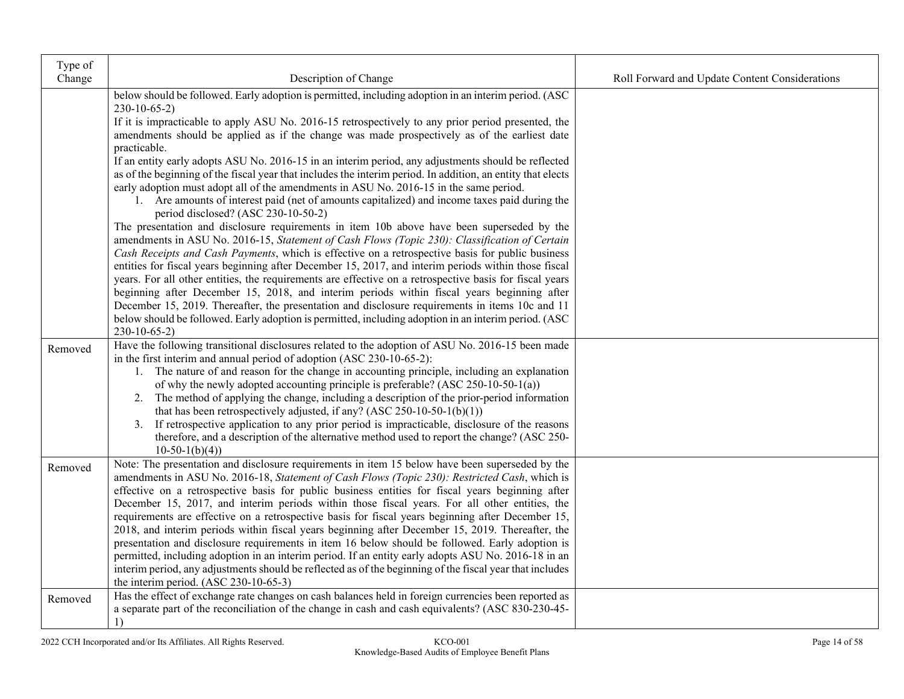| Type of Change | Description of Change | Roll Forward and Update Content Considerations |
|---|---|---|
| | below should be followed. Early adoption is permitted, including adoption in an interim period. (ASC 230-10-65-2)<br>If it is impracticable to apply ASU No. 2016-15 retrospectively to any prior period presented, the amendments should be applied as if the change was made prospectively as of the earliest date practicable.<br>If an entity early adopts ASU No. 2016-15 in an interim period, any adjustments should be reflected as of the beginning of the fiscal year that includes the interim period. In addition, an entity that elects early adoption must adopt all of the amendments in ASU No. 2016-15 in the same period.<br>1. Are amounts of interest paid (net of amounts capitalized) and income taxes paid during the period disclosed? (ASC 230-10-50-2)<br>The presentation and disclosure requirements in item 10b above have been superseded by the amendments in ASU No. 2016-15, *Statement of Cash Flows (Topic 230): Classification of Certain Cash Receipts and Cash Payments*, which is effective on a retrospective basis for public business entities for fiscal years beginning after December 15, 2017, and interim periods within those fiscal years. For all other entities, the requirements are effective on a retrospective basis for fiscal years beginning after December 15, 2018, and interim periods within fiscal years beginning after December 15, 2019. Thereafter, the presentation and disclosure requirements in items 10c and 11 below should be followed. Early adoption is permitted, including adoption in an interim period. (ASC 230-10-65-2) | |
| Removed | Have the following transitional disclosures related to the adoption of ASU No. 2016-15 been made in the first interim and annual period of adoption (ASC 230-10-65-2):<br>1. The nature of and reason for the change in accounting principle, including an explanation of why the newly adopted accounting principle is preferable? (ASC 250-10-50-1(a))<br>2. The method of applying the change, including a description of the prior-period information that has been retrospectively adjusted, if any? (ASC 250-10-50-1(b)(1))<br>3. If retrospective application to any prior period is impracticable, disclosure of the reasons therefore, and a description of the alternative method used to report the change? (ASC 250-10-50-1(b)(4)) | |
| Removed | Note: The presentation and disclosure requirements in item 15 below have been superseded by the amendments in ASU No. 2016-18, *Statement of Cash Flows (Topic 230): Restricted Cash*, which is effective on a retrospective basis for public business entities for fiscal years beginning after December 15, 2017, and interim periods within those fiscal years. For all other entities, the requirements are effective on a retrospective basis for fiscal years beginning after December 15, 2018, and interim periods within fiscal years beginning after December 15, 2019. Thereafter, the presentation and disclosure requirements in item 16 below should be followed. Early adoption is permitted, including adoption in an interim period. If an entity early adopts ASU No. 2016-18 in an interim period, any adjustments should be reflected as of the beginning of the fiscal year that includes the interim period. (ASC 230-10-65-3) | |
| Removed | Has the effect of exchange rate changes on cash balances held in foreign currencies been reported as a separate part of the reconciliation of the change in cash and cash equivalents? (ASC 830-230-45-1) | |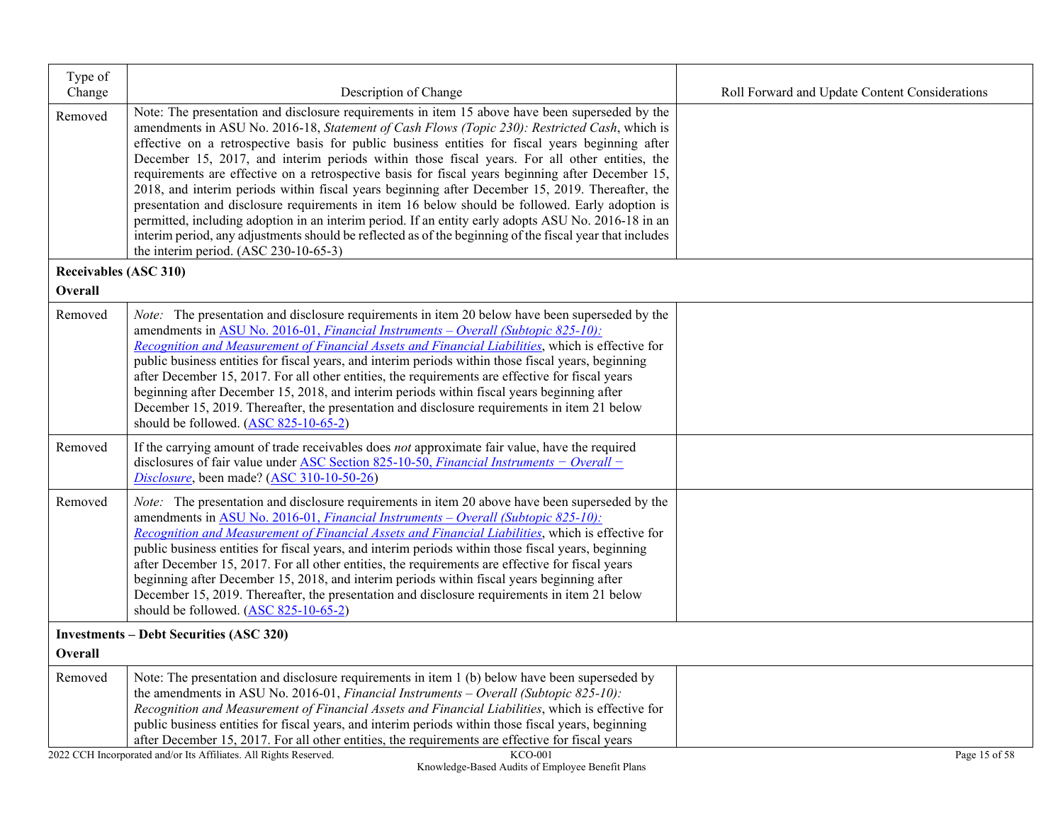| Type of Change | Description of Change | Roll Forward and Update Content Considerations |
|---|---|---|
| Removed | Note: The presentation and disclosure requirements in item 15 above have been superseded by the amendments in ASU No. 2016-18, *Statement of Cash Flows (Topic 230): Restricted Cash*, which is effective on a retrospective basis for public business entities for fiscal years beginning after December 15, 2017, and interim periods within those fiscal years. For all other entities, the requirements are effective on a retrospective basis for fiscal years beginning after December 15, 2018, and interim periods within fiscal years beginning after December 15, 2019. Thereafter, the presentation and disclosure requirements in item 16 below should be followed. Early adoption is permitted, including adoption in an interim period. If an entity early adopts ASU No. 2016-18 in an interim period, any adjustments should be reflected as of the beginning of the fiscal year that includes the interim period. (ASC 230-10-65-3) | |
| **Receivables (ASC 310)** | | |
| **Overall** | | |
| Removed | *Note:* The presentation and disclosure requirements in item 20 below have been superseded by the amendments in ASU No. 2016-01, *Financial Instruments – Overall (Subtopic 825-10): Recognition and Measurement of Financial Assets and Financial Liabilities*, which is effective for public business entities for fiscal years, and interim periods within those fiscal years, beginning after December 15, 2017. For all other entities, the requirements are effective for fiscal years beginning after December 15, 2018, and interim periods within fiscal years beginning after December 15, 2019. Thereafter, the presentation and disclosure requirements in item 21 below should be followed. (ASC 825-10-65-2) | |
| Removed | If the carrying amount of trade receivables does *not* approximate fair value, have the required disclosures of fair value under ASC Section 825-10-50, *Financial Instruments − Overall − Disclosure*, been made? (ASC 310-10-50-26) | |
| Removed | *Note:* The presentation and disclosure requirements in item 20 above have been superseded by the amendments in ASU No. 2016-01, *Financial Instruments – Overall (Subtopic 825-10): Recognition and Measurement of Financial Assets and Financial Liabilities*, which is effective for public business entities for fiscal years, and interim periods within those fiscal years, beginning after December 15, 2017. For all other entities, the requirements are effective for fiscal years beginning after December 15, 2018, and interim periods within fiscal years beginning after December 15, 2019. Thereafter, the presentation and disclosure requirements in item 21 below should be followed. (ASC 825-10-65-2) | |
| **Investments – Debt Securities (ASC 320)** | | |
| **Overall** | | |
| Removed | Note: The presentation and disclosure requirements in item 1 (b) below have been superseded by the amendments in ASU No. 2016-01, *Financial Instruments – Overall (Subtopic 825-10): Recognition and Measurement of Financial Assets and Financial Liabilities*, which is effective for public business entities for fiscal years, and interim periods within those fiscal years, beginning after December 15, 2017. For all other entities, the requirements are effective for fiscal years | |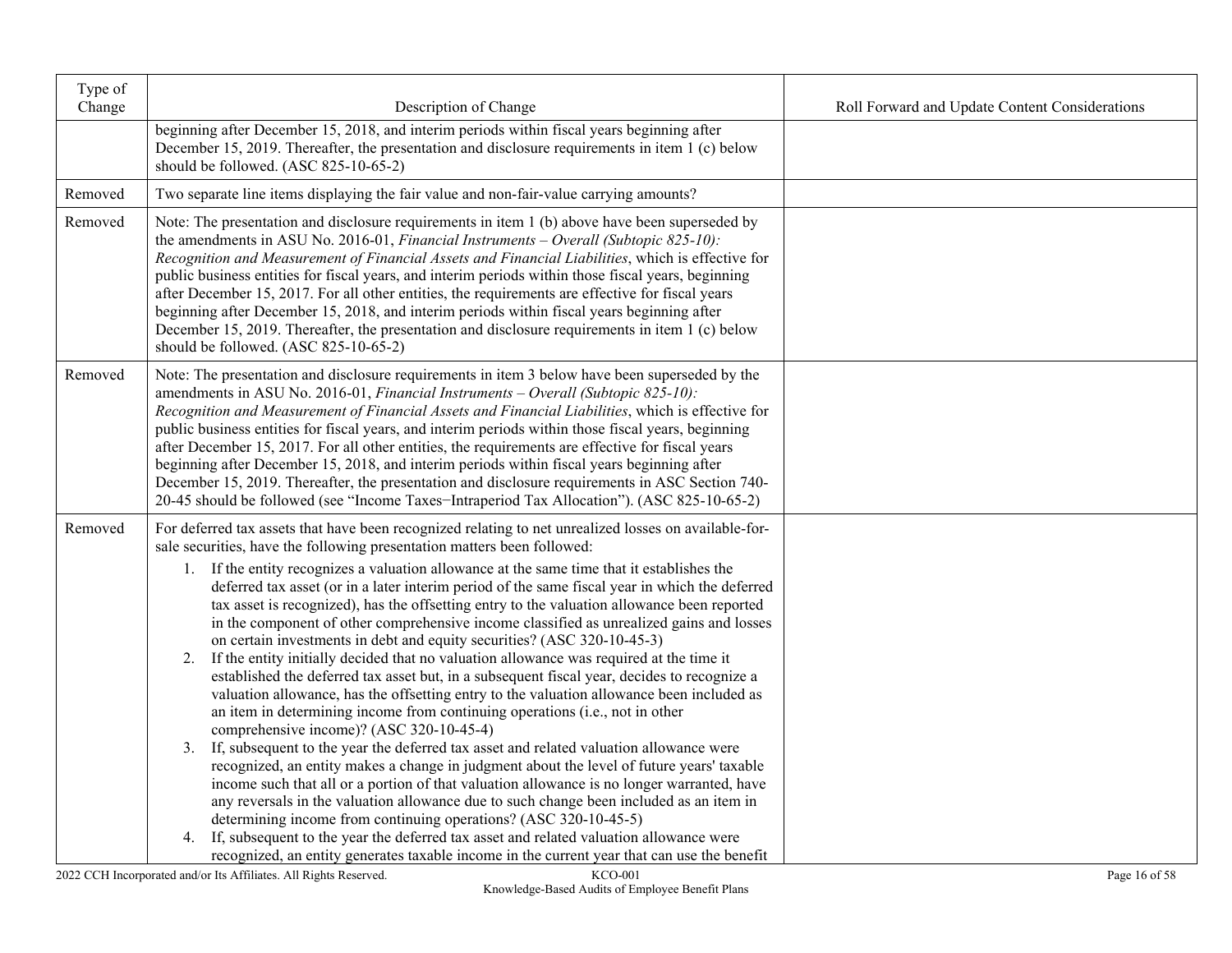| Type of Change | Description of Change | Roll Forward and Update Content Considerations |
|---|---|---|
| | beginning after December 15, 2018, and interim periods within fiscal years beginning after December 15, 2019. Thereafter, the presentation and disclosure requirements in item 1 (c) below should be followed. (ASC 825-10-65-2) | |
| Removed | Two separate line items displaying the fair value and non-fair-value carrying amounts? | |
| Removed | Note: The presentation and disclosure requirements in item 1 (b) above have been superseded by the amendments in ASU No. 2016-01, *Financial Instruments – Overall (Subtopic 825-10): Recognition and Measurement of Financial Assets and Financial Liabilities*, which is effective for public business entities for fiscal years, and interim periods within those fiscal years, beginning after December 15, 2017. For all other entities, the requirements are effective for fiscal years beginning after December 15, 2018, and interim periods within fiscal years beginning after December 15, 2019. Thereafter, the presentation and disclosure requirements in item 1 (c) below should be followed. (ASC 825-10-65-2) | |
| Removed | Note: The presentation and disclosure requirements in item 3 below have been superseded by the amendments in ASU No. 2016-01, *Financial Instruments – Overall (Subtopic 825-10): Recognition and Measurement of Financial Assets and Financial Liabilities*, which is effective for public business entities for fiscal years, and interim periods within those fiscal years, beginning after December 15, 2017. For all other entities, the requirements are effective for fiscal years beginning after December 15, 2018, and interim periods within fiscal years beginning after December 15, 2019. Thereafter, the presentation and disclosure requirements in ASC Section 740-20-45 should be followed (see "Income Taxes−Intraperiod Tax Allocation"). (ASC 825-10-65-2) | |
| Removed | For deferred tax assets that have been recognized relating to net unrealized losses on available-for-sale securities, have the following presentation matters been followed:<br>1. If the entity recognizes a valuation allowance at the same time that it establishes the deferred tax asset (or in a later interim period of the same fiscal year in which the deferred tax asset is recognized), has the offsetting entry to the valuation allowance been reported in the component of other comprehensive income classified as unrealized gains and losses on certain investments in debt and equity securities? (ASC 320-10-45-3)<br>2. If the entity initially decided that no valuation allowance was required at the time it established the deferred tax asset but, in a subsequent fiscal year, decides to recognize a valuation allowance, has the offsetting entry to the valuation allowance been included as an item in determining income from continuing operations (i.e., not in other comprehensive income)? (ASC 320-10-45-4)<br>3. If, subsequent to the year the deferred tax asset and related valuation allowance were recognized, an entity makes a change in judgment about the level of future years' taxable income such that all or a portion of that valuation allowance is no longer warranted, have any reversals in the valuation allowance due to such change been included as an item in determining income from continuing operations? (ASC 320-10-45-5)<br>4. If, subsequent to the year the deferred tax asset and related valuation allowance were recognized, an entity generates taxable income in the current year that can use the benefit | |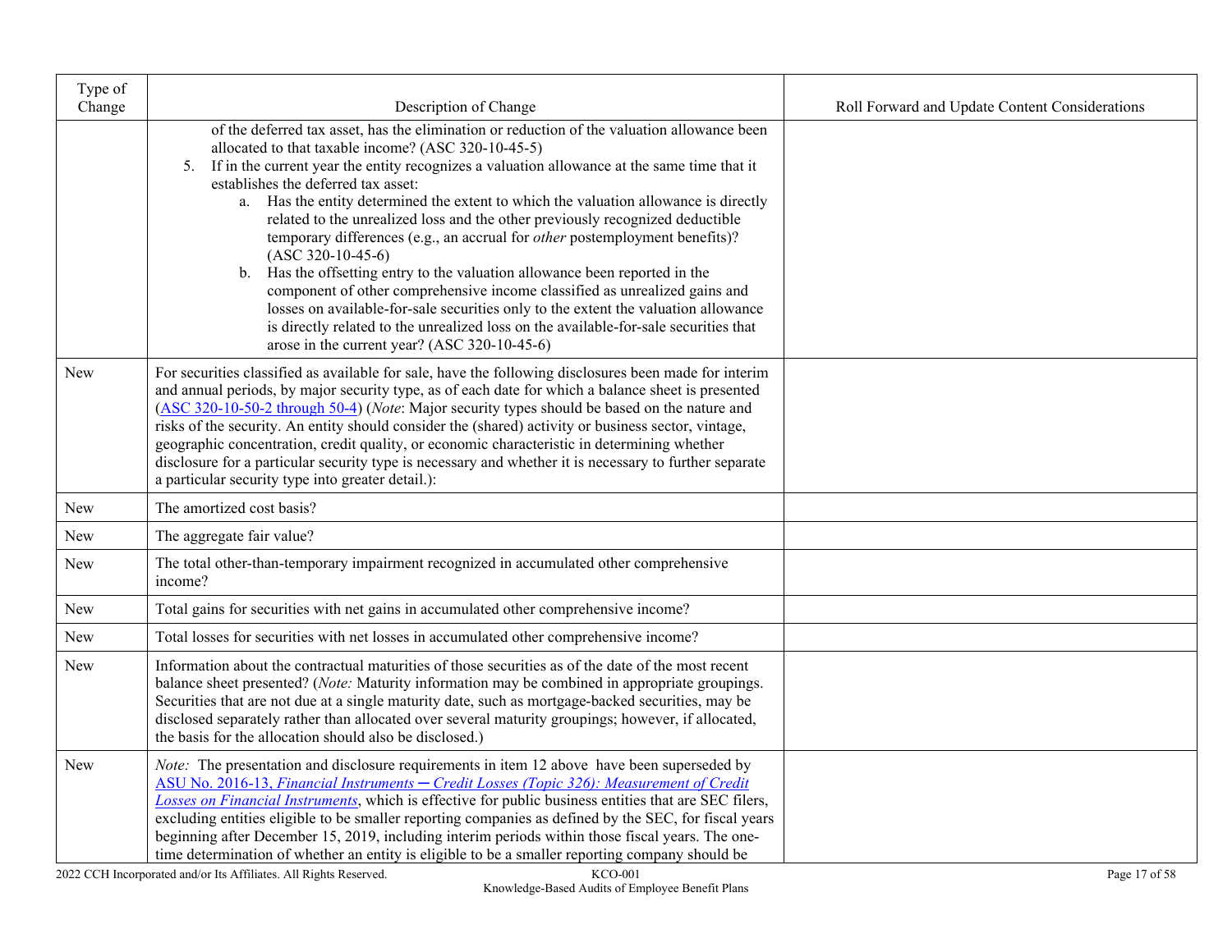| Type of Change | Description of Change | Roll Forward and Update Content Considerations |
|---|---|---|
| | of the deferred tax asset, has the elimination or reduction of the valuation allowance been allocated to that taxable income? (ASC 320-10-45-5)<br>5. If in the current year the entity recognizes a valuation allowance at the same time that it establishes the deferred tax asset:<br>a. Has the entity determined the extent to which the valuation allowance is directly related to the unrealized loss and the other previously recognized deductible temporary differences (e.g., an accrual for *other* postemployment benefits)? (ASC 320-10-45-6)<br>b. Has the offsetting entry to the valuation allowance been reported in the component of other comprehensive income classified as unrealized gains and losses on available-for-sale securities only to the extent the valuation allowance is directly related to the unrealized loss on the available-for-sale securities that arose in the current year? (ASC 320-10-45-6) | |
| New | For securities classified as available for sale, have the following disclosures been made for interim and annual periods, by major security type, as of each date for which a balance sheet is presented (ASC 320-10-50-2 through 50-4) (*Note*: Major security types should be based on the nature and risks of the security. An entity should consider the (shared) activity or business sector, vintage, geographic concentration, credit quality, or economic characteristic in determining whether disclosure for a particular security type is necessary and whether it is necessary to further separate a particular security type into greater detail.): | |
| New | The amortized cost basis? | |
| New | The aggregate fair value? | |
| New | The total other-than-temporary impairment recognized in accumulated other comprehensive income? | |
| New | Total gains for securities with net gains in accumulated other comprehensive income? | |
| New | Total losses for securities with net losses in accumulated other comprehensive income? | |
| New | Information about the contractual maturities of those securities as of the date of the most recent balance sheet presented? (*Note:* Maturity information may be combined in appropriate groupings. Securities that are not due at a single maturity date, such as mortgage-backed securities, may be disclosed separately rather than allocated over several maturity groupings; however, if allocated, the basis for the allocation should also be disclosed.) | |
| New | *Note:* The presentation and disclosure requirements in item 12 above have been superseded by ASU No. 2016-13, *Financial Instruments ─ Credit Losses (Topic 326): Measurement of Credit Losses on Financial Instruments*, which is effective for public business entities that are SEC filers, excluding entities eligible to be smaller reporting companies as defined by the SEC, for fiscal years beginning after December 15, 2019, including interim periods within those fiscal years. The one-time determination of whether an entity is eligible to be a smaller reporting company should be | |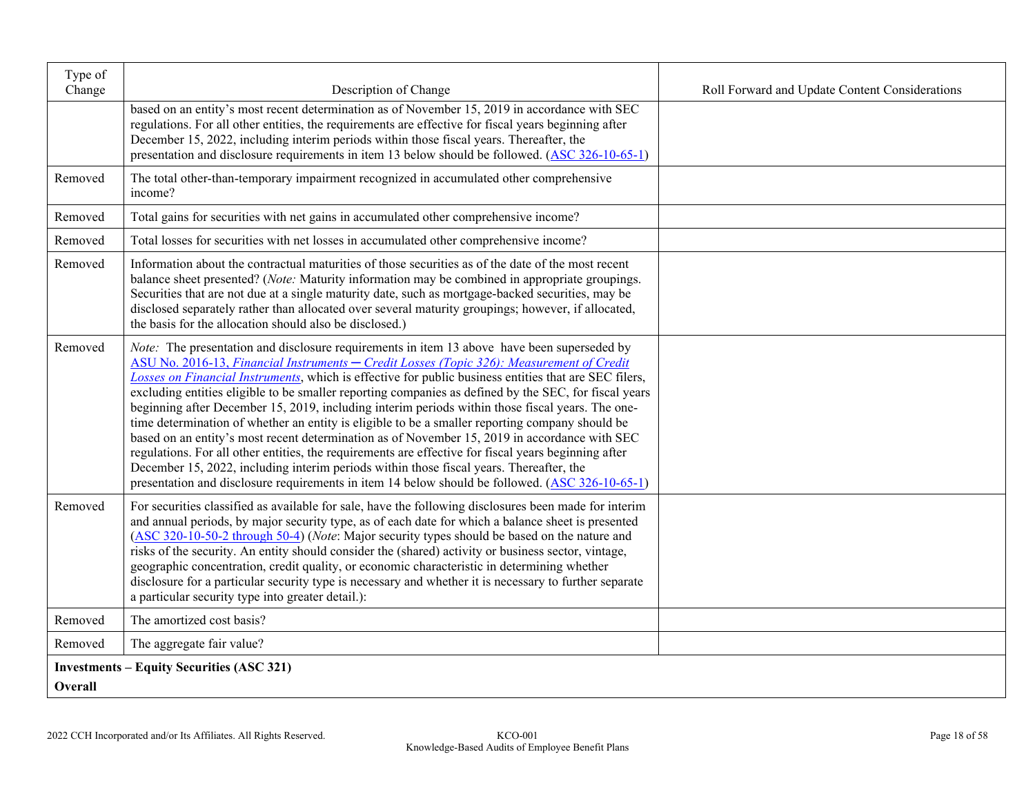| Type of Change | Description of Change | Roll Forward and Update Content Considerations |
|---|---|---|
| | based on an entity's most recent determination as of November 15, 2019 in accordance with SEC regulations. For all other entities, the requirements are effective for fiscal years beginning after December 15, 2022, including interim periods within those fiscal years. Thereafter, the presentation and disclosure requirements in item 13 below should be followed. (ASC 326-10-65-1) | |
| Removed | The total other-than-temporary impairment recognized in accumulated other comprehensive income? | |
| Removed | Total gains for securities with net gains in accumulated other comprehensive income? | |
| Removed | Total losses for securities with net losses in accumulated other comprehensive income? | |
| Removed | Information about the contractual maturities of those securities as of the date of the most recent balance sheet presented? (*Note:* Maturity information may be combined in appropriate groupings. Securities that are not due at a single maturity date, such as mortgage-backed securities, may be disclosed separately rather than allocated over several maturity groupings; however, if allocated, the basis for the allocation should also be disclosed.) | |
| Removed | *Note:* The presentation and disclosure requirements in item 13 above have been superseded by ASU No. 2016-13, *Financial Instruments — Credit Losses (Topic 326): Measurement of Credit Losses on Financial Instruments*, which is effective for public business entities that are SEC filers, excluding entities eligible to be smaller reporting companies as defined by the SEC, for fiscal years beginning after December 15, 2019, including interim periods within those fiscal years. The one-time determination of whether an entity is eligible to be a smaller reporting company should be based on an entity's most recent determination as of November 15, 2019 in accordance with SEC regulations. For all other entities, the requirements are effective for fiscal years beginning after December 15, 2022, including interim periods within those fiscal years. Thereafter, the presentation and disclosure requirements in item 14 below should be followed. (ASC 326-10-65-1) | |
| Removed | For securities classified as available for sale, have the following disclosures been made for interim and annual periods, by major security type, as of each date for which a balance sheet is presented (ASC 320-10-50-2 through 50-4) (*Note*: Major security types should be based on the nature and risks of the security. An entity should consider the (shared) activity or business sector, vintage, geographic concentration, credit quality, or economic characteristic in determining whether disclosure for a particular security type is necessary and whether it is necessary to further separate a particular security type into greater detail.): | |
| Removed | The amortized cost basis? | |
| Removed | The aggregate fair value? | |
| **Investments – Equity Securities (ASC 321)** | | |
| **Overall** | | |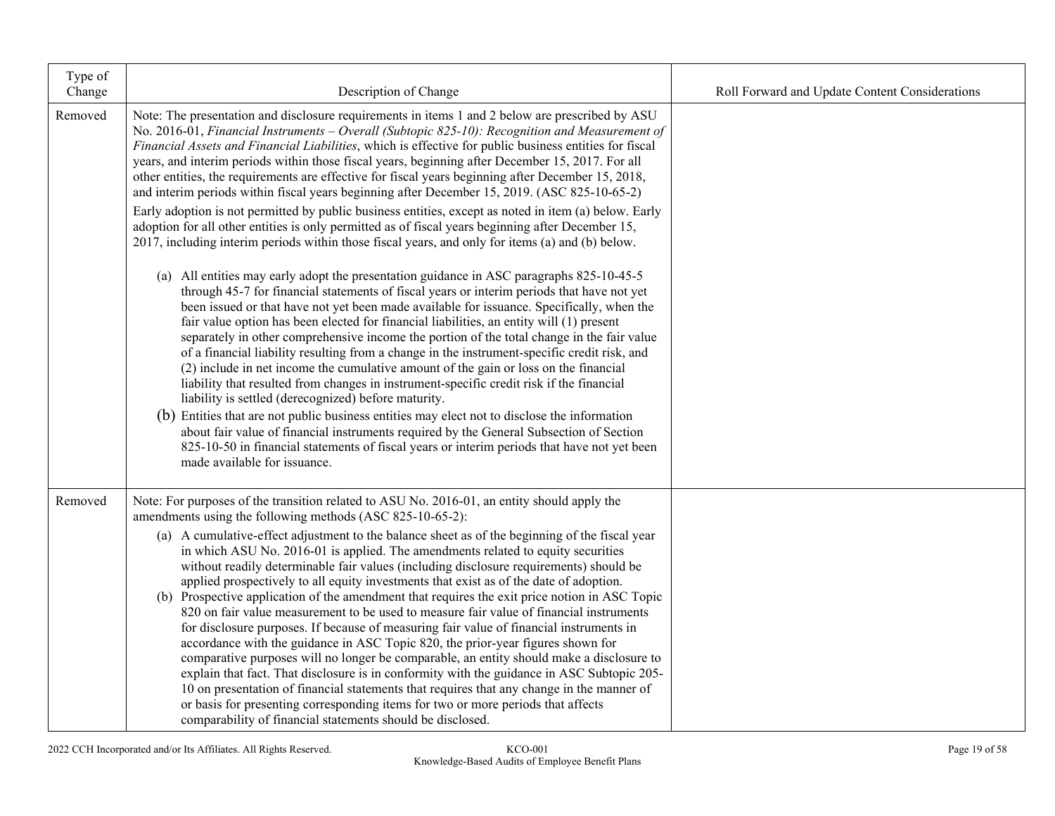| Type of Change | Description of Change | Roll Forward and Update Content Considerations |
|---|---|---|
| Removed | Note: The presentation and disclosure requirements in items 1 and 2 below are prescribed by ASU No. 2016-01, *Financial Instruments – Overall (Subtopic 825-10): Recognition and Measurement of Financial Assets and Financial Liabilities*, which is effective for public business entities for fiscal years, and interim periods within those fiscal years, beginning after December 15, 2017. For all other entities, the requirements are effective for fiscal years beginning after December 15, 2018, and interim periods within fiscal years beginning after December 15, 2019. (ASC 825-10-65-2)<br>Early adoption is not permitted by public business entities, except as noted in item (a) below. Early adoption for all other entities is only permitted as of fiscal years beginning after December 15, 2017, including interim periods within those fiscal years, and only for items (a) and (b) below.<br>(a) All entities may early adopt the presentation guidance in ASC paragraphs 825-10-45-5 through 45-7 for financial statements of fiscal years or interim periods that have not yet been issued or that have not yet been made available for issuance. Specifically, when the fair value option has been elected for financial liabilities, an entity will (1) present separately in other comprehensive income the portion of the total change in the fair value of a financial liability resulting from a change in the instrument-specific credit risk, and (2) include in net income the cumulative amount of the gain or loss on the financial liability that resulted from changes in instrument-specific credit risk if the financial liability is settled (derecognized) before maturity.<br>(b) Entities that are not public business entities may elect not to disclose the information about fair value of financial instruments required by the General Subsection of Section 825-10-50 in financial statements of fiscal years or interim periods that have not yet been made available for issuance. | |
| Removed | Note: For purposes of the transition related to ASU No. 2016-01, an entity should apply the amendments using the following methods (ASC 825-10-65-2):<br>(a) A cumulative-effect adjustment to the balance sheet as of the beginning of the fiscal year in which ASU No. 2016-01 is applied. The amendments related to equity securities without readily determinable fair values (including disclosure requirements) should be applied prospectively to all equity investments that exist as of the date of adoption.<br>(b) Prospective application of the amendment that requires the exit price notion in ASC Topic 820 on fair value measurement to be used to measure fair value of financial instruments for disclosure purposes. If because of measuring fair value of financial instruments in accordance with the guidance in ASC Topic 820, the prior-year figures shown for comparative purposes will no longer be comparable, an entity should make a disclosure to explain that fact. That disclosure is in conformity with the guidance in ASC Subtopic 205-10 on presentation of financial statements that requires that any change in the manner of or basis for presenting corresponding items for two or more periods that affects comparability of financial statements should be disclosed. | |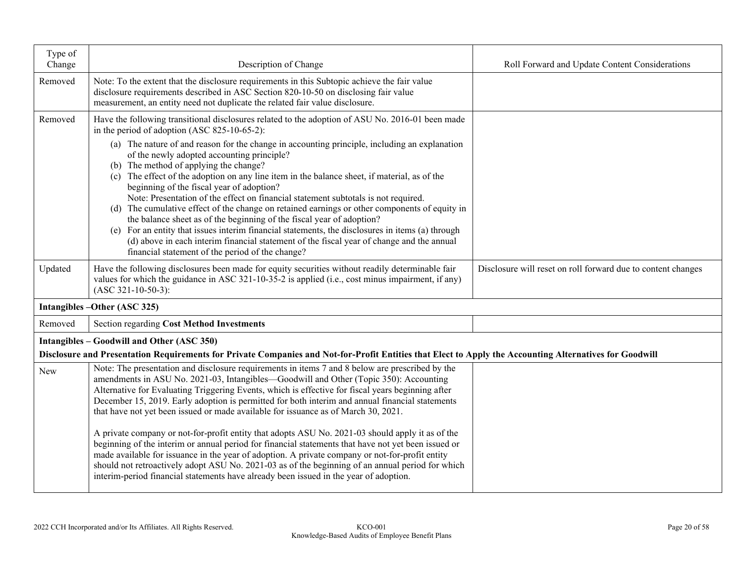| Type of Change | Description of Change | Roll Forward and Update Content Considerations |
|---|---|---|
| Removed | Note: To the extent that the disclosure requirements in this Subtopic achieve the fair value disclosure requirements described in ASC Section 820-10-50 on disclosing fair value measurement, an entity need not duplicate the related fair value disclosure. | |
| Removed | Have the following transitional disclosures related to the adoption of ASU No. 2016-01 been made in the period of adoption (ASC 825-10-65-2):<br>(a) The nature of and reason for the change in accounting principle, including an explanation of the newly adopted accounting principle?<br>(b) The method of applying the change?<br>(c) The effect of the adoption on any line item in the balance sheet, if material, as of the beginning of the fiscal year of adoption?<br>Note: Presentation of the effect on financial statement subtotals is not required.<br>(d) The cumulative effect of the change on retained earnings or other components of equity in the balance sheet as of the beginning of the fiscal year of adoption?<br>(e) For an entity that issues interim financial statements, the disclosures in items (a) through (d) above in each interim financial statement of the fiscal year of change and the annual financial statement of the period of the change? | |
| Updated | Have the following disclosures been made for equity securities without readily determinable fair values for which the guidance in ASC 321-10-35-2 is applied (i.e., cost minus impairment, if any) (ASC 321-10-50-3): | Disclosure will reset on roll forward due to content changes |
| **Intangibles –Other (ASC 325)** | | |
| Removed | Section regarding **Cost Method Investments** | |
| **Intangibles – Goodwill and Other (ASC 350)**<br>**Disclosure and Presentation Requirements for Private Companies and Not-for-Profit Entities that Elect to Apply the Accounting Alternatives for Goodwill** | | |
| New | Note: The presentation and disclosure requirements in items 7 and 8 below are prescribed by the amendments in ASU No. 2021-03, Intangibles—Goodwill and Other (Topic 350): Accounting Alternative for Evaluating Triggering Events, which is effective for fiscal years beginning after December 15, 2019. Early adoption is permitted for both interim and annual financial statements that have not yet been issued or made available for issuance as of March 30, 2021.<br><br>A private company or not-for-profit entity that adopts ASU No. 2021-03 should apply it as of the beginning of the interim or annual period for financial statements that have not yet been issued or made available for issuance in the year of adoption. A private company or not-for-profit entity should not retroactively adopt ASU No. 2021-03 as of the beginning of an annual period for which interim-period financial statements have already been issued in the year of adoption. | |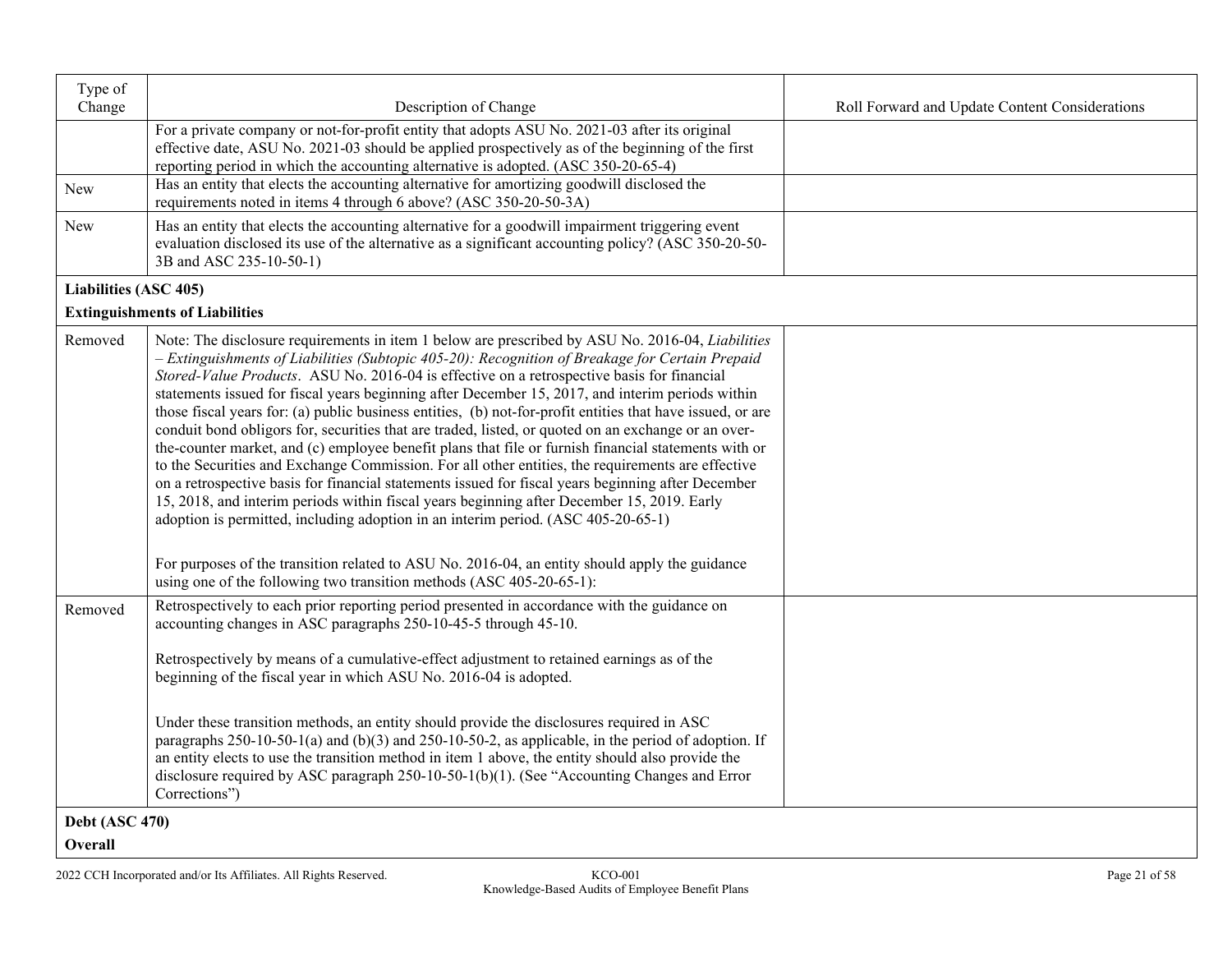| Type of Change | Description of Change | Roll Forward and Update Content Considerations |
| --- | --- | --- |
| | For a private company or not-for-profit entity that adopts ASU No. 2021-03 after its original effective date, ASU No. 2021-03 should be applied prospectively as of the beginning of the first reporting period in which the accounting alternative is adopted. (ASC 350-20-65-4) | |
| New | Has an entity that elects the accounting alternative for amortizing goodwill disclosed the requirements noted in items 4 through 6 above? (ASC 350-20-50-3A) | |
| New | Has an entity that elects the accounting alternative for a goodwill impairment triggering event evaluation disclosed its use of the alternative as a significant accounting policy? (ASC 350-20-50-3B and ASC 235-10-50-1) | |
| **Liabilities (ASC 405)**<br><br>**Extinguishments of Liabilities** | | |
| Removed | Note: The disclosure requirements in item 1 below are prescribed by ASU No. 2016-04, *Liabilities – Extinguishments of Liabilities (Subtopic 405-20): Recognition of Breakage for Certain Prepaid Stored-Value Products*. ASU No. 2016-04 is effective on a retrospective basis for financial statements issued for fiscal years beginning after December 15, 2017, and interim periods within those fiscal years for: (a) public business entities, (b) not-for-profit entities that have issued, or are conduit bond obligors for, securities that are traded, listed, or quoted on an exchange or an over-the-counter market, and (c) employee benefit plans that file or furnish financial statements with or to the Securities and Exchange Commission. For all other entities, the requirements are effective on a retrospective basis for financial statements issued for fiscal years beginning after December 15, 2018, and interim periods within fiscal years beginning after December 15, 2019. Early adoption is permitted, including adoption in an interim period. (ASC 405-20-65-1)<br><br>For purposes of the transition related to ASU No. 2016-04, an entity should apply the guidance using one of the following two transition methods (ASC 405-20-65-1): | |
| Removed | Retrospectively to each prior reporting period presented in accordance with the guidance on accounting changes in ASC paragraphs 250-10-45-5 through 45-10.<br><br>Retrospectively by means of a cumulative-effect adjustment to retained earnings as of the beginning of the fiscal year in which ASU No. 2016-04 is adopted.<br><br>Under these transition methods, an entity should provide the disclosures required in ASC paragraphs 250-10-50-1(a) and (b)(3) and 250-10-50-2, as applicable, in the period of adoption. If an entity elects to use the transition method in item 1 above, the entity should also provide the disclosure required by ASC paragraph 250-10-50-1(b)(1). (See "Accounting Changes and Error Corrections") | |
| **Debt (ASC 470)**<br><br>**Overall** | | |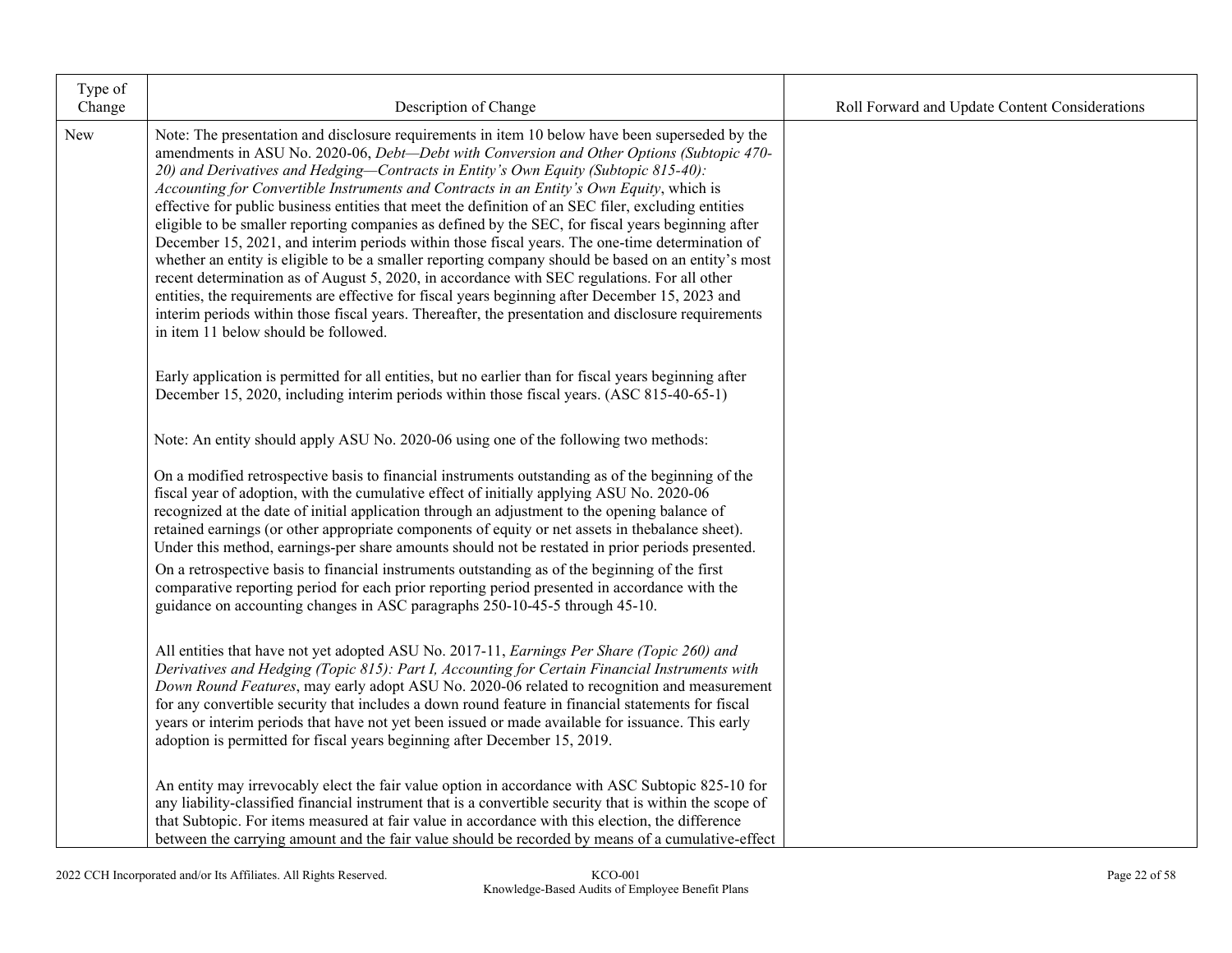| Type of Change | Description of Change | Roll Forward and Update Content Considerations |
|---|---|---|
| New | Note: The presentation and disclosure requirements in item 10 below have been superseded by the amendments in ASU No. 2020-06, *Debt—Debt with Conversion and Other Options (Subtopic 470-20) and Derivatives and Hedging—Contracts in Entity's Own Equity (Subtopic 815-40): Accounting for Convertible Instruments and Contracts in an Entity's Own Equity*, which is effective for public business entities that meet the definition of an SEC filer, excluding entities eligible to be smaller reporting companies as defined by the SEC, for fiscal years beginning after December 15, 2021, and interim periods within those fiscal years. The one-time determination of whether an entity is eligible to be a smaller reporting company should be based on an entity's most recent determination as of August 5, 2020, in accordance with SEC regulations. For all other entities, the requirements are effective for fiscal years beginning after December 15, 2023 and interim periods within those fiscal years. Thereafter, the presentation and disclosure requirements in item 11 below should be followed.<br><br>Early application is permitted for all entities, but no earlier than for fiscal years beginning after December 15, 2020, including interim periods within those fiscal years. (ASC 815-40-65-1)<br><br>Note: An entity should apply ASU No. 2020-06 using one of the following two methods:<br><br>On a modified retrospective basis to financial instruments outstanding as of the beginning of the fiscal year of adoption, with the cumulative effect of initially applying ASU No. 2020-06 recognized at the date of initial application through an adjustment to the opening balance of retained earnings (or other appropriate components of equity or net assets in thebalance sheet). Under this method, earnings-per share amounts should not be restated in prior periods presented.<br>On a retrospective basis to financial instruments outstanding as of the beginning of the first comparative reporting period for each prior reporting period presented in accordance with the guidance on accounting changes in ASC paragraphs 250-10-45-5 through 45-10.<br><br>All entities that have not yet adopted ASU No. 2017-11, *Earnings Per Share (Topic 260) and Derivatives and Hedging (Topic 815): Part I, Accounting for Certain Financial Instruments with Down Round Features*, may early adopt ASU No. 2020-06 related to recognition and measurement for any convertible security that includes a down round feature in financial statements for fiscal years or interim periods that have not yet been issued or made available for issuance. This early adoption is permitted for fiscal years beginning after December 15, 2019.<br><br>An entity may irrevocably elect the fair value option in accordance with ASC Subtopic 825-10 for any liability-classified financial instrument that is a convertible security that is within the scope of that Subtopic. For items measured at fair value in accordance with this election, the difference between the carrying amount and the fair value should be recorded by means of a cumulative-effect | |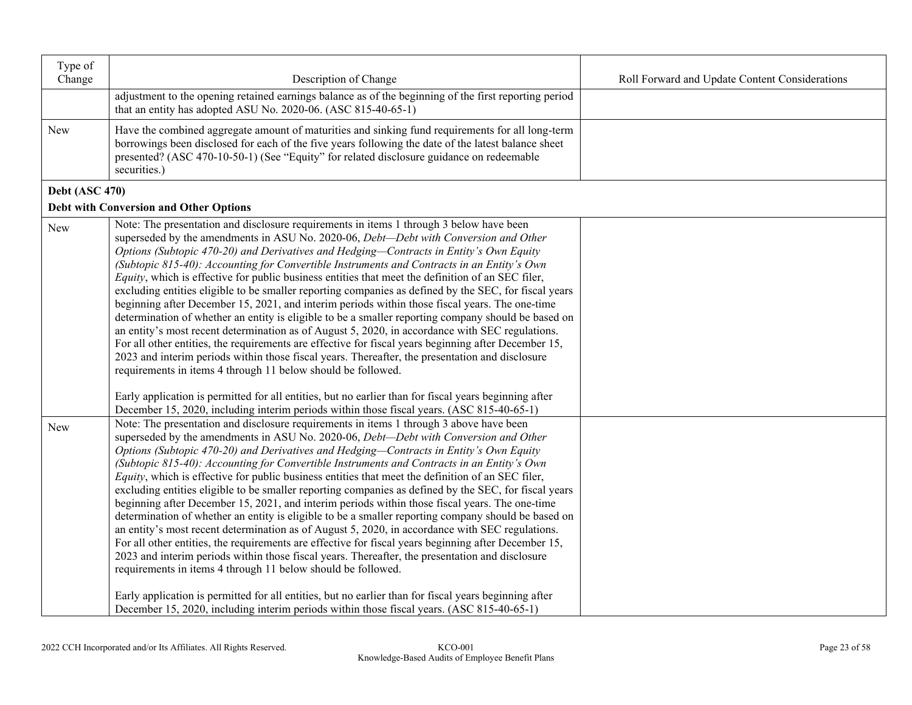| Type of Change | Description of Change | Roll Forward and Update Content Considerations |
|---|---|---|
| | adjustment to the opening retained earnings balance as of the beginning of the first reporting period that an entity has adopted ASU No. 2020-06. (ASC 815-40-65-1) | |
| New | Have the combined aggregate amount of maturities and sinking fund requirements for all long-term borrowings been disclosed for each of the five years following the date of the latest balance sheet presented? (ASC 470-10-50-1) (See "Equity" for related disclosure guidance on redeemable securities.) | |
| **Debt (ASC 470)**<br><br>**Debt with Conversion and Other Options** | | |
| New | Note: The presentation and disclosure requirements in items 1 through 3 below have been superseded by the amendments in ASU No. 2020-06, *Debt—Debt with Conversion and Other Options (Subtopic 470-20) and Derivatives and Hedging—Contracts in Entity's Own Equity (Subtopic 815-40): Accounting for Convertible Instruments and Contracts in an Entity's Own Equity*, which is effective for public business entities that meet the definition of an SEC filer, excluding entities eligible to be smaller reporting companies as defined by the SEC, for fiscal years beginning after December 15, 2021, and interim periods within those fiscal years. The one-time determination of whether an entity is eligible to be a smaller reporting company should be based on an entity's most recent determination as of August 5, 2020, in accordance with SEC regulations. For all other entities, the requirements are effective for fiscal years beginning after December 15, 2023 and interim periods within those fiscal years. Thereafter, the presentation and disclosure requirements in items 4 through 11 below should be followed.<br><br>Early application is permitted for all entities, but no earlier than for fiscal years beginning after December 15, 2020, including interim periods within those fiscal years. (ASC 815-40-65-1) | |
| New | Note: The presentation and disclosure requirements in items 1 through 3 above have been superseded by the amendments in ASU No. 2020-06, *Debt—Debt with Conversion and Other Options (Subtopic 470-20) and Derivatives and Hedging—Contracts in Entity's Own Equity (Subtopic 815-40): Accounting for Convertible Instruments and Contracts in an Entity's Own Equity*, which is effective for public business entities that meet the definition of an SEC filer, excluding entities eligible to be smaller reporting companies as defined by the SEC, for fiscal years beginning after December 15, 2021, and interim periods within those fiscal years. The one-time determination of whether an entity is eligible to be a smaller reporting company should be based on an entity's most recent determination as of August 5, 2020, in accordance with SEC regulations. For all other entities, the requirements are effective for fiscal years beginning after December 15, 2023 and interim periods within those fiscal years. Thereafter, the presentation and disclosure requirements in items 4 through 11 below should be followed.<br><br>Early application is permitted for all entities, but no earlier than for fiscal years beginning after December 15, 2020, including interim periods within those fiscal years. (ASC 815-40-65-1) | |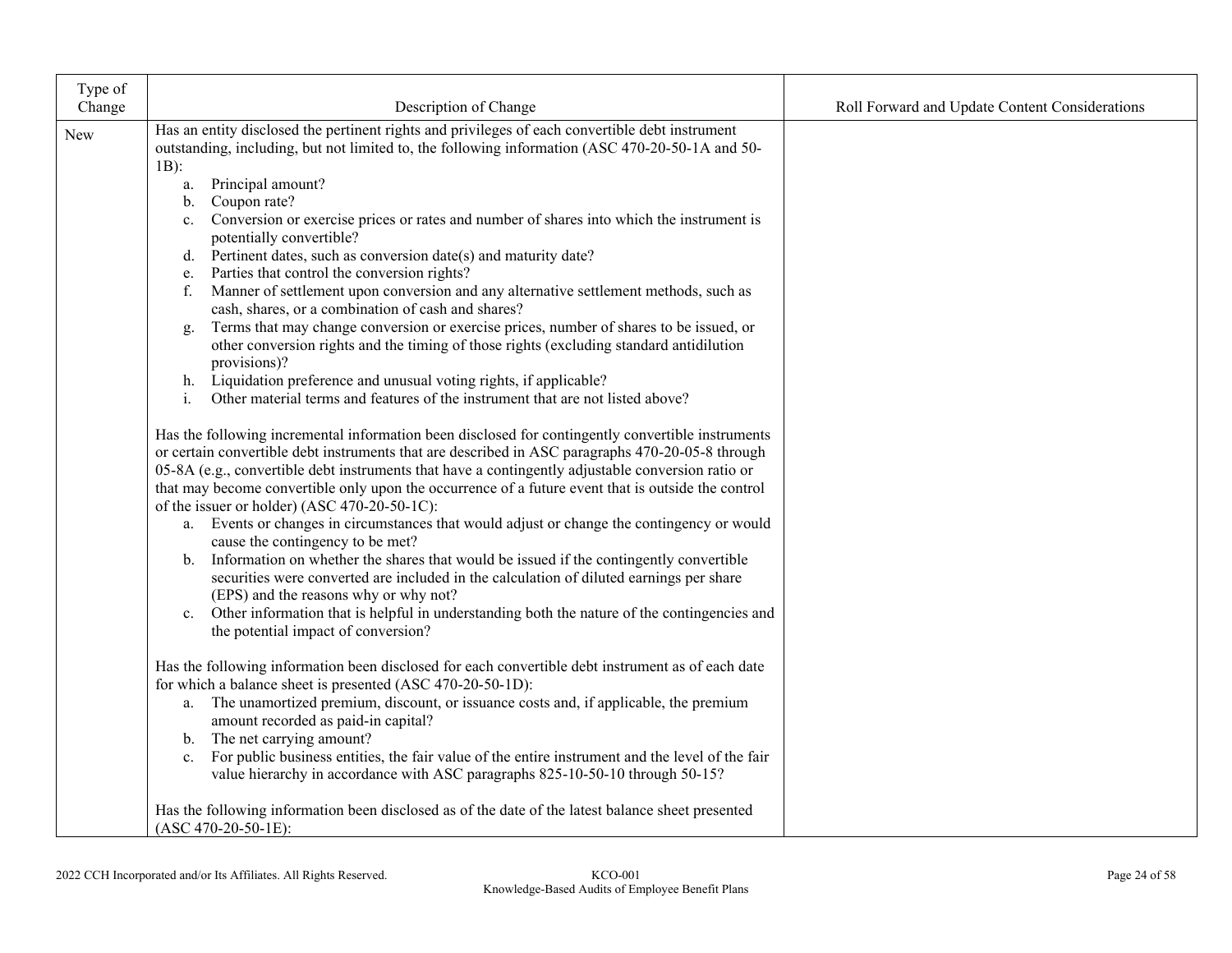| Type of Change | Description of Change | Roll Forward and Update Content Considerations |
|---|---|---|
| New | Has an entity disclosed the pertinent rights and privileges of each convertible debt instrument outstanding, including, but not limited to, the following information (ASC 470-20-50-1A and 50-1B):<br>a. Principal amount?<br>b. Coupon rate?<br>c. Conversion or exercise prices or rates and number of shares into which the instrument is potentially convertible?<br>d. Pertinent dates, such as conversion date(s) and maturity date?<br>e. Parties that control the conversion rights?<br>f. Manner of settlement upon conversion and any alternative settlement methods, such as cash, shares, or a combination of cash and shares?<br>g. Terms that may change conversion or exercise prices, number of shares to be issued, or other conversion rights and the timing of those rights (excluding standard antidilution provisions)?<br>h. Liquidation preference and unusual voting rights, if applicable?<br>i. Other material terms and features of the instrument that are not listed above?<br><br>Has the following incremental information been disclosed for contingently convertible instruments or certain convertible debt instruments that are described in ASC paragraphs 470-20-05-8 through 05-8A (e.g., convertible debt instruments that have a contingently adjustable conversion ratio or that may become convertible only upon the occurrence of a future event that is outside the control of the issuer or holder) (ASC 470-20-50-1C):<br>a. Events or changes in circumstances that would adjust or change the contingency or would cause the contingency to be met?<br>b. Information on whether the shares that would be issued if the contingently convertible securities were converted are included in the calculation of diluted earnings per share (EPS) and the reasons why or why not?<br>c. Other information that is helpful in understanding both the nature of the contingencies and the potential impact of conversion?<br><br>Has the following information been disclosed for each convertible debt instrument as of each date for which a balance sheet is presented (ASC 470-20-50-1D):<br>a. The unamortized premium, discount, or issuance costs and, if applicable, the premium amount recorded as paid-in capital?<br>b. The net carrying amount?<br>c. For public business entities, the fair value of the entire instrument and the level of the fair value hierarchy in accordance with ASC paragraphs 825-10-50-10 through 50-15?<br><br>Has the following information been disclosed as of the date of the latest balance sheet presented (ASC 470-20-50-1E): | |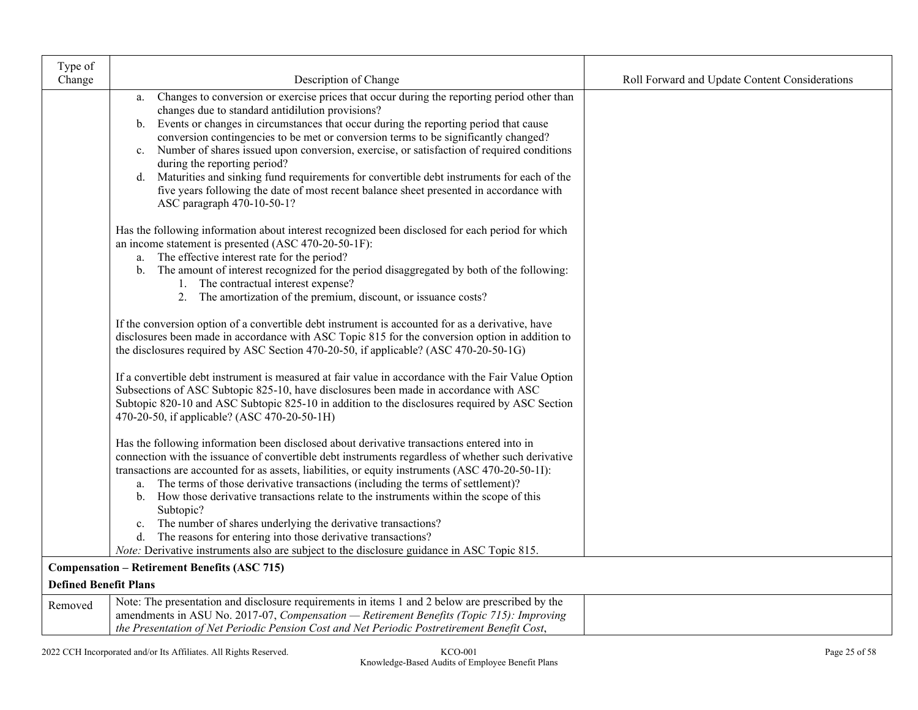| Type of Change | Description of Change | Roll Forward and Update Content Considerations |
|---|---|---|
| | a. Changes to conversion or exercise prices that occur during the reporting period other than changes due to standard antidilution provisions?<br>b. Events or changes in circumstances that occur during the reporting period that cause conversion contingencies to be met or conversion terms to be significantly changed?<br>c. Number of shares issued upon conversion, exercise, or satisfaction of required conditions during the reporting period?<br>d. Maturities and sinking fund requirements for convertible debt instruments for each of the five years following the date of most recent balance sheet presented in accordance with ASC paragraph 470-10-50-1?<br><br>Has the following information about interest recognized been disclosed for each period for which an income statement is presented (ASC 470-20-50-1F):<br>a. The effective interest rate for the period?<br>b. The amount of interest recognized for the period disaggregated by both of the following:<br>1. The contractual interest expense?<br>2. The amortization of the premium, discount, or issuance costs?<br><br>If the conversion option of a convertible debt instrument is accounted for as a derivative, have disclosures been made in accordance with ASC Topic 815 for the conversion option in addition to the disclosures required by ASC Section 470-20-50, if applicable? (ASC 470-20-50-1G)<br><br>If a convertible debt instrument is measured at fair value in accordance with the Fair Value Option Subsections of ASC Subtopic 825-10, have disclosures been made in accordance with ASC Subtopic 820-10 and ASC Subtopic 825-10 in addition to the disclosures required by ASC Section 470-20-50, if applicable? (ASC 470-20-50-1H)<br><br>Has the following information been disclosed about derivative transactions entered into in connection with the issuance of convertible debt instruments regardless of whether such derivative transactions are accounted for as assets, liabilities, or equity instruments (ASC 470-20-50-1I):<br>a. The terms of those derivative transactions (including the terms of settlement)?<br>b. How those derivative transactions relate to the instruments within the scope of this Subtopic?<br>c. The number of shares underlying the derivative transactions?<br>d. The reasons for entering into those derivative transactions?<br>*Note:* Derivative instruments also are subject to the disclosure guidance in ASC Topic 815. | |
| **Compensation – Retirement Benefits (ASC 715)**<br><br>**Defined Benefit Plans** | | |
| Removed | Note: The presentation and disclosure requirements in items 1 and 2 below are prescribed by the amendments in ASU No. 2017-07, *Compensation — Retirement Benefits (Topic 715): Improving the Presentation of Net Periodic Pension Cost and Net Periodic Postretirement Benefit Cost*, | |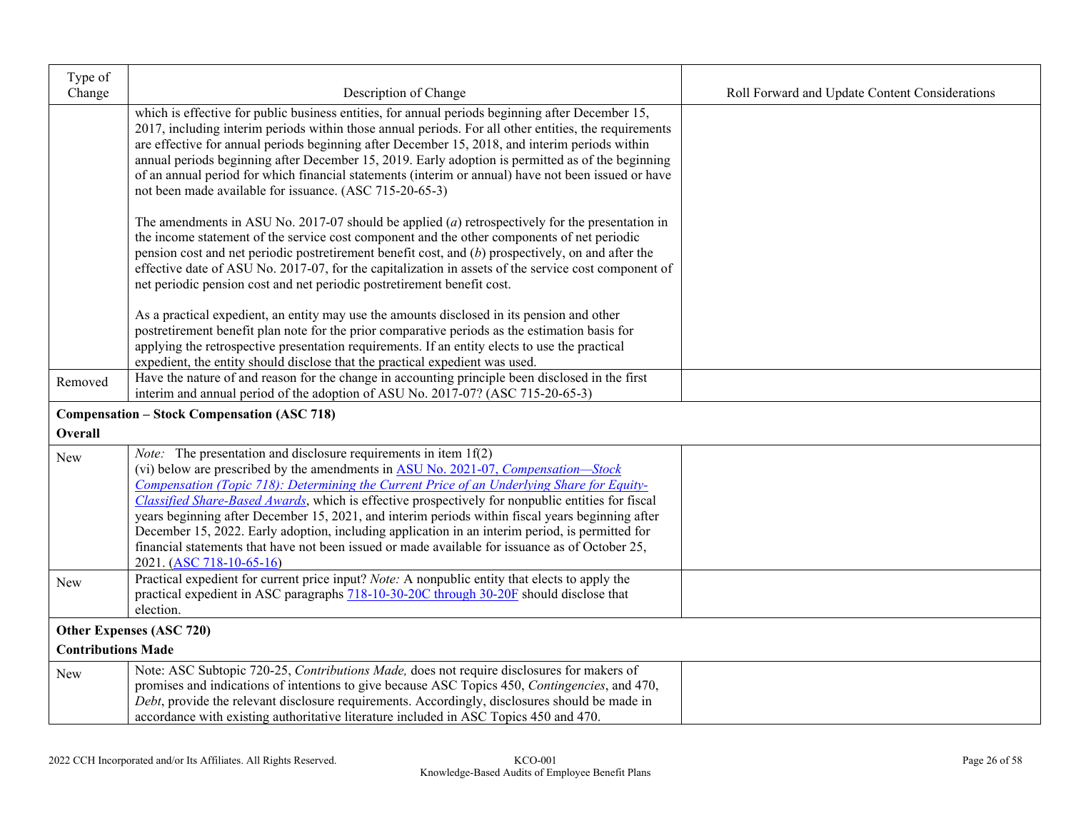| Type of Change | Description of Change | Roll Forward and Update Content Considerations |
|---|---|---|
| | which is effective for public business entities, for annual periods beginning after December 15, 2017, including interim periods within those annual periods. For all other entities, the requirements are effective for annual periods beginning after December 15, 2018, and interim periods within annual periods beginning after December 15, 2019. Early adoption is permitted as of the beginning of an annual period for which financial statements (interim or annual) have not been issued or have not been made available for issuance. (ASC 715-20-65-3)<br><br>The amendments in ASU No. 2017-07 should be applied (*a*) retrospectively for the presentation in the income statement of the service cost component and the other components of net periodic pension cost and net periodic postretirement benefit cost, and (*b*) prospectively, on and after the effective date of ASU No. 2017-07, for the capitalization in assets of the service cost component of net periodic pension cost and net periodic postretirement benefit cost.<br><br>As a practical expedient, an entity may use the amounts disclosed in its pension and other postretirement benefit plan note for the prior comparative periods as the estimation basis for applying the retrospective presentation requirements. If an entity elects to use the practical expedient, the entity should disclose that the practical expedient was used. | |
| Removed | Have the nature of and reason for the change in accounting principle been disclosed in the first interim and annual period of the adoption of ASU No. 2017-07? (ASC 715-20-65-3) | |
| **Compensation – Stock Compensation (ASC 718)**<br>**Overall** | | |
| New | *Note:* The presentation and disclosure requirements in item 1f(2) (vi) below are prescribed by the amendments in ASU No. 2021-07, *Compensation—Stock Compensation (Topic 718): Determining the Current Price of an Underlying Share for Equity-Classified Share-Based Awards*, which is effective prospectively for nonpublic entities for fiscal years beginning after December 15, 2021, and interim periods within fiscal years beginning after December 15, 2022. Early adoption, including application in an interim period, is permitted for financial statements that have not been issued or made available for issuance as of October 25, 2021. (ASC 718-10-65-16) | |
| New | Practical expedient for current price input? *Note:* A nonpublic entity that elects to apply the practical expedient in ASC paragraphs 718-10-30-20C through 30-20F should disclose that election. | |
| **Other Expenses (ASC 720)**<br>**Contributions Made** | | |
| New | Note: ASC Subtopic 720-25, *Contributions Made,* does not require disclosures for makers of promises and indications of intentions to give because ASC Topics 450, *Contingencies*, and 470, *Debt*, provide the relevant disclosure requirements. Accordingly, disclosures should be made in accordance with existing authoritative literature included in ASC Topics 450 and 470. | |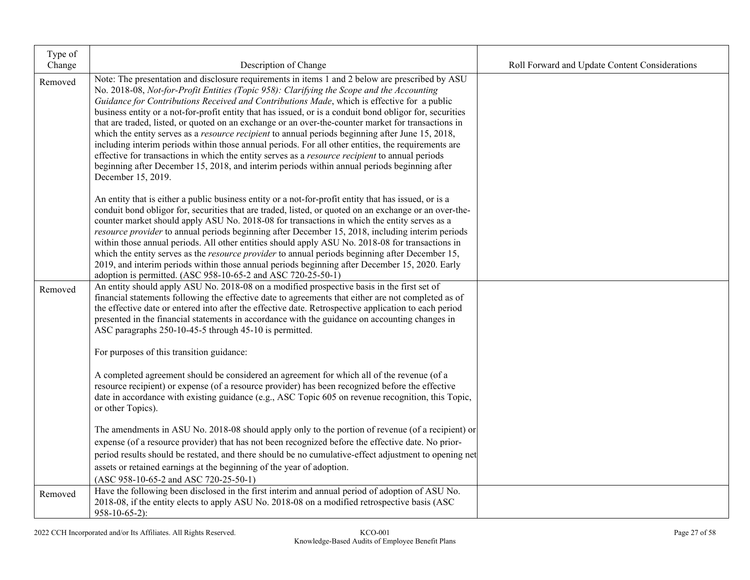| Type of Change | Description of Change | Roll Forward and Update Content Considerations |
| --- | --- | --- |
| Removed | Note: The presentation and disclosure requirements in items 1 and 2 below are prescribed by ASU No. 2018-08, *Not-for-Profit Entities (Topic 958): Clarifying the Scope and the Accounting Guidance for Contributions Received and Contributions Made*, which is effective for a public business entity or a not-for-profit entity that has issued, or is a conduit bond obligor for, securities that are traded, listed, or quoted on an exchange or an over-the-counter market for transactions in which the entity serves as a *resource recipient* to annual periods beginning after June 15, 2018, including interim periods within those annual periods. For all other entities, the requirements are effective for transactions in which the entity serves as a *resource recipient* to annual periods beginning after December 15, 2018, and interim periods within annual periods beginning after December 15, 2019.<br><br>An entity that is either a public business entity or a not-for-profit entity that has issued, or is a conduit bond obligor for, securities that are traded, listed, or quoted on an exchange or an over-the-counter market should apply ASU No. 2018-08 for transactions in which the entity serves as a *resource provider* to annual periods beginning after December 15, 2018, including interim periods within those annual periods. All other entities should apply ASU No. 2018-08 for transactions in which the entity serves as the *resource provider* to annual periods beginning after December 15, 2019, and interim periods within those annual periods beginning after December 15, 2020. Early adoption is permitted. (ASC 958-10-65-2 and ASC 720-25-50-1) | |
| Removed | An entity should apply ASU No. 2018-08 on a modified prospective basis in the first set of financial statements following the effective date to agreements that either are not completed as of the effective date or entered into after the effective date. Retrospective application to each period presented in the financial statements in accordance with the guidance on accounting changes in ASC paragraphs 250-10-45-5 through 45-10 is permitted.<br><br>For purposes of this transition guidance:<br><br>A completed agreement should be considered an agreement for which all of the revenue (of a resource recipient) or expense (of a resource provider) has been recognized before the effective date in accordance with existing guidance (e.g., ASC Topic 605 on revenue recognition, this Topic, or other Topics).<br><br>The amendments in ASU No. 2018-08 should apply only to the portion of revenue (of a recipient) or expense (of a resource provider) that has not been recognized before the effective date. No prior-period results should be restated, and there should be no cumulative-effect adjustment to opening net assets or retained earnings at the beginning of the year of adoption.<br>(ASC 958-10-65-2 and ASC 720-25-50-1) | |
| Removed | Have the following been disclosed in the first interim and annual period of adoption of ASU No. 2018-08, if the entity elects to apply ASU No. 2018-08 on a modified retrospective basis (ASC 958-10-65-2): | |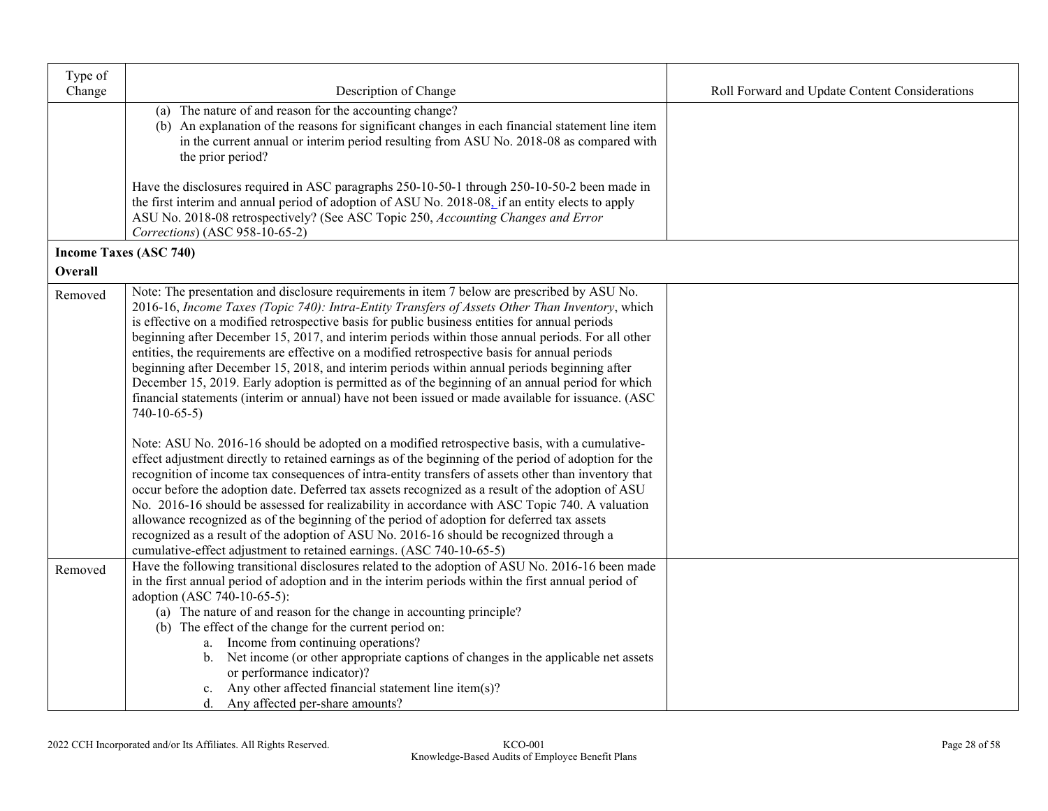| Type of Change | Description of Change | Roll Forward and Update Content Considerations |
|---|---|---|
| | (a) The nature of and reason for the accounting change?<br>(b) An explanation of the reasons for significant changes in each financial statement line item in the current annual or interim period resulting from ASU No. 2018-08 as compared with the prior period?<br><br>Have the disclosures required in ASC paragraphs 250-10-50-1 through 250-10-50-2 been made in the first interim and annual period of adoption of ASU No. 2018-08, if an entity elects to apply ASU No. 2018-08 retrospectively? (See ASC Topic 250, *Accounting Changes and Error Corrections*) (ASC 958-10-65-2) | |
| **Income Taxes (ASC 740)**<br>**Overall** | | |
| Removed | Note: The presentation and disclosure requirements in item 7 below are prescribed by ASU No. 2016-16, *Income Taxes (Topic 740): Intra-Entity Transfers of Assets Other Than Inventory*, which is effective on a modified retrospective basis for public business entities for annual periods beginning after December 15, 2017, and interim periods within those annual periods. For all other entities, the requirements are effective on a modified retrospective basis for annual periods beginning after December 15, 2018, and interim periods within annual periods beginning after December 15, 2019. Early adoption is permitted as of the beginning of an annual period for which financial statements (interim or annual) have not been issued or made available for issuance. (ASC 740-10-65-5)<br><br>Note: ASU No. 2016-16 should be adopted on a modified retrospective basis, with a cumulative-effect adjustment directly to retained earnings as of the beginning of the period of adoption for the recognition of income tax consequences of intra-entity transfers of assets other than inventory that occur before the adoption date. Deferred tax assets recognized as a result of the adoption of ASU No. 2016-16 should be assessed for realizability in accordance with ASC Topic 740. A valuation allowance recognized as of the beginning of the period of adoption for deferred tax assets recognized as a result of the adoption of ASU No. 2016-16 should be recognized through a cumulative-effect adjustment to retained earnings. (ASC 740-10-65-5) | |
| Removed | Have the following transitional disclosures related to the adoption of ASU No. 2016-16 been made in the first annual period of adoption and in the interim periods within the first annual period of adoption (ASC 740-10-65-5):<br>(a) The nature of and reason for the change in accounting principle?<br>(b) The effect of the change for the current period on:<br>a. Income from continuing operations?<br>b. Net income (or other appropriate captions of changes in the applicable net assets or performance indicator)?<br>c. Any other affected financial statement line item(s)?<br>d. Any affected per-share amounts? | |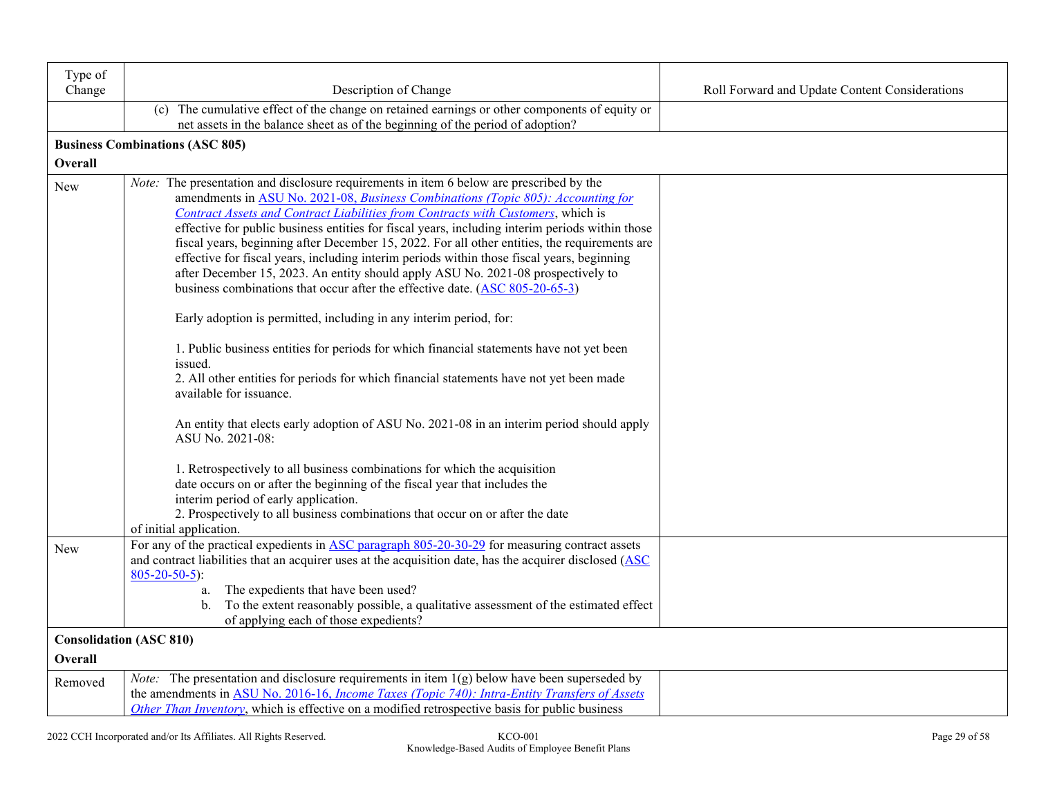| Type of Change | Description of Change | Roll Forward and Update Content Considerations |
|---|---|---|
| | (c) The cumulative effect of the change on retained earnings or other components of equity or net assets in the balance sheet as of the beginning of the period of adoption? | |
| **Business Combinations (ASC 805)** | | |
| **Overall** | | |
| New | *Note:* The presentation and disclosure requirements in item 6 below are prescribed by the amendments in ASU No. 2021-08, *Business Combinations (Topic 805): Accounting for Contract Assets and Contract Liabilities from Contracts with Customers*, which is effective for public business entities for fiscal years, including interim periods within those fiscal years, beginning after December 15, 2022. For all other entities, the requirements are effective for fiscal years, including interim periods within those fiscal years, beginning after December 15, 2023. An entity should apply ASU No. 2021-08 prospectively to business combinations that occur after the effective date. (ASC 805-20-65-3)<br><br>Early adoption is permitted, including in any interim period, for:<br><br>1. Public business entities for periods for which financial statements have not yet been issued.<br>2. All other entities for periods for which financial statements have not yet been made available for issuance.<br><br>An entity that elects early adoption of ASU No. 2021-08 in an interim period should apply ASU No. 2021-08:<br><br>1. Retrospectively to all business combinations for which the acquisition date occurs on or after the beginning of the fiscal year that includes the interim period of early application.<br>2. Prospectively to all business combinations that occur on or after the date of initial application. | |
| New | For any of the practical expedients in ASC paragraph 805-20-30-29 for measuring contract assets and contract liabilities that an acquirer uses at the acquisition date, has the acquirer disclosed (ASC 805-20-50-5):<br>a. The expedients that have been used?<br>b. To the extent reasonably possible, a qualitative assessment of the estimated effect of applying each of those expedients? | |
| **Consolidation (ASC 810)** | | |
| **Overall** | | |
| Removed | *Note:* The presentation and disclosure requirements in item 1(g) below have been superseded by the amendments in ASU No. 2016-16, *Income Taxes (Topic 740): Intra-Entity Transfers of Assets Other Than Inventory*, which is effective on a modified retrospective basis for public business | |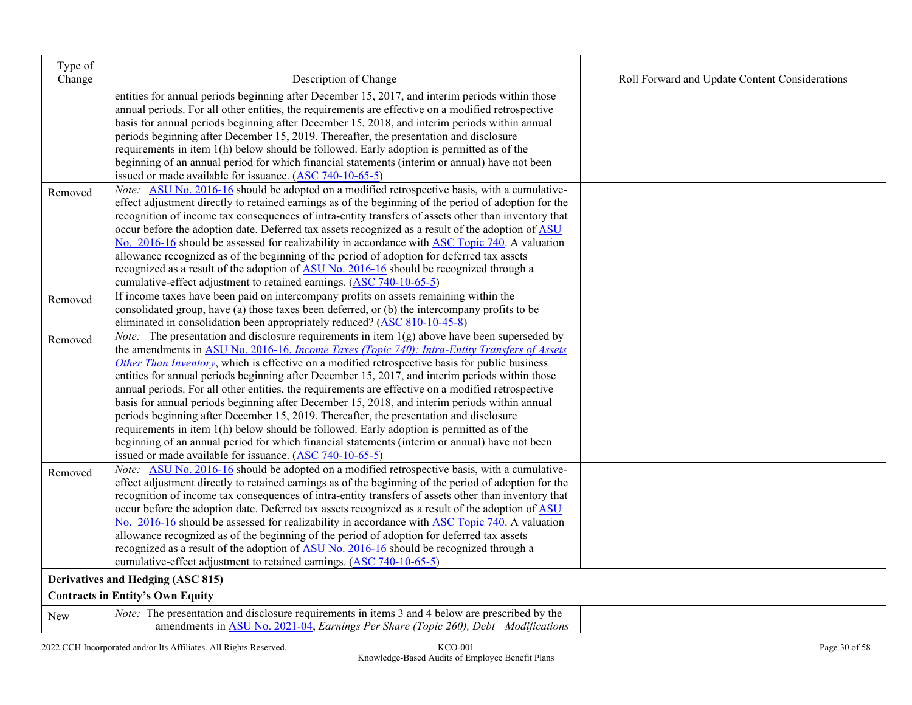| Type of Change | Description of Change | Roll Forward and Update Content Considerations |
|---|---|---|
| | entities for annual periods beginning after December 15, 2017, and interim periods within those annual periods. For all other entities, the requirements are effective on a modified retrospective basis for annual periods beginning after December 15, 2018, and interim periods within annual periods beginning after December 15, 2019. Thereafter, the presentation and disclosure requirements in item 1(h) below should be followed. Early adoption is permitted as of the beginning of an annual period for which financial statements (interim or annual) have not been issued or made available for issuance. (ASC 740-10-65-5) | |
| Removed | *Note:* ASU No. 2016-16 should be adopted on a modified retrospective basis, with a cumulative-effect adjustment directly to retained earnings as of the beginning of the period of adoption for the recognition of income tax consequences of intra-entity transfers of assets other than inventory that occur before the adoption date. Deferred tax assets recognized as a result of the adoption of ASU No. 2016-16 should be assessed for realizability in accordance with ASC Topic 740. A valuation allowance recognized as of the beginning of the period of adoption for deferred tax assets recognized as a result of the adoption of ASU No. 2016-16 should be recognized through a cumulative-effect adjustment to retained earnings. (ASC 740-10-65-5) | |
| Removed | If income taxes have been paid on intercompany profits on assets remaining within the consolidated group, have (a) those taxes been deferred, or (b) the intercompany profits to be eliminated in consolidation been appropriately reduced? (ASC 810-10-45-8) | |
| Removed | *Note:* The presentation and disclosure requirements in item 1(g) above have been superseded by the amendments in ASU No. 2016-16, *Income Taxes (Topic 740): Intra-Entity Transfers of Assets Other Than Inventory*, which is effective on a modified retrospective basis for public business entities for annual periods beginning after December 15, 2017, and interim periods within those annual periods. For all other entities, the requirements are effective on a modified retrospective basis for annual periods beginning after December 15, 2018, and interim periods within annual periods beginning after December 15, 2019. Thereafter, the presentation and disclosure requirements in item 1(h) below should be followed. Early adoption is permitted as of the beginning of an annual period for which financial statements (interim or annual) have not been issued or made available for issuance. (ASC 740-10-65-5) | |
| Removed | *Note:* ASU No. 2016-16 should be adopted on a modified retrospective basis, with a cumulative-effect adjustment directly to retained earnings as of the beginning of the period of adoption for the recognition of income tax consequences of intra-entity transfers of assets other than inventory that occur before the adoption date. Deferred tax assets recognized as a result of the adoption of ASU No. 2016-16 should be assessed for realizability in accordance with ASC Topic 740. A valuation allowance recognized as of the beginning of the period of adoption for deferred tax assets recognized as a result of the adoption of ASU No. 2016-16 should be recognized through a cumulative-effect adjustment to retained earnings. (ASC 740-10-65-5) | |
| **Derivatives and Hedging (ASC 815)** | | |
| **Contracts in Entity's Own Equity** | | |
| New | *Note:* The presentation and disclosure requirements in items 3 and 4 below are prescribed by the amendments in ASU No. 2021-04, *Earnings Per Share (Topic 260), Debt—Modifications* | |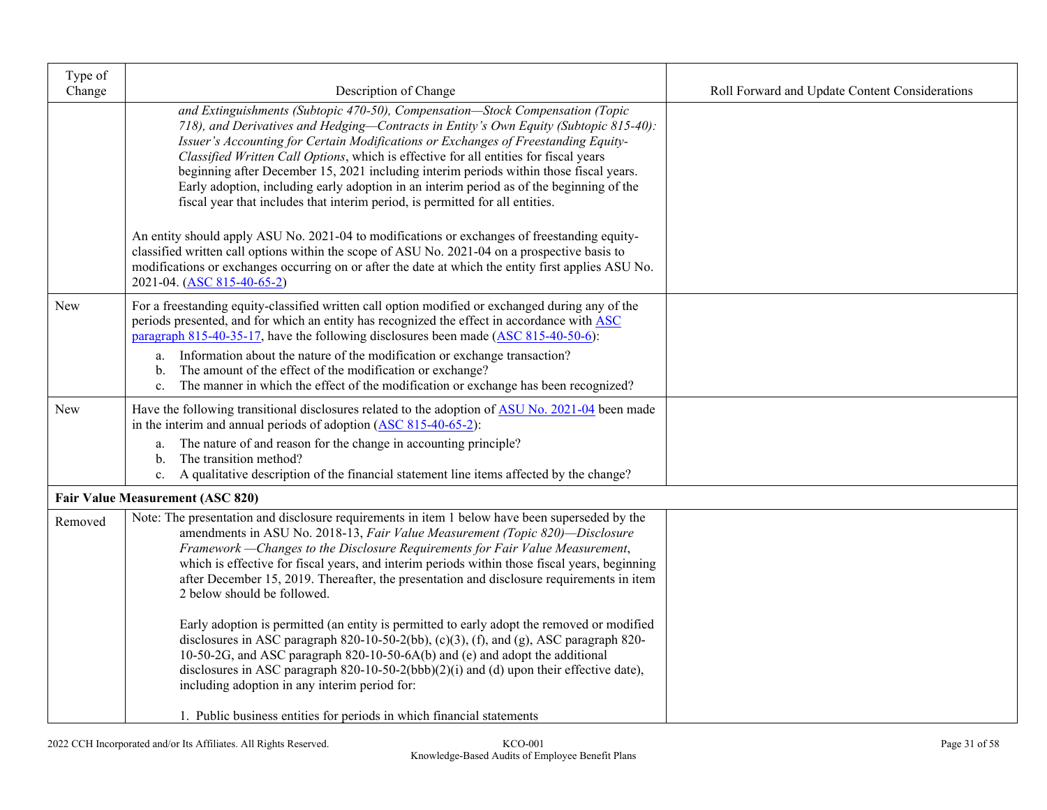| Type of Change | Description of Change | Roll Forward and Update Content Considerations |
|---|---|---|
| | *and Extinguishments (Subtopic 470-50), Compensation—Stock Compensation (Topic 718), and Derivatives and Hedging—Contracts in Entity's Own Equity (Subtopic 815-40): Issuer's Accounting for Certain Modifications or Exchanges of Freestanding Equity-Classified Written Call Options*, which is effective for all entities for fiscal years beginning after December 15, 2021 including interim periods within those fiscal years. Early adoption, including early adoption in an interim period as of the beginning of the fiscal year that includes that interim period, is permitted for all entities.<br><br>An entity should apply ASU No. 2021-04 to modifications or exchanges of freestanding equity-classified written call options within the scope of ASU No. 2021-04 on a prospective basis to modifications or exchanges occurring on or after the date at which the entity first applies ASU No. 2021-04. (ASC 815-40-65-2) | |
| New | For a freestanding equity-classified written call option modified or exchanged during any of the periods presented, and for which an entity has recognized the effect in accordance with ASC paragraph 815-40-35-17, have the following disclosures been made (ASC 815-40-50-6):<br>a. Information about the nature of the modification or exchange transaction?<br>b. The amount of the effect of the modification or exchange?<br>c. The manner in which the effect of the modification or exchange has been recognized? | |
| New | Have the following transitional disclosures related to the adoption of ASU No. 2021-04 been made in the interim and annual periods of adoption (ASC 815-40-65-2):<br>a. The nature of and reason for the change in accounting principle?<br>b. The transition method?<br>c. A qualitative description of the financial statement line items affected by the change? | |
| **Fair Value Measurement (ASC 820)** | | |
| Removed | Note: The presentation and disclosure requirements in item 1 below have been superseded by the amendments in ASU No. 2018-13, *Fair Value Measurement (Topic 820)—Disclosure Framework —Changes to the Disclosure Requirements for Fair Value Measurement*, which is effective for fiscal years, and interim periods within those fiscal years, beginning after December 15, 2019. Thereafter, the presentation and disclosure requirements in item 2 below should be followed.<br><br>Early adoption is permitted (an entity is permitted to early adopt the removed or modified disclosures in ASC paragraph 820-10-50-2(bb), (c)(3), (f), and (g), ASC paragraph 820-10-50-2G, and ASC paragraph 820-10-50-6A(b) and (e) and adopt the additional disclosures in ASC paragraph 820-10-50-2(bbb)(2)(i) and (d) upon their effective date), including adoption in any interim period for:<br><br>1. Public business entities for periods in which financial statements | |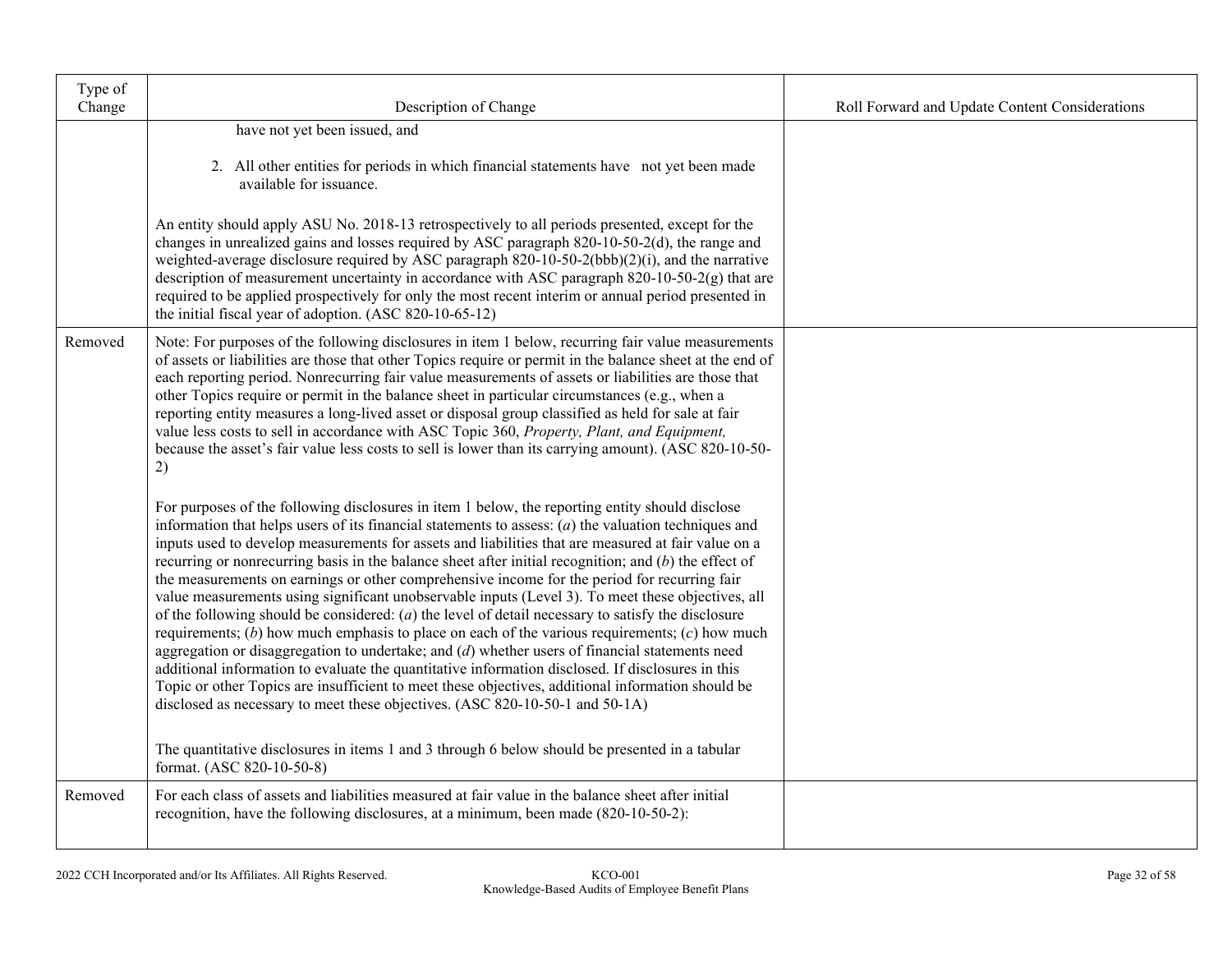| Type of Change | Description of Change | Roll Forward and Update Content Considerations |
|---|---|---|
| | have not yet been issued, and<br><br>2. All other entities for periods in which financial statements have not yet been made available for issuance.<br><br>An entity should apply ASU No. 2018-13 retrospectively to all periods presented, except for the changes in unrealized gains and losses required by ASC paragraph 820-10-50-2(d), the range and weighted-average disclosure required by ASC paragraph 820-10-50-2(bbb)(2)(i), and the narrative description of measurement uncertainty in accordance with ASC paragraph 820-10-50-2(g) that are required to be applied prospectively for only the most recent interim or annual period presented in the initial fiscal year of adoption. (ASC 820-10-65-12) | |
| Removed | Note: For purposes of the following disclosures in item 1 below, recurring fair value measurements of assets or liabilities are those that other Topics require or permit in the balance sheet at the end of each reporting period. Nonrecurring fair value measurements of assets or liabilities are those that other Topics require or permit in the balance sheet in particular circumstances (e.g., when a reporting entity measures a long-lived asset or disposal group classified as held for sale at fair value less costs to sell in accordance with ASC Topic 360, *Property, Plant, and Equipment,* because the asset's fair value less costs to sell is lower than its carrying amount). (ASC 820-10-50-2)<br><br>For purposes of the following disclosures in item 1 below, the reporting entity should disclose information that helps users of its financial statements to assess: (*a*) the valuation techniques and inputs used to develop measurements for assets and liabilities that are measured at fair value on a recurring or nonrecurring basis in the balance sheet after initial recognition; and (*b*) the effect of the measurements on earnings or other comprehensive income for the period for recurring fair value measurements using significant unobservable inputs (Level 3). To meet these objectives, all of the following should be considered: (*a*) the level of detail necessary to satisfy the disclosure requirements; (*b*) how much emphasis to place on each of the various requirements; (*c*) how much aggregation or disaggregation to undertake; and (*d*) whether users of financial statements need additional information to evaluate the quantitative information disclosed. If disclosures in this Topic or other Topics are insufficient to meet these objectives, additional information should be disclosed as necessary to meet these objectives. (ASC 820-10-50-1 and 50-1A)<br><br>The quantitative disclosures in items 1 and 3 through 6 below should be presented in a tabular format. (ASC 820-10-50-8) | |
| Removed | For each class of assets and liabilities measured at fair value in the balance sheet after initial recognition, have the following disclosures, at a minimum, been made (820-10-50-2): | |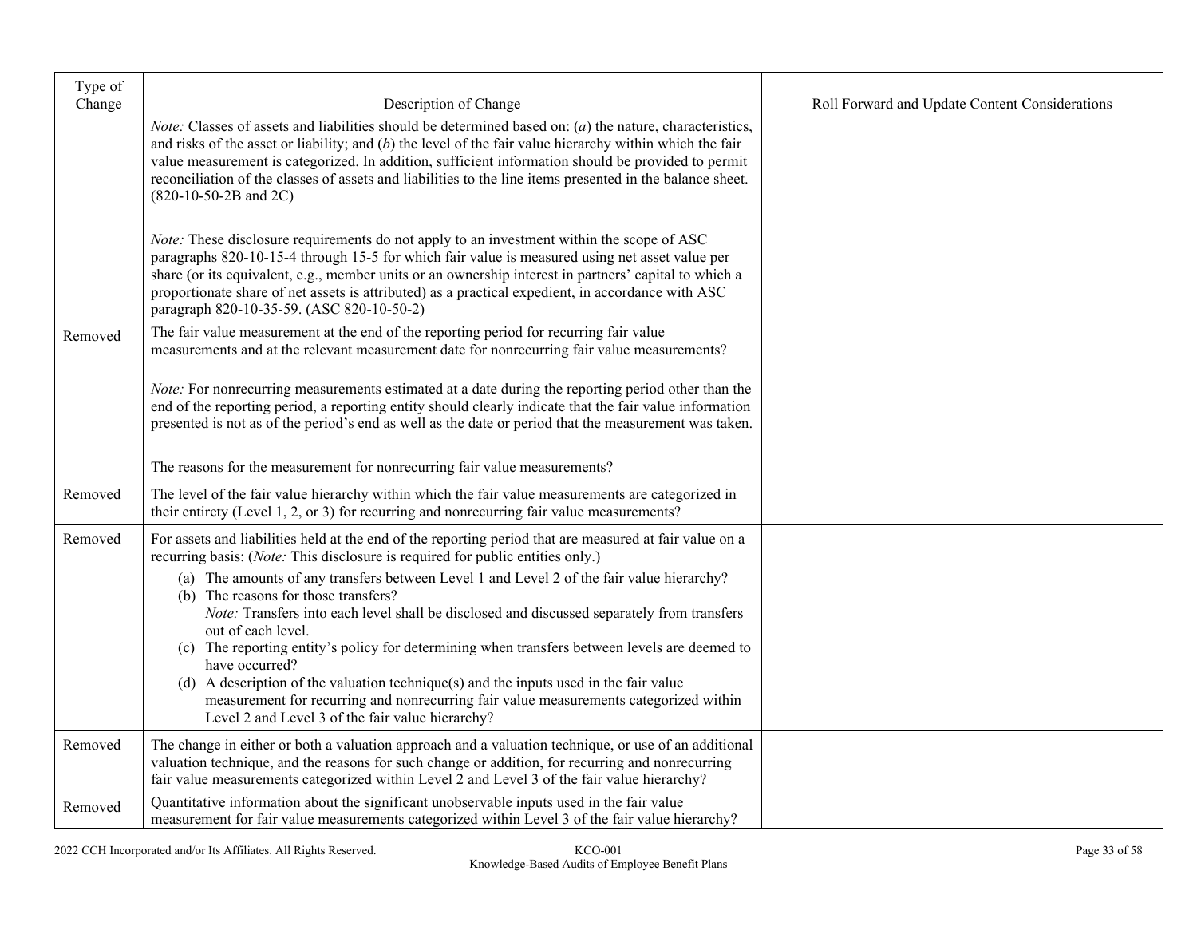| Type of Change | Description of Change | Roll Forward and Update Content Considerations |
|---|---|---|
| | *Note:* Classes of assets and liabilities should be determined based on: (*a*) the nature, characteristics, and risks of the asset or liability; and (*b*) the level of the fair value hierarchy within which the fair value measurement is categorized. In addition, sufficient information should be provided to permit reconciliation of the classes of assets and liabilities to the line items presented in the balance sheet. (820-10-50-2B and 2C)<br><br>*Note:* These disclosure requirements do not apply to an investment within the scope of ASC paragraphs 820-10-15-4 through 15-5 for which fair value is measured using net asset value per share (or its equivalent, e.g., member units or an ownership interest in partners' capital to which a proportionate share of net assets is attributed) as a practical expedient, in accordance with ASC paragraph 820-10-35-59. (ASC 820-10-50-2) | |
| Removed | The fair value measurement at the end of the reporting period for recurring fair value measurements and at the relevant measurement date for nonrecurring fair value measurements?<br><br>*Note:* For nonrecurring measurements estimated at a date during the reporting period other than the end of the reporting period, a reporting entity should clearly indicate that the fair value information presented is not as of the period's end as well as the date or period that the measurement was taken.<br><br>The reasons for the measurement for nonrecurring fair value measurements? | |
| Removed | The level of the fair value hierarchy within which the fair value measurements are categorized in their entirety (Level 1, 2, or 3) for recurring and nonrecurring fair value measurements? | |
| Removed | For assets and liabilities held at the end of the reporting period that are measured at fair value on a recurring basis: (*Note:* This disclosure is required for public entities only.)<br>(a) The amounts of any transfers between Level 1 and Level 2 of the fair value hierarchy?<br>(b) The reasons for those transfers?<br>*Note:* Transfers into each level shall be disclosed and discussed separately from transfers out of each level.<br>(c) The reporting entity's policy for determining when transfers between levels are deemed to have occurred?<br>(d) A description of the valuation technique(s) and the inputs used in the fair value measurement for recurring and nonrecurring fair value measurements categorized within Level 2 and Level 3 of the fair value hierarchy? | |
| Removed | The change in either or both a valuation approach and a valuation technique, or use of an additional valuation technique, and the reasons for such change or addition, for recurring and nonrecurring fair value measurements categorized within Level 2 and Level 3 of the fair value hierarchy? | |
| Removed | Quantitative information about the significant unobservable inputs used in the fair value measurement for fair value measurements categorized within Level 3 of the fair value hierarchy? | |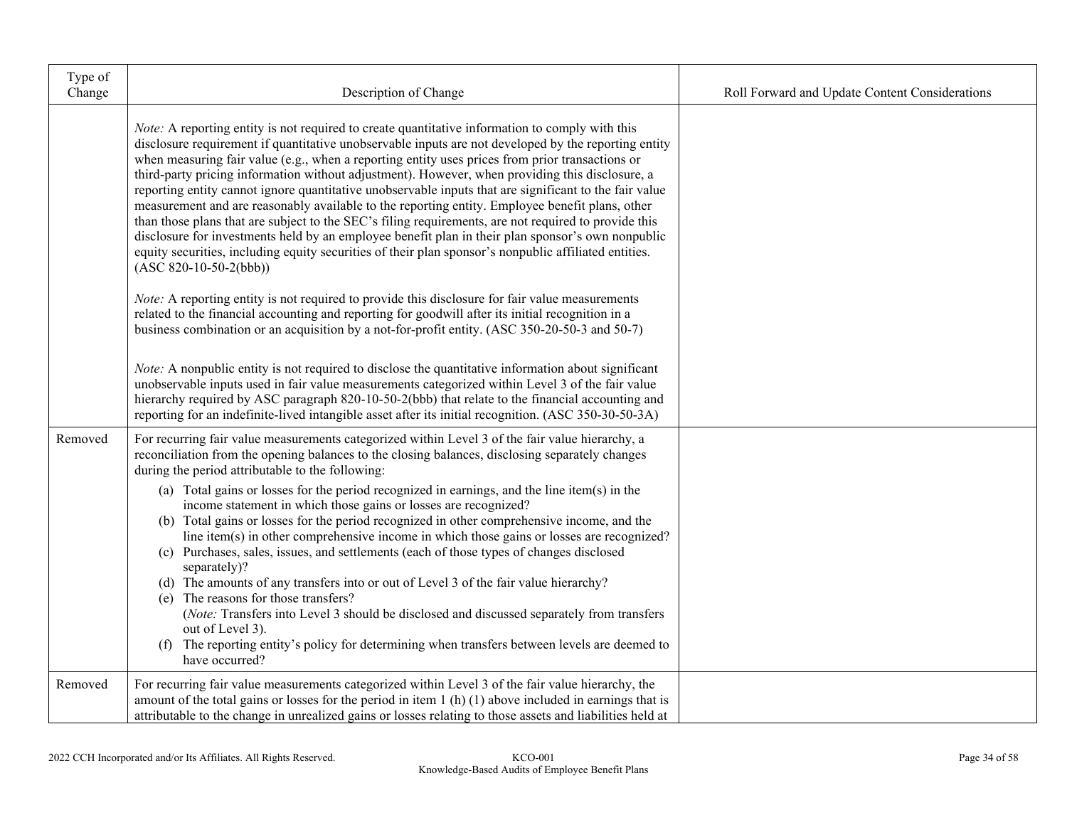| Type of Change | Description of Change | Roll Forward and Update Content Considerations |
|---|---|---|
| | *Note:* A reporting entity is not required to create quantitative information to comply with this disclosure requirement if quantitative unobservable inputs are not developed by the reporting entity when measuring fair value (e.g., when a reporting entity uses prices from prior transactions or third-party pricing information without adjustment). However, when providing this disclosure, a reporting entity cannot ignore quantitative unobservable inputs that are significant to the fair value measurement and are reasonably available to the reporting entity. Employee benefit plans, other than those plans that are subject to the SEC's filing requirements, are not required to provide this disclosure for investments held by an employee benefit plan in their plan sponsor's own nonpublic equity securities, including equity securities of their plan sponsor's nonpublic affiliated entities. (ASC 820-10-50-2(bbb))<br><br>*Note:* A reporting entity is not required to provide this disclosure for fair value measurements related to the financial accounting and reporting for goodwill after its initial recognition in a business combination or an acquisition by a not-for-profit entity. (ASC 350-20-50-3 and 50-7)<br><br>*Note:* A nonpublic entity is not required to disclose the quantitative information about significant unobservable inputs used in fair value measurements categorized within Level 3 of the fair value hierarchy required by ASC paragraph 820-10-50-2(bbb) that relate to the financial accounting and reporting for an indefinite-lived intangible asset after its initial recognition. (ASC 350-30-50-3A) | |
| Removed | For recurring fair value measurements categorized within Level 3 of the fair value hierarchy, a reconciliation from the opening balances to the closing balances, disclosing separately changes during the period attributable to the following:<br>(a) Total gains or losses for the period recognized in earnings, and the line item(s) in the income statement in which those gains or losses are recognized?<br>(b) Total gains or losses for the period recognized in other comprehensive income, and the line item(s) in other comprehensive income in which those gains or losses are recognized?<br>(c) Purchases, sales, issues, and settlements (each of those types of changes disclosed separately)?<br>(d) The amounts of any transfers into or out of Level 3 of the fair value hierarchy?<br>(e) The reasons for those transfers?<br>(*Note:* Transfers into Level 3 should be disclosed and discussed separately from transfers out of Level 3).<br>(f) The reporting entity's policy for determining when transfers between levels are deemed to have occurred? | |
| Removed | For recurring fair value measurements categorized within Level 3 of the fair value hierarchy, the amount of the total gains or losses for the period in item 1 (h) (1) above included in earnings that is attributable to the change in unrealized gains or losses relating to those assets and liabilities held at | |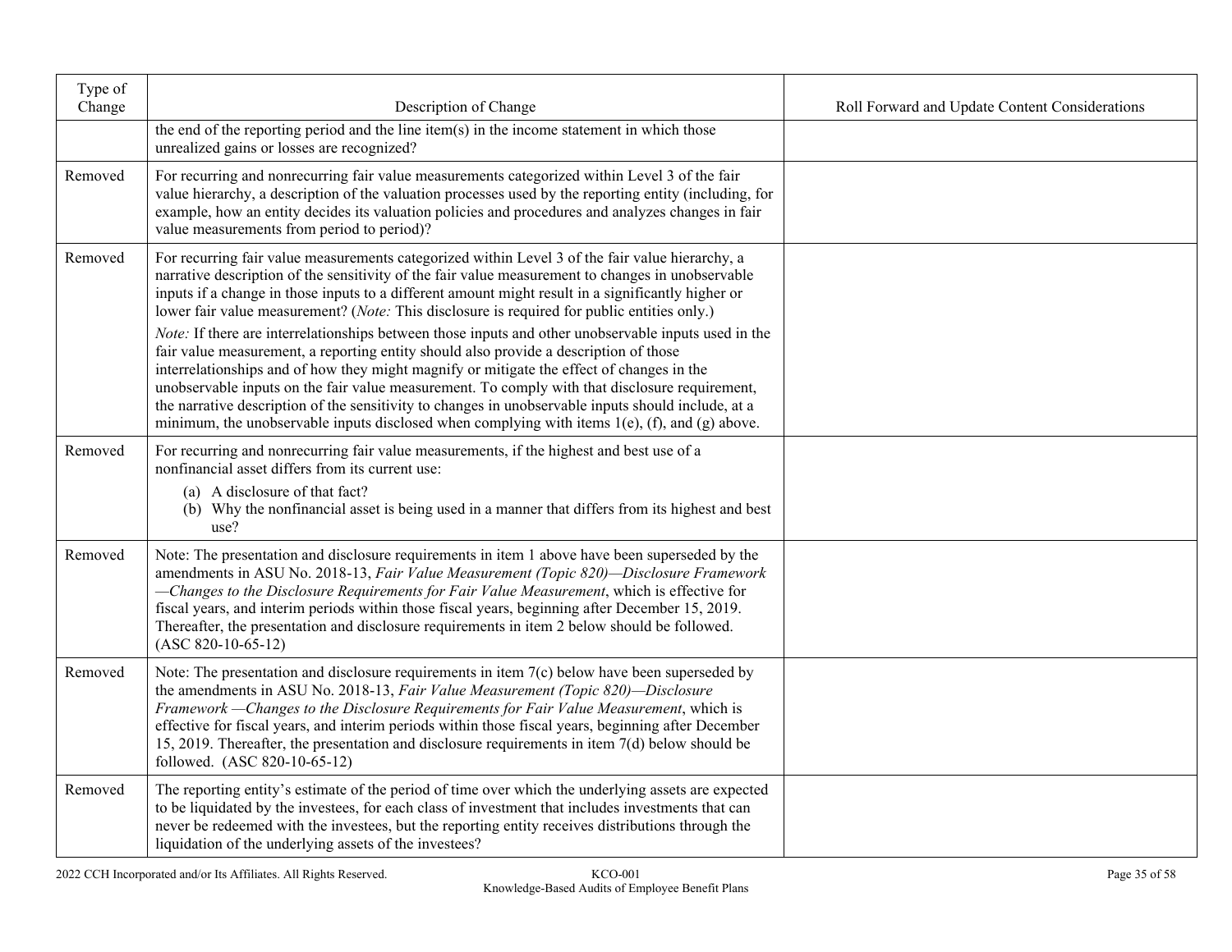| Type of Change | Description of Change | Roll Forward and Update Content Considerations |
|---|---|---|
| | the end of the reporting period and the line item(s) in the income statement in which those unrealized gains or losses are recognized? | |
| Removed | For recurring and nonrecurring fair value measurements categorized within Level 3 of the fair value hierarchy, a description of the valuation processes used by the reporting entity (including, for example, how an entity decides its valuation policies and procedures and analyzes changes in fair value measurements from period to period)? | |
| Removed | For recurring fair value measurements categorized within Level 3 of the fair value hierarchy, a narrative description of the sensitivity of the fair value measurement to changes in unobservable inputs if a change in those inputs to a different amount might result in a significantly higher or lower fair value measurement? (*Note:* This disclosure is required for public entities only.)<br><br>*Note:* If there are interrelationships between those inputs and other unobservable inputs used in the fair value measurement, a reporting entity should also provide a description of those interrelationships and of how they might magnify or mitigate the effect of changes in the unobservable inputs on the fair value measurement. To comply with that disclosure requirement, the narrative description of the sensitivity to changes in unobservable inputs should include, at a minimum, the unobservable inputs disclosed when complying with items 1(e), (f), and (g) above. | |
| Removed | For recurring and nonrecurring fair value measurements, if the highest and best use of a nonfinancial asset differs from its current use:<br>(a) A disclosure of that fact?<br>(b) Why the nonfinancial asset is being used in a manner that differs from its highest and best use? | |
| Removed | Note: The presentation and disclosure requirements in item 1 above have been superseded by the amendments in ASU No. 2018-13, *Fair Value Measurement (Topic 820)—Disclosure Framework —Changes to the Disclosure Requirements for Fair Value Measurement*, which is effective for fiscal years, and interim periods within those fiscal years, beginning after December 15, 2019. Thereafter, the presentation and disclosure requirements in item 2 below should be followed. (ASC 820-10-65-12) | |
| Removed | Note: The presentation and disclosure requirements in item 7(c) below have been superseded by the amendments in ASU No. 2018-13, *Fair Value Measurement (Topic 820)—Disclosure Framework —Changes to the Disclosure Requirements for Fair Value Measurement*, which is effective for fiscal years, and interim periods within those fiscal years, beginning after December 15, 2019. Thereafter, the presentation and disclosure requirements in item 7(d) below should be followed. (ASC 820-10-65-12) | |
| Removed | The reporting entity's estimate of the period of time over which the underlying assets are expected to be liquidated by the investees, for each class of investment that includes investments that can never be redeemed with the investees, but the reporting entity receives distributions through the liquidation of the underlying assets of the investees? | |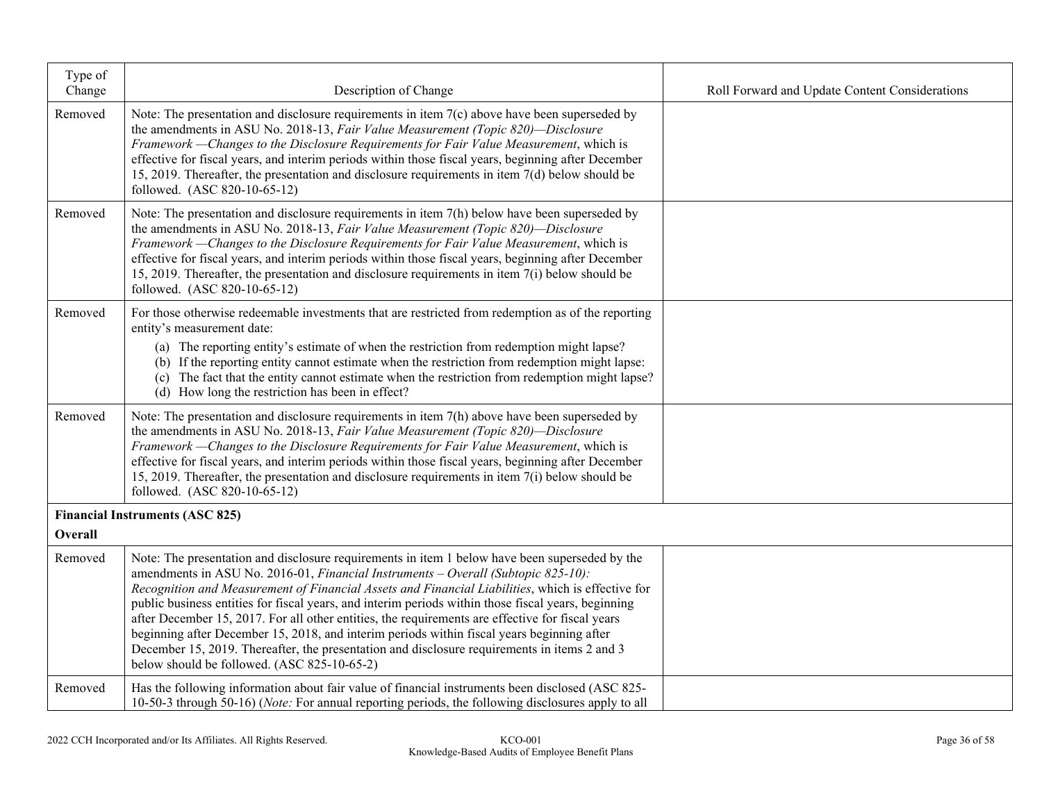| Type of Change | Description of Change | Roll Forward and Update Content Considerations |
|---|---|---|
| Removed | Note: The presentation and disclosure requirements in item 7(c) above have been superseded by the amendments in ASU No. 2018-13, *Fair Value Measurement (Topic 820)—Disclosure Framework —Changes to the Disclosure Requirements for Fair Value Measurement*, which is effective for fiscal years, and interim periods within those fiscal years, beginning after December 15, 2019. Thereafter, the presentation and disclosure requirements in item 7(d) below should be followed. (ASC 820-10-65-12) | |
| Removed | Note: The presentation and disclosure requirements in item 7(h) below have been superseded by the amendments in ASU No. 2018-13, *Fair Value Measurement (Topic 820)—Disclosure Framework —Changes to the Disclosure Requirements for Fair Value Measurement*, which is effective for fiscal years, and interim periods within those fiscal years, beginning after December 15, 2019. Thereafter, the presentation and disclosure requirements in item 7(i) below should be followed. (ASC 820-10-65-12) | |
| Removed | For those otherwise redeemable investments that are restricted from redemption as of the reporting entity's measurement date:<br>(a) The reporting entity's estimate of when the restriction from redemption might lapse?<br>(b) If the reporting entity cannot estimate when the restriction from redemption might lapse:<br>(c) The fact that the entity cannot estimate when the restriction from redemption might lapse?<br>(d) How long the restriction has been in effect? | |
| Removed | Note: The presentation and disclosure requirements in item 7(h) above have been superseded by the amendments in ASU No. 2018-13, *Fair Value Measurement (Topic 820)—Disclosure Framework —Changes to the Disclosure Requirements for Fair Value Measurement*, which is effective for fiscal years, and interim periods within those fiscal years, beginning after December 15, 2019. Thereafter, the presentation and disclosure requirements in item 7(i) below should be followed. (ASC 820-10-65-12) | |
| **Financial Instruments (ASC 825)**<br>**Overall** | | |
| Removed | Note: The presentation and disclosure requirements in item 1 below have been superseded by the amendments in ASU No. 2016-01, *Financial Instruments – Overall (Subtopic 825-10): Recognition and Measurement of Financial Assets and Financial Liabilities*, which is effective for public business entities for fiscal years, and interim periods within those fiscal years, beginning after December 15, 2017. For all other entities, the requirements are effective for fiscal years beginning after December 15, 2018, and interim periods within fiscal years beginning after December 15, 2019. Thereafter, the presentation and disclosure requirements in items 2 and 3 below should be followed. (ASC 825-10-65-2) | |
| Removed | Has the following information about fair value of financial instruments been disclosed (ASC 825-10-50-3 through 50-16) (*Note:* For annual reporting periods, the following disclosures apply to all | |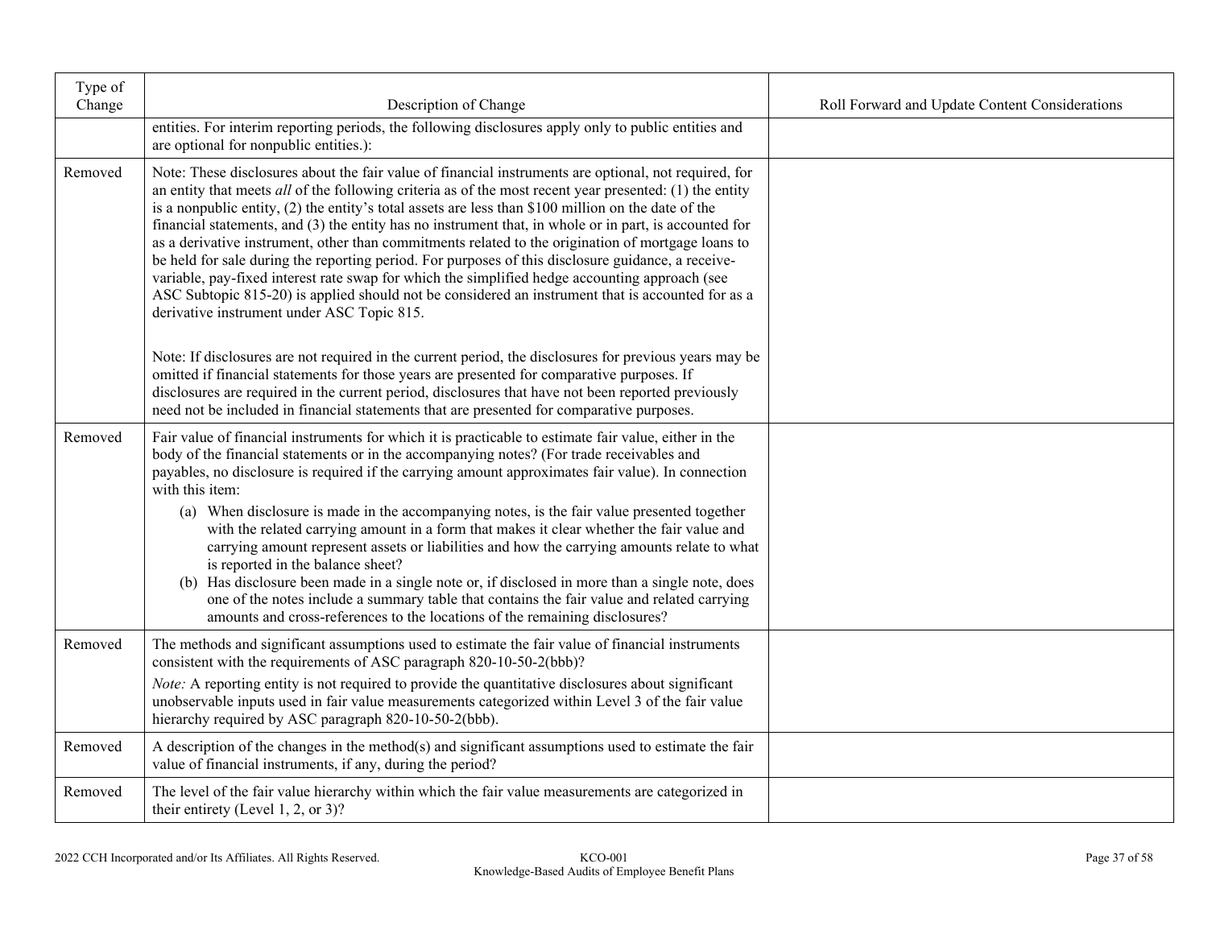| Type of Change | Description of Change | Roll Forward and Update Content Considerations |
|---|---|---|
| | entities. For interim reporting periods, the following disclosures apply only to public entities and are optional for nonpublic entities.): | |
| Removed | Note: These disclosures about the fair value of financial instruments are optional, not required, for an entity that meets *all* of the following criteria as of the most recent year presented: (1) the entity is a nonpublic entity, (2) the entity's total assets are less than $100 million on the date of the financial statements, and (3) the entity has no instrument that, in whole or in part, is accounted for as a derivative instrument, other than commitments related to the origination of mortgage loans to be held for sale during the reporting period. For purposes of this disclosure guidance, a receive-variable, pay-fixed interest rate swap for which the simplified hedge accounting approach (see ASC Subtopic 815-20) is applied should not be considered an instrument that is accounted for as a derivative instrument under ASC Topic 815.<br><br>Note: If disclosures are not required in the current period, the disclosures for previous years may be omitted if financial statements for those years are presented for comparative purposes. If disclosures are required in the current period, disclosures that have not been reported previously need not be included in financial statements that are presented for comparative purposes. | |
| Removed | Fair value of financial instruments for which it is practicable to estimate fair value, either in the body of the financial statements or in the accompanying notes? (For trade receivables and payables, no disclosure is required if the carrying amount approximates fair value). In connection with this item:<br>(a) When disclosure is made in the accompanying notes, is the fair value presented together with the related carrying amount in a form that makes it clear whether the fair value and carrying amount represent assets or liabilities and how the carrying amounts relate to what is reported in the balance sheet?<br>(b) Has disclosure been made in a single note or, if disclosed in more than a single note, does one of the notes include a summary table that contains the fair value and related carrying amounts and cross-references to the locations of the remaining disclosures? | |
| Removed | The methods and significant assumptions used to estimate the fair value of financial instruments consistent with the requirements of ASC paragraph 820-10-50-2(bbb)?<br>*Note:* A reporting entity is not required to provide the quantitative disclosures about significant unobservable inputs used in fair value measurements categorized within Level 3 of the fair value hierarchy required by ASC paragraph 820-10-50-2(bbb). | |
| Removed | A description of the changes in the method(s) and significant assumptions used to estimate the fair value of financial instruments, if any, during the period? | |
| Removed | The level of the fair value hierarchy within which the fair value measurements are categorized in their entirety (Level 1, 2, or 3)? | |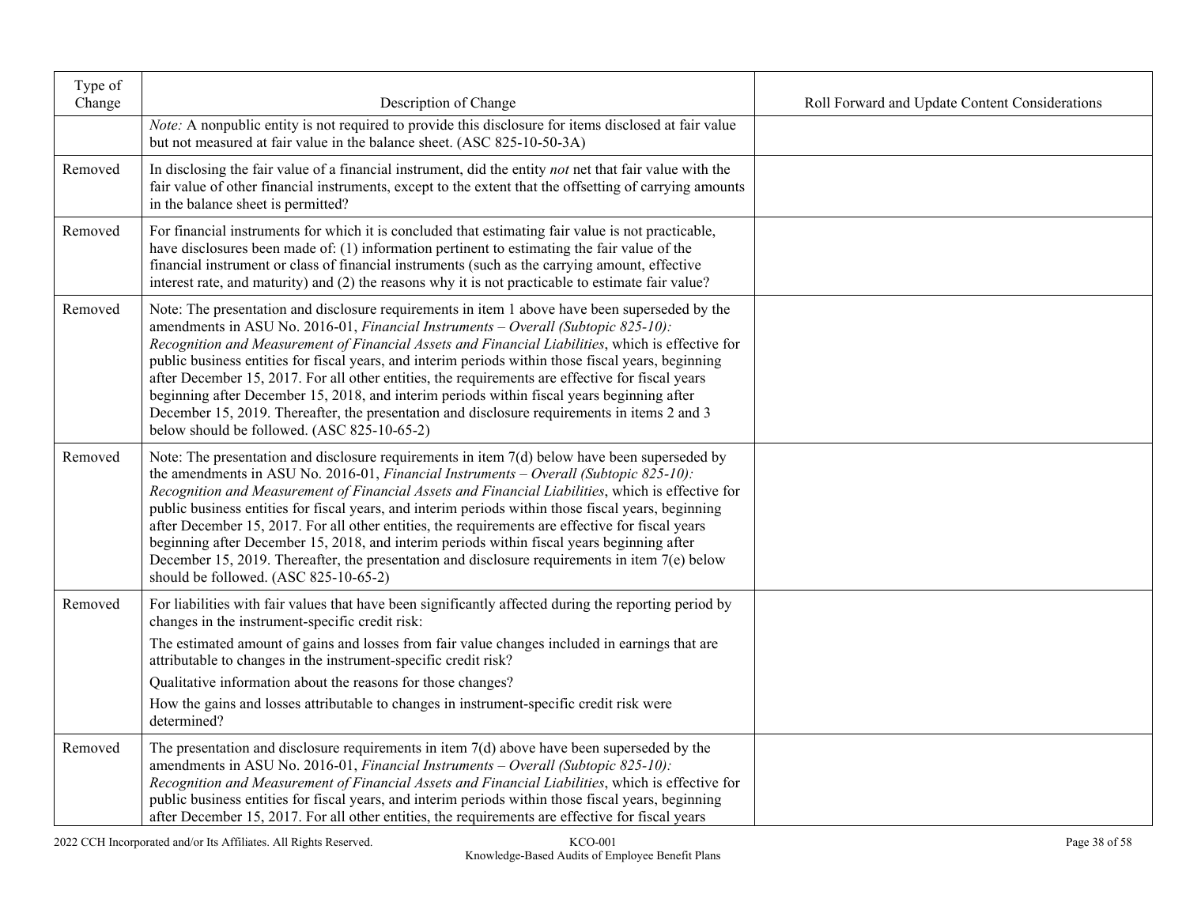| Type of Change | Description of Change | Roll Forward and Update Content Considerations |
|---|---|---|
| | *Note:* A nonpublic entity is not required to provide this disclosure for items disclosed at fair value but not measured at fair value in the balance sheet. (ASC 825-10-50-3A) | |
| Removed | In disclosing the fair value of a financial instrument, did the entity *not* net that fair value with the fair value of other financial instruments, except to the extent that the offsetting of carrying amounts in the balance sheet is permitted? | |
| Removed | For financial instruments for which it is concluded that estimating fair value is not practicable, have disclosures been made of: (1) information pertinent to estimating the fair value of the financial instrument or class of financial instruments (such as the carrying amount, effective interest rate, and maturity) and (2) the reasons why it is not practicable to estimate fair value? | |
| Removed | Note: The presentation and disclosure requirements in item 1 above have been superseded by the amendments in ASU No. 2016-01, *Financial Instruments – Overall (Subtopic 825-10): Recognition and Measurement of Financial Assets and Financial Liabilities*, which is effective for public business entities for fiscal years, and interim periods within those fiscal years, beginning after December 15, 2017. For all other entities, the requirements are effective for fiscal years beginning after December 15, 2018, and interim periods within fiscal years beginning after December 15, 2019. Thereafter, the presentation and disclosure requirements in items 2 and 3 below should be followed. (ASC 825-10-65-2) | |
| Removed | Note: The presentation and disclosure requirements in item 7(d) below have been superseded by the amendments in ASU No. 2016-01, *Financial Instruments – Overall (Subtopic 825-10): Recognition and Measurement of Financial Assets and Financial Liabilities*, which is effective for public business entities for fiscal years, and interim periods within those fiscal years, beginning after December 15, 2017. For all other entities, the requirements are effective for fiscal years beginning after December 15, 2018, and interim periods within fiscal years beginning after December 15, 2019. Thereafter, the presentation and disclosure requirements in item 7(e) below should be followed. (ASC 825-10-65-2) | |
| Removed | For liabilities with fair values that have been significantly affected during the reporting period by changes in the instrument-specific credit risk:<br>The estimated amount of gains and losses from fair value changes included in earnings that are attributable to changes in the instrument-specific credit risk?<br>Qualitative information about the reasons for those changes?<br>How the gains and losses attributable to changes in instrument-specific credit risk were determined? | |
| Removed | The presentation and disclosure requirements in item 7(d) above have been superseded by the amendments in ASU No. 2016-01, *Financial Instruments – Overall (Subtopic 825-10): Recognition and Measurement of Financial Assets and Financial Liabilities*, which is effective for public business entities for fiscal years, and interim periods within those fiscal years, beginning after December 15, 2017. For all other entities, the requirements are effective for fiscal years | |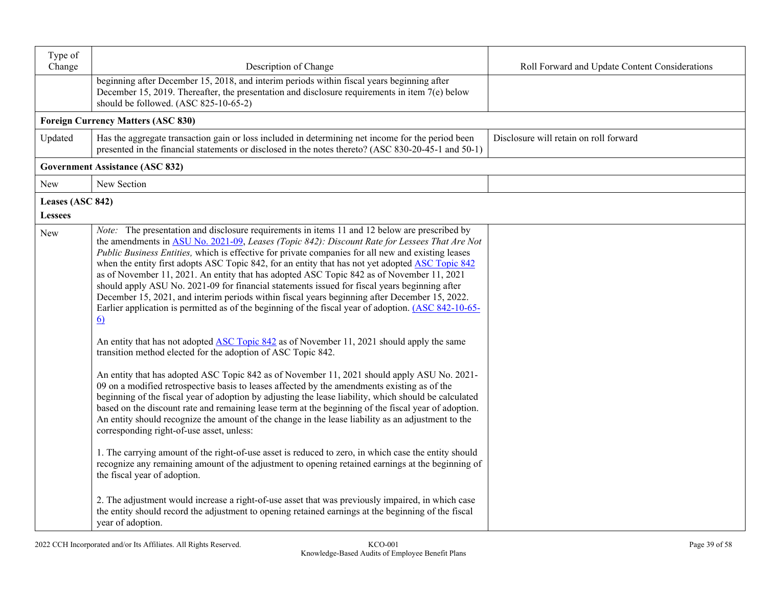| Type of Change | Description of Change | Roll Forward and Update Content Considerations |
|---|---|---|
| | beginning after December 15, 2018, and interim periods within fiscal years beginning after December 15, 2019. Thereafter, the presentation and disclosure requirements in item 7(e) below should be followed. (ASC 825-10-65-2) | |
| **Foreign Currency Matters (ASC 830)** | | |
| Updated | Has the aggregate transaction gain or loss included in determining net income for the period been presented in the financial statements or disclosed in the notes thereto? (ASC 830-20-45-1 and 50-1) | Disclosure will retain on roll forward |
| **Government Assistance (ASC 832)** | | |
| New | New Section | |
| **Leases (ASC 842)** **Lessees** | | |
| New | *Note:* The presentation and disclosure requirements in items 11 and 12 below are prescribed by the amendments in ASU No. 2021-09, *Leases (Topic 842): Discount Rate for Lessees That Are Not Public Business Entities,* which is effective for private companies for all new and existing leases when the entity first adopts ASC Topic 842, for an entity that has not yet adopted ASC Topic 842 as of November 11, 2021. An entity that has adopted ASC Topic 842 as of November 11, 2021 should apply ASU No. 2021-09 for financial statements issued for fiscal years beginning after December 15, 2021, and interim periods within fiscal years beginning after December 15, 2022. Earlier application is permitted as of the beginning of the fiscal year of adoption. (ASC 842-10-65-6)<br><br>An entity that has not adopted ASC Topic 842 as of November 11, 2021 should apply the same transition method elected for the adoption of ASC Topic 842.<br><br>An entity that has adopted ASC Topic 842 as of November 11, 2021 should apply ASU No. 2021-09 on a modified retrospective basis to leases affected by the amendments existing as of the beginning of the fiscal year of adoption by adjusting the lease liability, which should be calculated based on the discount rate and remaining lease term at the beginning of the fiscal year of adoption. An entity should recognize the amount of the change in the lease liability as an adjustment to the corresponding right-of-use asset, unless:<br><br>1. The carrying amount of the right-of-use asset is reduced to zero, in which case the entity should recognize any remaining amount of the adjustment to opening retained earnings at the beginning of the fiscal year of adoption.<br><br>2. The adjustment would increase a right-of-use asset that was previously impaired, in which case the entity should record the adjustment to opening retained earnings at the beginning of the fiscal year of adoption. | |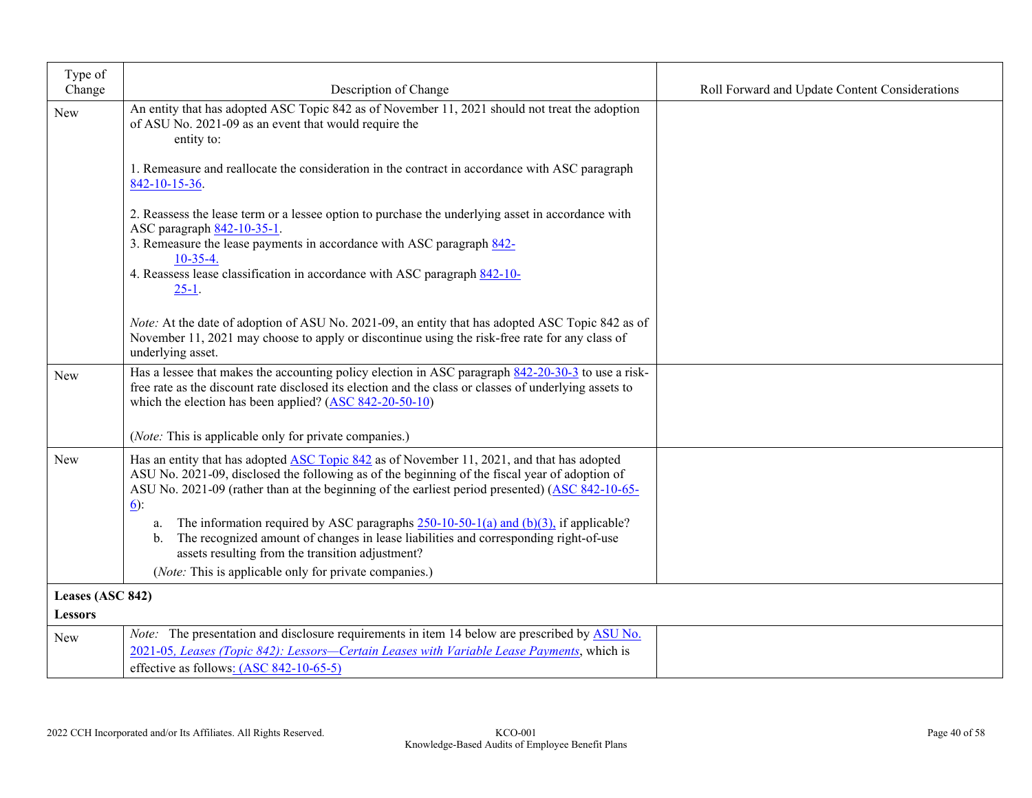| Type of Change | Description of Change | Roll Forward and Update Content Considerations |
|---|---|---|
| New | An entity that has adopted ASC Topic 842 as of November 11, 2021 should not treat the adoption of ASU No. 2021-09 as an event that would require the entity to:<br><br>1. Remeasure and reallocate the consideration in the contract in accordance with ASC paragraph 842-10-15-36.<br><br>2. Reassess the lease term or a lessee option to purchase the underlying asset in accordance with ASC paragraph 842-10-35-1.<br>3. Remeasure the lease payments in accordance with ASC paragraph 842-10-35-4.<br>4. Reassess lease classification in accordance with ASC paragraph 842-10-25-1.<br><br>*Note:* At the date of adoption of ASU No. 2021-09, an entity that has adopted ASC Topic 842 as of November 11, 2021 may choose to apply or discontinue using the risk-free rate for any class of underlying asset. | |
| New | Has a lessee that makes the accounting policy election in ASC paragraph 842-20-30-3 to use a risk-free rate as the discount rate disclosed its election and the class or classes of underlying assets to which the election has been applied? (ASC 842-20-50-10)<br><br>(*Note:* This is applicable only for private companies.) | |
| New | Has an entity that has adopted ASC Topic 842 as of November 11, 2021, and that has adopted ASU No. 2021-09, disclosed the following as of the beginning of the fiscal year of adoption of ASU No. 2021-09 (rather than at the beginning of the earliest period presented) (ASC 842-10-65-6):<br>a. The information required by ASC paragraphs 250-10-50-1(a) and (b)(3), if applicable?<br>b. The recognized amount of changes in lease liabilities and corresponding right-of-use assets resulting from the transition adjustment?<br>(*Note:* This is applicable only for private companies.) | |
| **Leases (ASC 842)**<br>**Lessors** | | |
| New | *Note:* The presentation and disclosure requirements in item 14 below are prescribed by ASU No. 2021-05*, Leases (Topic 842): Lessors—Certain Leases with Variable Lease Payments*, which is effective as follows: (ASC 842-10-65-5) | |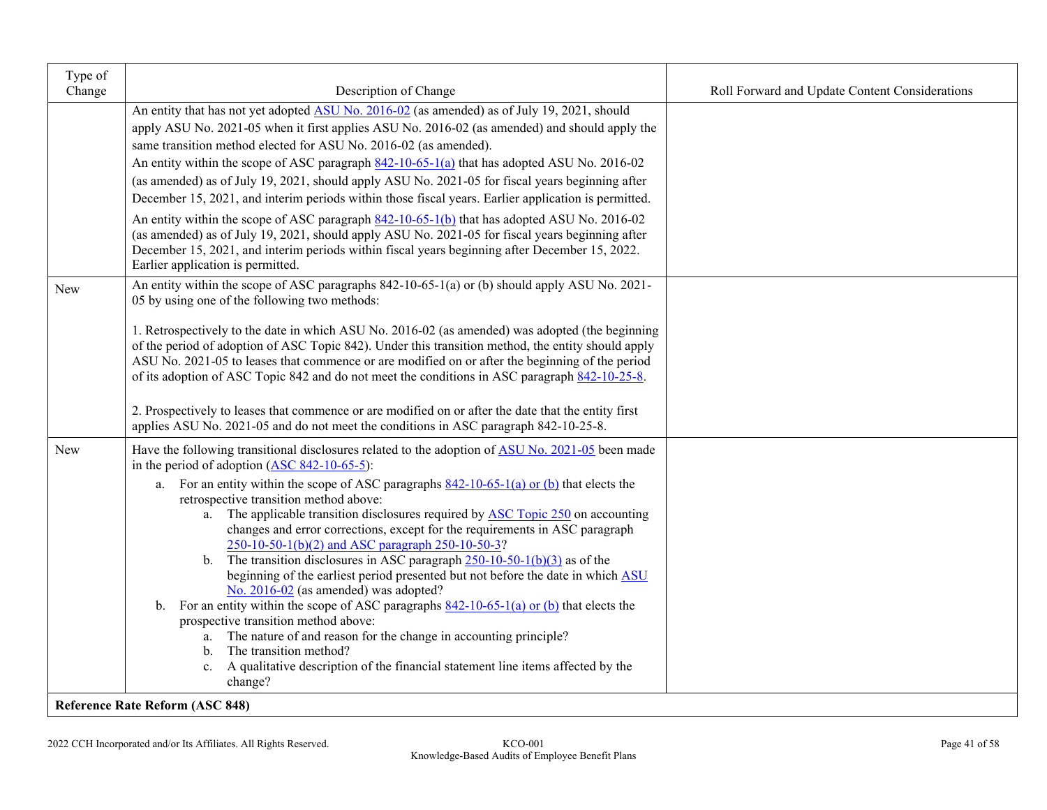| Type of Change | Description of Change | Roll Forward and Update Content Considerations |
|---|---|---|
| | An entity that has not yet adopted ASU No. 2016-02 (as amended) as of July 19, 2021, should apply ASU No. 2021-05 when it first applies ASU No. 2016-02 (as amended) and should apply the same transition method elected for ASU No. 2016-02 (as amended).<br>An entity within the scope of ASC paragraph 842-10-65-1(a) that has adopted ASU No. 2016-02 (as amended) as of July 19, 2021, should apply ASU No. 2021-05 for fiscal years beginning after December 15, 2021, and interim periods within those fiscal years. Earlier application is permitted.<br>An entity within the scope of ASC paragraph 842-10-65-1(b) that has adopted ASU No. 2016-02 (as amended) as of July 19, 2021, should apply ASU No. 2021-05 for fiscal years beginning after December 15, 2021, and interim periods within fiscal years beginning after December 15, 2022. Earlier application is permitted. | |
| New | An entity within the scope of ASC paragraphs 842-10-65-1(a) or (b) should apply ASU No. 2021-05 by using one of the following two methods:<br><br>1. Retrospectively to the date in which ASU No. 2016-02 (as amended) was adopted (the beginning of the period of adoption of ASC Topic 842). Under this transition method, the entity should apply ASU No. 2021-05 to leases that commence or are modified on or after the beginning of the period of its adoption of ASC Topic 842 and do not meet the conditions in ASC paragraph 842-10-25-8.<br><br>2. Prospectively to leases that commence or are modified on or after the date that the entity first applies ASU No. 2021-05 and do not meet the conditions in ASC paragraph 842-10-25-8. | |
| New | Have the following transitional disclosures related to the adoption of ASU No. 2021-05 been made in the period of adoption (ASC 842-10-65-5):<br>a. For an entity within the scope of ASC paragraphs 842-10-65-1(a) or (b) that elects the retrospective transition method above:<br>&nbsp;&nbsp;&nbsp;&nbsp;a. The applicable transition disclosures required by ASC Topic 250 on accounting changes and error corrections, except for the requirements in ASC paragraph 250-10-50-1(b)(2) and ASC paragraph 250-10-50-3?<br>&nbsp;&nbsp;&nbsp;&nbsp;b. The transition disclosures in ASC paragraph 250-10-50-1(b)(3) as of the beginning of the earliest period presented but not before the date in which ASU No. 2016-02 (as amended) was adopted?<br>b. For an entity within the scope of ASC paragraphs 842-10-65-1(a) or (b) that elects the prospective transition method above:<br>&nbsp;&nbsp;&nbsp;&nbsp;a. The nature of and reason for the change in accounting principle?<br>&nbsp;&nbsp;&nbsp;&nbsp;b. The transition method?<br>&nbsp;&nbsp;&nbsp;&nbsp;c. A qualitative description of the financial statement line items affected by the change? | |
| **Reference Rate Reform (ASC 848)** | | |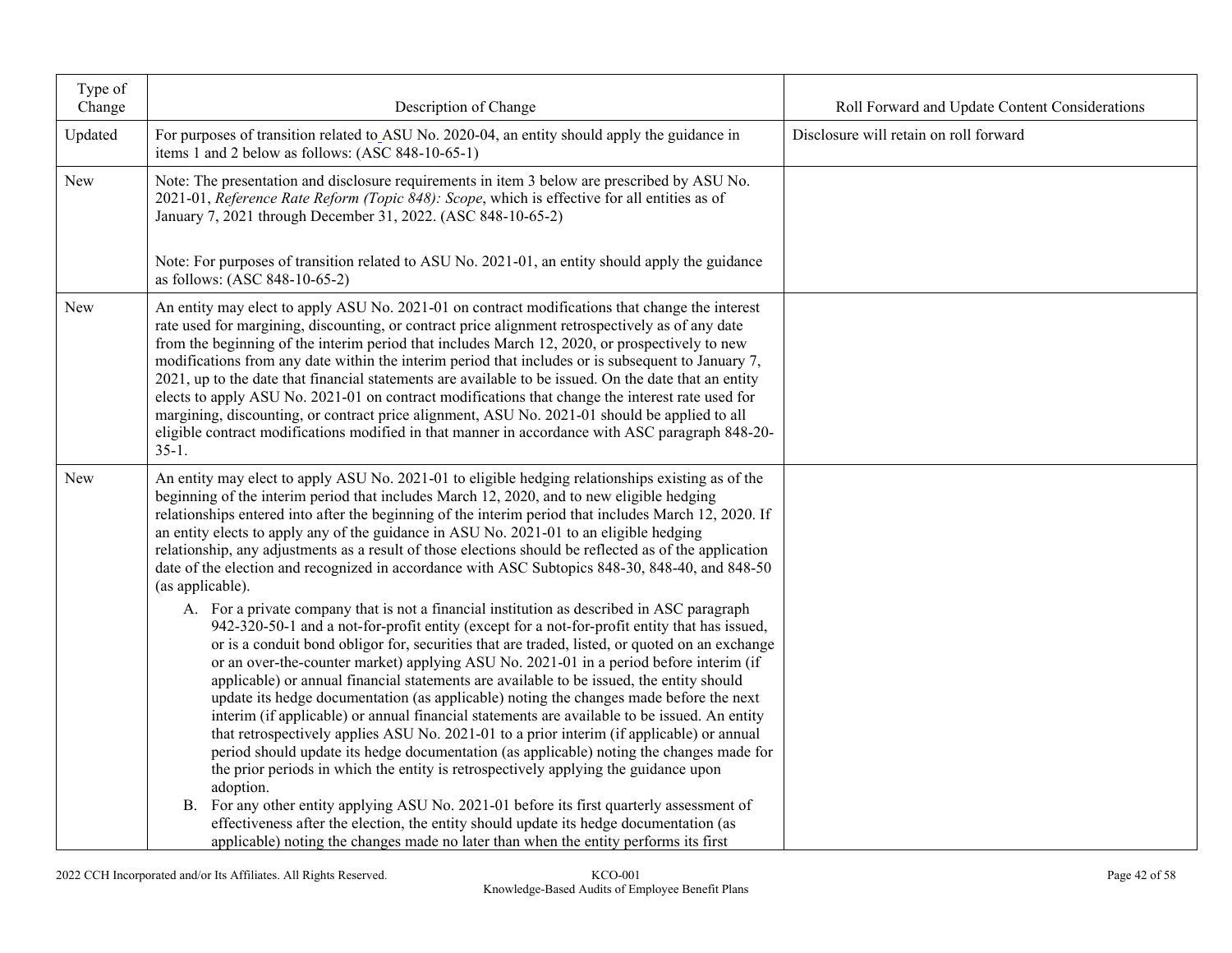| Type of Change | Description of Change | Roll Forward and Update Content Considerations |
|---|---|---|
| Updated | For purposes of transition related to ASU No. 2020-04, an entity should apply the guidance in items 1 and 2 below as follows: (ASC 848-10-65-1) | Disclosure will retain on roll forward |
| New | Note: The presentation and disclosure requirements in item 3 below are prescribed by ASU No. 2021-01, *Reference Rate Reform (Topic 848): Scope*, which is effective for all entities as of January 7, 2021 through December 31, 2022. (ASC 848-10-65-2)<br><br>Note: For purposes of transition related to ASU No. 2021-01, an entity should apply the guidance as follows: (ASC 848-10-65-2) | |
| New | An entity may elect to apply ASU No. 2021-01 on contract modifications that change the interest rate used for margining, discounting, or contract price alignment retrospectively as of any date from the beginning of the interim period that includes March 12, 2020, or prospectively to new modifications from any date within the interim period that includes or is subsequent to January 7, 2021, up to the date that financial statements are available to be issued. On the date that an entity elects to apply ASU No. 2021-01 on contract modifications that change the interest rate used for margining, discounting, or contract price alignment, ASU No. 2021-01 should be applied to all eligible contract modifications modified in that manner in accordance with ASC paragraph 848-20-35-1. | |
| New | An entity may elect to apply ASU No. 2021-01 to eligible hedging relationships existing as of the beginning of the interim period that includes March 12, 2020, and to new eligible hedging relationships entered into after the beginning of the interim period that includes March 12, 2020. If an entity elects to apply any of the guidance in ASU No. 2021-01 to an eligible hedging relationship, any adjustments as a result of those elections should be reflected as of the application date of the election and recognized in accordance with ASC Subtopics 848-30, 848-40, and 848-50 (as applicable).<br><br>A. For a private company that is not a financial institution as described in ASC paragraph 942-320-50-1 and a not-for-profit entity (except for a not-for-profit entity that has issued, or is a conduit bond obligor for, securities that are traded, listed, or quoted on an exchange or an over-the-counter market) applying ASU No. 2021-01 in a period before interim (if applicable) or annual financial statements are available to be issued, the entity should update its hedge documentation (as applicable) noting the changes made before the next interim (if applicable) or annual financial statements are available to be issued. An entity that retrospectively applies ASU No. 2021-01 to a prior interim (if applicable) or annual period should update its hedge documentation (as applicable) noting the changes made for the prior periods in which the entity is retrospectively applying the guidance upon adoption.<br>B. For any other entity applying ASU No. 2021-01 before its first quarterly assessment of effectiveness after the election, the entity should update its hedge documentation (as applicable) noting the changes made no later than when the entity performs its first | |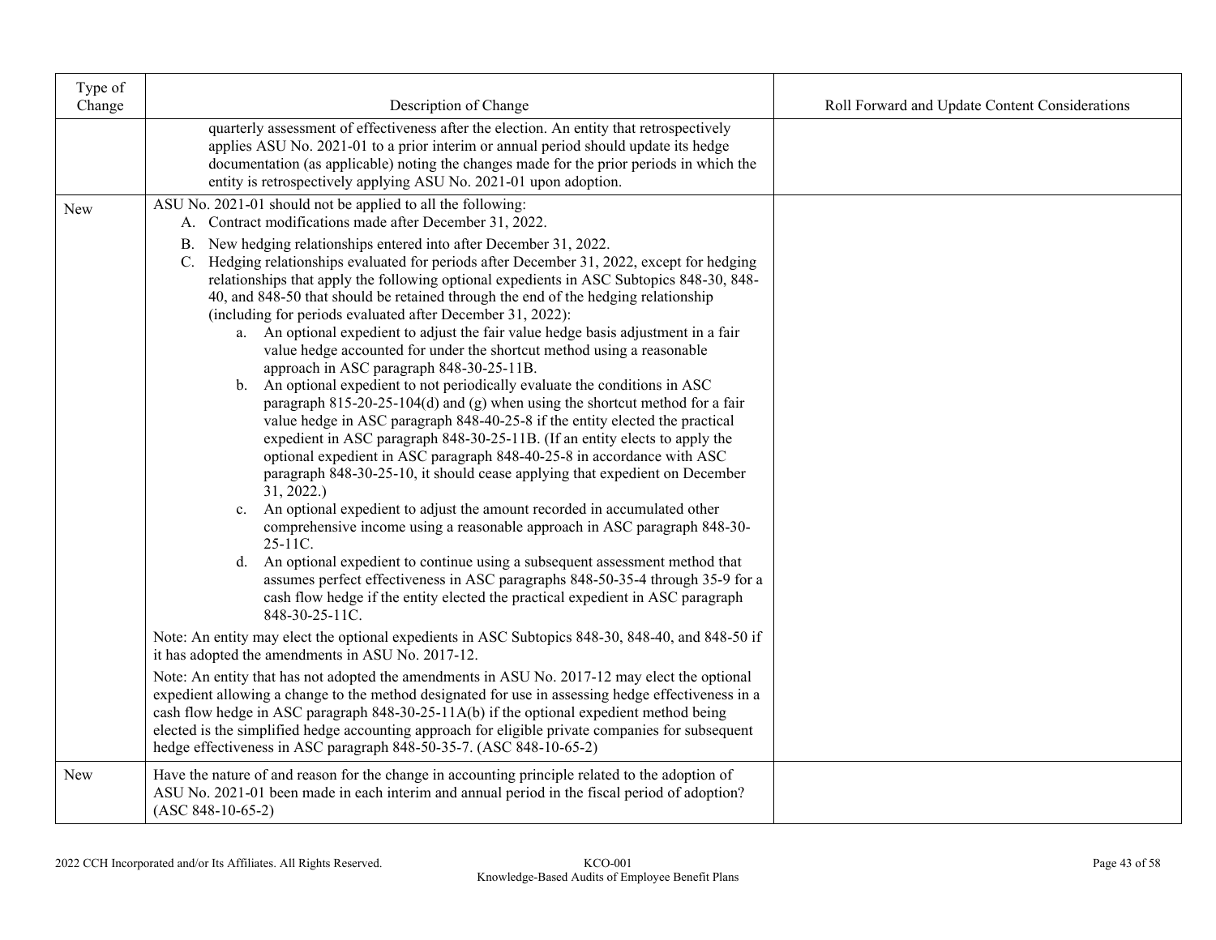| Type of Change | Description of Change | Roll Forward and Update Content Considerations |
|---|---|---|
| | quarterly assessment of effectiveness after the election. An entity that retrospectively applies ASU No. 2021-01 to a prior interim or annual period should update its hedge documentation (as applicable) noting the changes made for the prior periods in which the entity is retrospectively applying ASU No. 2021-01 upon adoption. | |
| New | ASU No. 2021-01 should not be applied to all the following:<br>A. Contract modifications made after December 31, 2022.<br>B. New hedging relationships entered into after December 31, 2022.<br>C. Hedging relationships evaluated for periods after December 31, 2022, except for hedging relationships that apply the following optional expedients in ASC Subtopics 848-30, 848-40, and 848-50 that should be retained through the end of the hedging relationship (including for periods evaluated after December 31, 2022):<br>a. An optional expedient to adjust the fair value hedge basis adjustment in a fair value hedge accounted for under the shortcut method using a reasonable approach in ASC paragraph 848-30-25-11B.<br>b. An optional expedient to not periodically evaluate the conditions in ASC paragraph 815-20-25-104(d) and (g) when using the shortcut method for a fair value hedge in ASC paragraph 848-40-25-8 if the entity elected the practical expedient in ASC paragraph 848-30-25-11B. (If an entity elects to apply the optional expedient in ASC paragraph 848-40-25-8 in accordance with ASC paragraph 848-30-25-10, it should cease applying that expedient on December 31, 2022.)<br>c. An optional expedient to adjust the amount recorded in accumulated other comprehensive income using a reasonable approach in ASC paragraph 848-30-25-11C.<br>d. An optional expedient to continue using a subsequent assessment method that assumes perfect effectiveness in ASC paragraphs 848-50-35-4 through 35-9 for a cash flow hedge if the entity elected the practical expedient in ASC paragraph 848-30-25-11C.<br>Note: An entity may elect the optional expedients in ASC Subtopics 848-30, 848-40, and 848-50 if it has adopted the amendments in ASU No. 2017-12.<br>Note: An entity that has not adopted the amendments in ASU No. 2017-12 may elect the optional expedient allowing a change to the method designated for use in assessing hedge effectiveness in a cash flow hedge in ASC paragraph 848-30-25-11A(b) if the optional expedient method being elected is the simplified hedge accounting approach for eligible private companies for subsequent hedge effectiveness in ASC paragraph 848-50-35-7. (ASC 848-10-65-2) | |
| New | Have the nature of and reason for the change in accounting principle related to the adoption of ASU No. 2021-01 been made in each interim and annual period in the fiscal period of adoption? (ASC 848-10-65-2) | |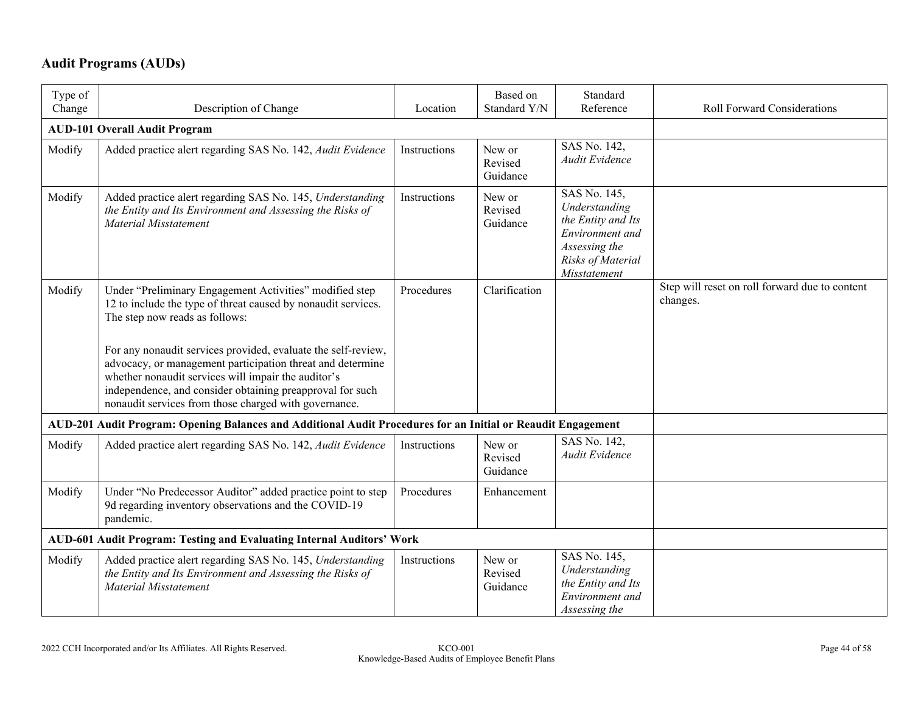## Audit Programs (AUDs)

| Type of Change | Description of Change | Location | Based on Standard Y/N | Standard Reference | Roll Forward Considerations |
|---|---|---|---|---|---|
| **AUD-101 Overall Audit Program** | | | | | |
| Modify | Added practice alert regarding SAS No. 142, *Audit Evidence* | Instructions | New or Revised Guidance | SAS No. 142, *Audit Evidence* | |
| Modify | Added practice alert regarding SAS No. 145, *Understanding the Entity and Its Environment and Assessing the Risks of Material Misstatement* | Instructions | New or Revised Guidance | SAS No. 145, *Understanding the Entity and Its Environment and Assessing the Risks of Material Misstatement* | |
| Modify | Under "Preliminary Engagement Activities" modified step 12 to include the type of threat caused by nonaudit services. The step now reads as follows:<br><br>For any nonaudit services provided, evaluate the self-review, advocacy, or management participation threat and determine whether nonaudit services will impair the auditor's independence, and consider obtaining preapproval for such nonaudit services from those charged with governance. | Procedures | Clarification | | Step will reset on roll forward due to content changes. |
| **AUD-201 Audit Program: Opening Balances and Additional Audit Procedures for an Initial or Reaudit Engagement** | | | | | |
| Modify | Added practice alert regarding SAS No. 142, *Audit Evidence* | Instructions | New or Revised Guidance | SAS No. 142, *Audit Evidence* | |
| Modify | Under "No Predecessor Auditor" added practice point to step 9d regarding inventory observations and the COVID-19 pandemic. | Procedures | Enhancement | | |
| **AUD-601 Audit Program: Testing and Evaluating Internal Auditors' Work** | | | | | |
| Modify | Added practice alert regarding SAS No. 145, *Understanding the Entity and Its Environment and Assessing the Risks of Material Misstatement* | Instructions | New or Revised Guidance | SAS No. 145, *Understanding the Entity and Its Environment and Assessing the* | |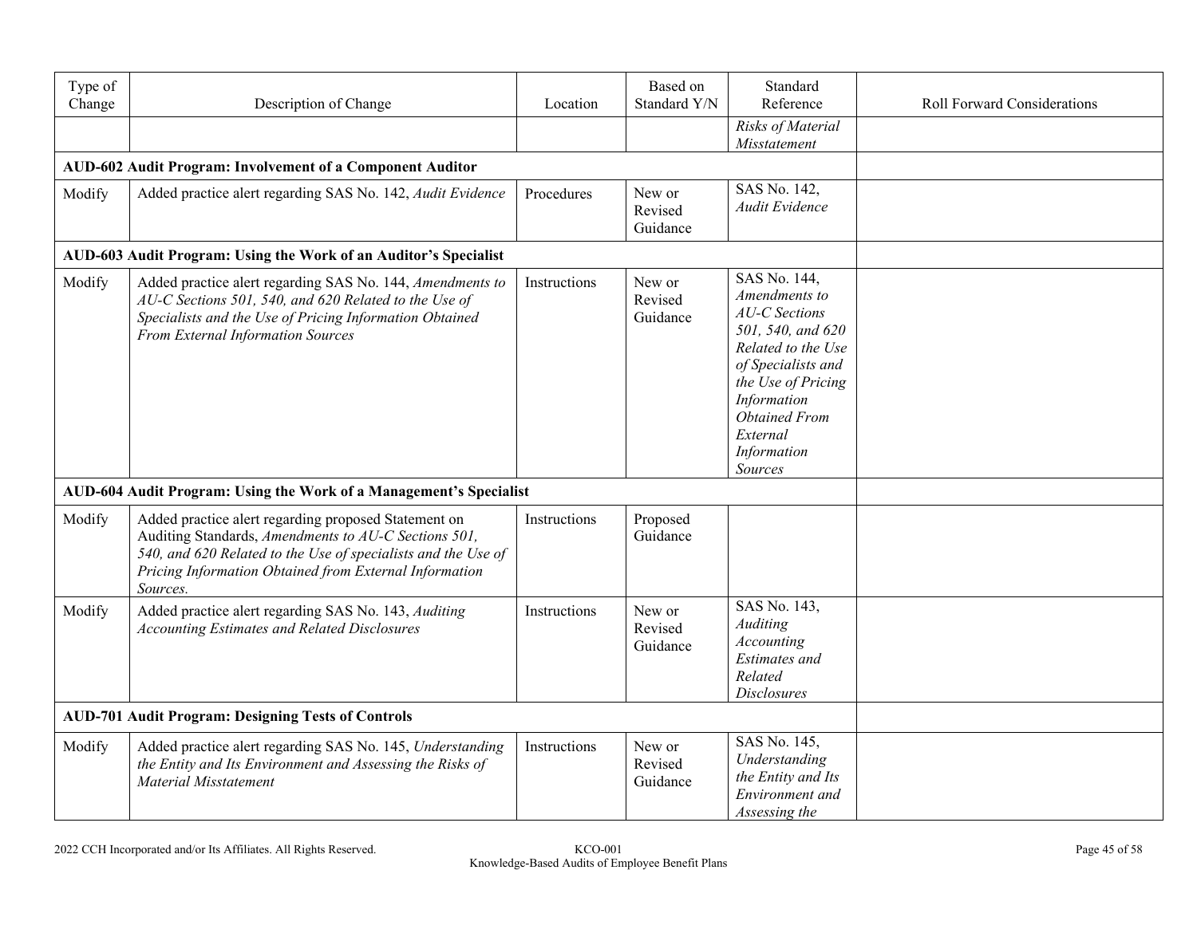| Type of Change | Description of Change | Location | Based on Standard Y/N | Standard Reference | Roll Forward Considerations |
|---|---|---|---|---|---|
| | | | | *Risks of Material Misstatement* | |
| **AUD-602 Audit Program: Involvement of a Component Auditor** | | | | | |
| Modify | Added practice alert regarding SAS No. 142, *Audit Evidence* | Procedures | New or Revised Guidance | SAS No. 142, *Audit Evidence* | |
| **AUD-603 Audit Program: Using the Work of an Auditor's Specialist** | | | | | |
| Modify | Added practice alert regarding SAS No. 144, *Amendments to AU-C Sections 501, 540, and 620 Related to the Use of Specialists and the Use of Pricing Information Obtained From External Information Sources* | Instructions | New or Revised Guidance | SAS No. 144, *Amendments to AU-C Sections 501, 540, and 620 Related to the Use of Specialists and the Use of Pricing Information Obtained From External Information Sources* | |
| **AUD-604 Audit Program: Using the Work of a Management's Specialist** | | | | | |
| Modify | Added practice alert regarding proposed Statement on Auditing Standards, *Amendments to AU-C Sections 501, 540, and 620 Related to the Use of specialists and the Use of Pricing Information Obtained from External Information Sources.* | Instructions | Proposed Guidance | | |
| Modify | Added practice alert regarding SAS No. 143, *Auditing Accounting Estimates and Related Disclosures* | Instructions | New or Revised Guidance | SAS No. 143, *Auditing Accounting Estimates and Related Disclosures* | |
| **AUD-701 Audit Program: Designing Tests of Controls** | | | | | |
| Modify | Added practice alert regarding SAS No. 145, *Understanding the Entity and Its Environment and Assessing the Risks of Material Misstatement* | Instructions | New or Revised Guidance | SAS No. 145, *Understanding the Entity and Its Environment and Assessing the* | |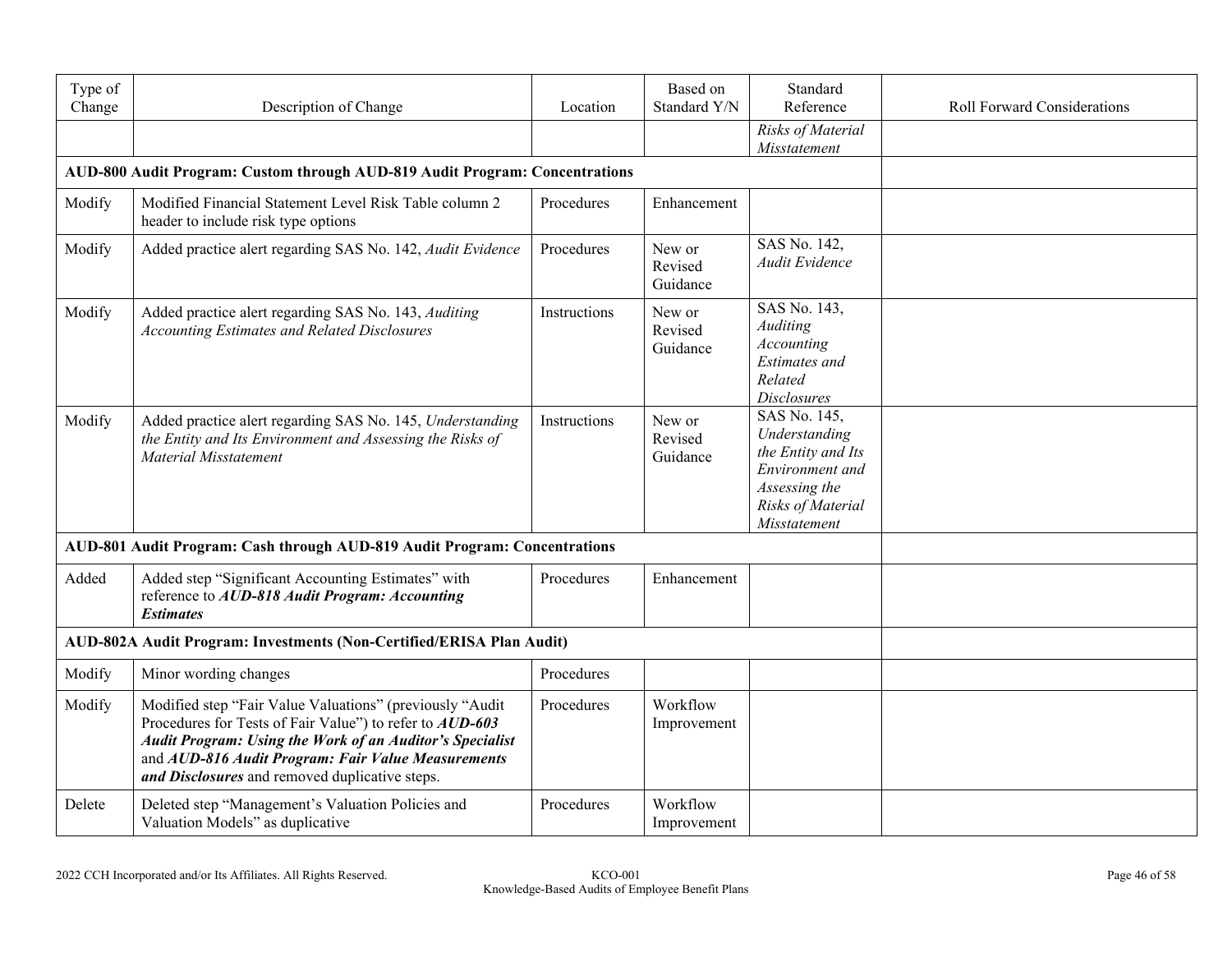| Type of Change | Description of Change | Location | Based on Standard Y/N | Standard Reference | Roll Forward Considerations |
|---|---|---|---|---|---|
| | | | | *Risks of Material Misstatement* | |
| **AUD-800 Audit Program: Custom through AUD-819 Audit Program: Concentrations** | | | | | |
| Modify | Modified Financial Statement Level Risk Table column 2 header to include risk type options | Procedures | Enhancement | | |
| Modify | Added practice alert regarding SAS No. 142, *Audit Evidence* | Procedures | New or Revised Guidance | SAS No. 142, *Audit Evidence* | |
| Modify | Added practice alert regarding SAS No. 143, *Auditing Accounting Estimates and Related Disclosures* | Instructions | New or Revised Guidance | SAS No. 143, *Auditing Accounting Estimates and Related Disclosures* | |
| Modify | Added practice alert regarding SAS No. 145, *Understanding the Entity and Its Environment and Assessing the Risks of Material Misstatement* | Instructions | New or Revised Guidance | SAS No. 145, *Understanding the Entity and Its Environment and Assessing the Risks of Material Misstatement* | |
| **AUD-801 Audit Program: Cash through AUD-819 Audit Program: Concentrations** | | | | | |
| Added | Added step "Significant Accounting Estimates" with reference to ***AUD-818 Audit Program: Accounting Estimates*** | Procedures | Enhancement | | |
| **AUD-802A Audit Program: Investments (Non-Certified/ERISA Plan Audit)** | | | | | |
| Modify | Minor wording changes | Procedures | | | |
| Modify | Modified step "Fair Value Valuations" (previously "Audit Procedures for Tests of Fair Value") to refer to ***AUD-603 Audit Program: Using the Work of an Auditor's Specialist*** and ***AUD-816 Audit Program: Fair Value Measurements and Disclosures*** and removed duplicative steps. | Procedures | Workflow Improvement | | |
| Delete | Deleted step "Management's Valuation Policies and Valuation Models" as duplicative | Procedures | Workflow Improvement | | |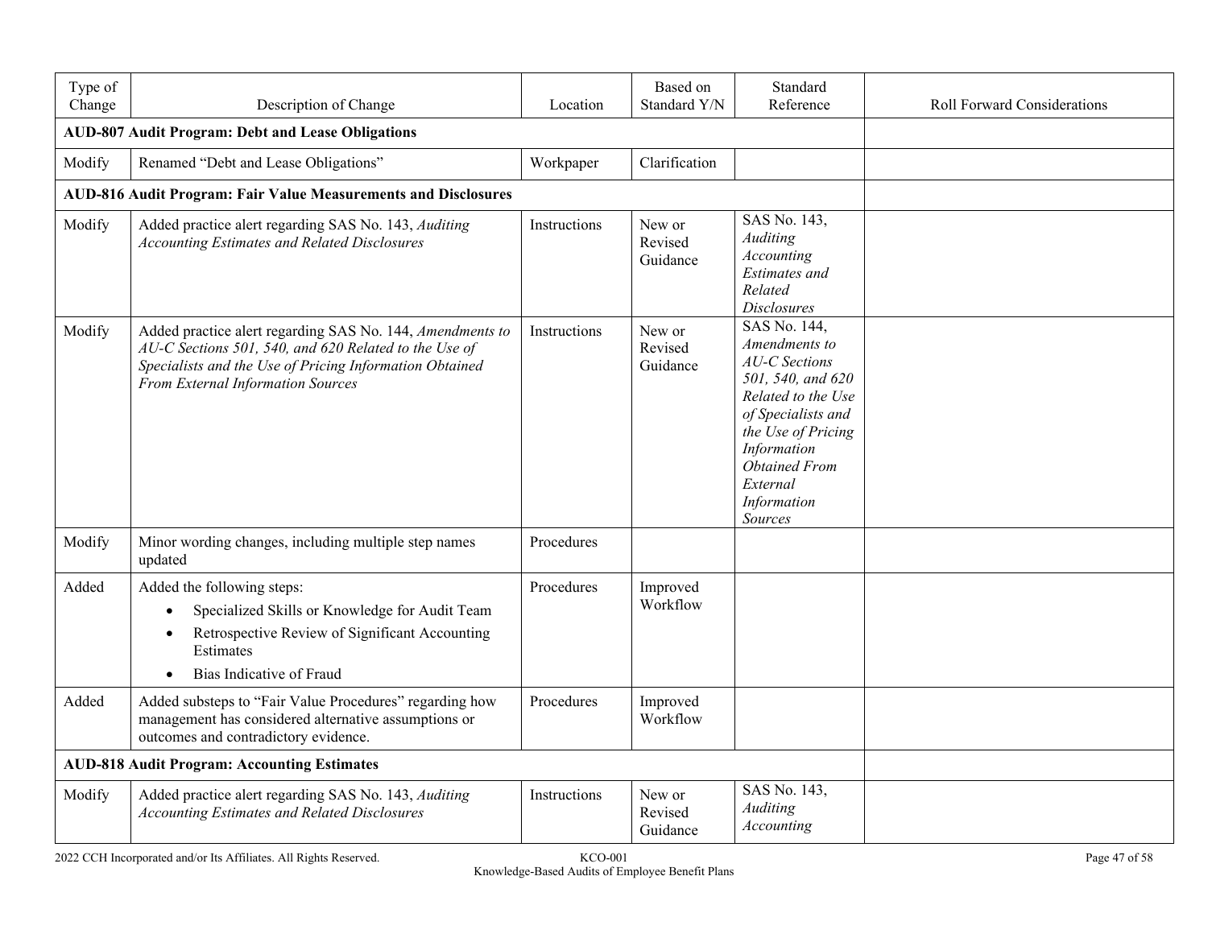| Type of Change | Description of Change | Location | Based on Standard Y/N | Standard Reference | Roll Forward Considerations |
|---|---|---|---|---|---|
| **AUD-807 Audit Program: Debt and Lease Obligations** | | | | | |
| Modify | Renamed "Debt and Lease Obligations" | Workpaper | Clarification | | |
| **AUD-816 Audit Program: Fair Value Measurements and Disclosures** | | | | | |
| Modify | Added practice alert regarding SAS No. 143, *Auditing Accounting Estimates and Related Disclosures* | Instructions | New or Revised Guidance | SAS No. 143, *Auditing Accounting Estimates and Related Disclosures* | |
| Modify | Added practice alert regarding SAS No. 144, *Amendments to AU-C Sections 501, 540, and 620 Related to the Use of Specialists and the Use of Pricing Information Obtained From External Information Sources* | Instructions | New or Revised Guidance | SAS No. 144, *Amendments to AU-C Sections 501, 540, and 620 Related to the Use of Specialists and the Use of Pricing Information Obtained From External Information Sources* | |
| Modify | Minor wording changes, including multiple step names updated | Procedures | | | |
| Added | Added the following steps: <br>• Specialized Skills or Knowledge for Audit Team <br>• Retrospective Review of Significant Accounting Estimates <br>• Bias Indicative of Fraud | Procedures | Improved Workflow | | |
| Added | Added substeps to "Fair Value Procedures" regarding how management has considered alternative assumptions or outcomes and contradictory evidence. | Procedures | Improved Workflow | | |
| **AUD-818 Audit Program: Accounting Estimates** | | | | | |
| Modify | Added practice alert regarding SAS No. 143, *Auditing Accounting Estimates and Related Disclosures* | Instructions | New or Revised Guidance | SAS No. 143, *Auditing Accounting* | |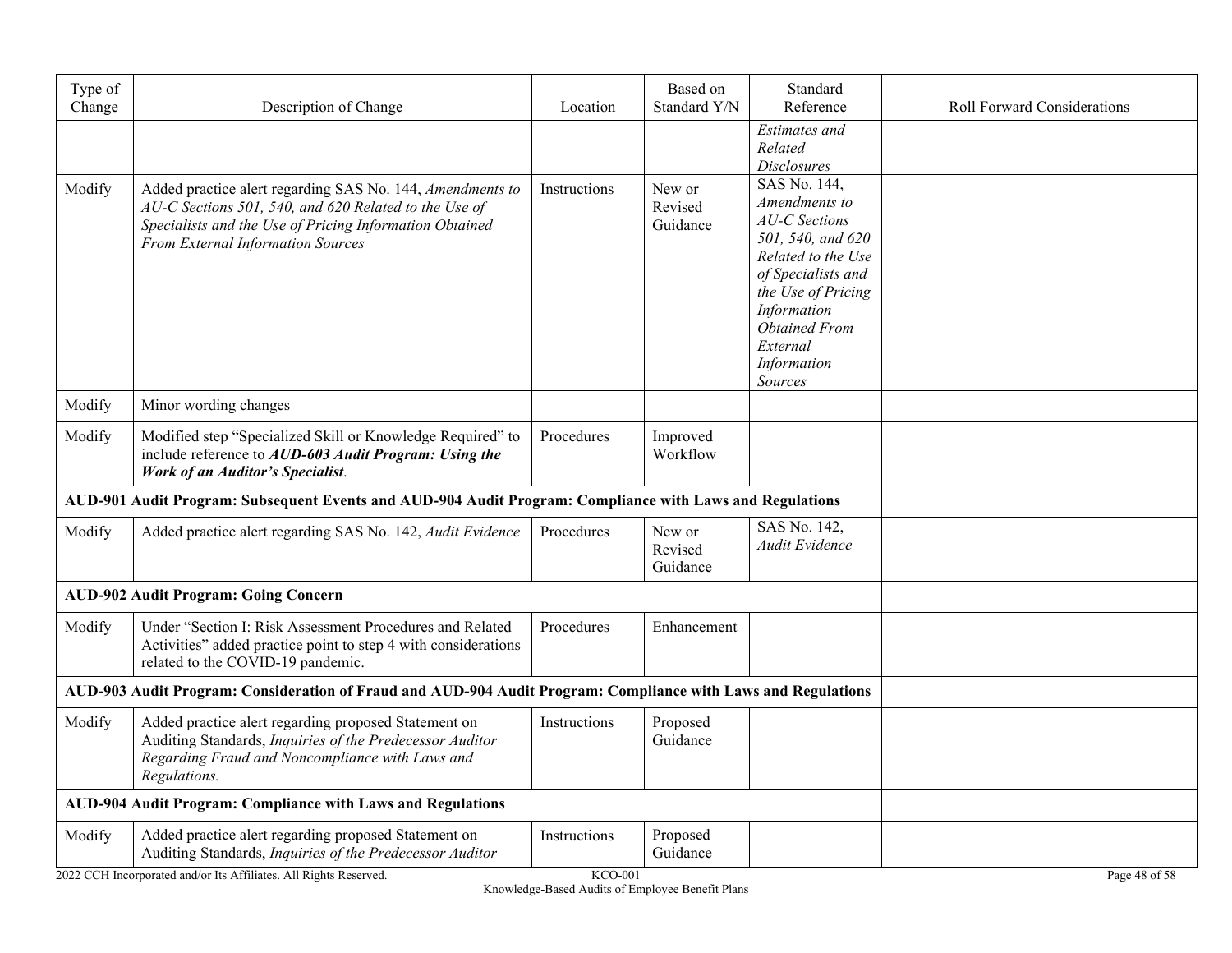| Type of Change | Description of Change | Location | Based on Standard Y/N | Standard Reference | Roll Forward Considerations |
| --- | --- | --- | --- | --- | --- |
| | | | | *Estimates and Related Disclosures* | |
| Modify | Added practice alert regarding SAS No. 144, *Amendments to AU-C Sections 501, 540, and 620 Related to the Use of Specialists and the Use of Pricing Information Obtained From External Information Sources* | Instructions | New or Revised Guidance | SAS No. 144, *Amendments to AU-C Sections 501, 540, and 620 Related to the Use of Specialists and the Use of Pricing Information Obtained From External Information Sources* | |
| Modify | Minor wording changes | | | | |
| Modify | Modified step "Specialized Skill or Knowledge Required" to include reference to ***AUD-603 Audit Program: Using the Work of an Auditor's Specialist***. | Procedures | Improved Workflow | | |
| **AUD-901 Audit Program: Subsequent Events and AUD-904 Audit Program: Compliance with Laws and Regulations** | | | | | |
| Modify | Added practice alert regarding SAS No. 142, *Audit Evidence* | Procedures | New or Revised Guidance | SAS No. 142, *Audit Evidence* | |
| **AUD-902 Audit Program: Going Concern** | | | | | |
| Modify | Under "Section I: Risk Assessment Procedures and Related Activities" added practice point to step 4 with considerations related to the COVID-19 pandemic. | Procedures | Enhancement | | |
| **AUD-903 Audit Program: Consideration of Fraud and AUD-904 Audit Program: Compliance with Laws and Regulations** | | | | | |
| Modify | Added practice alert regarding proposed Statement on Auditing Standards, *Inquiries of the Predecessor Auditor Regarding Fraud and Noncompliance with Laws and Regulations.* | Instructions | Proposed Guidance | | |
| **AUD-904 Audit Program: Compliance with Laws and Regulations** | | | | | |
| Modify | Added practice alert regarding proposed Statement on Auditing Standards, *Inquiries of the Predecessor Auditor* | Instructions | Proposed Guidance | | |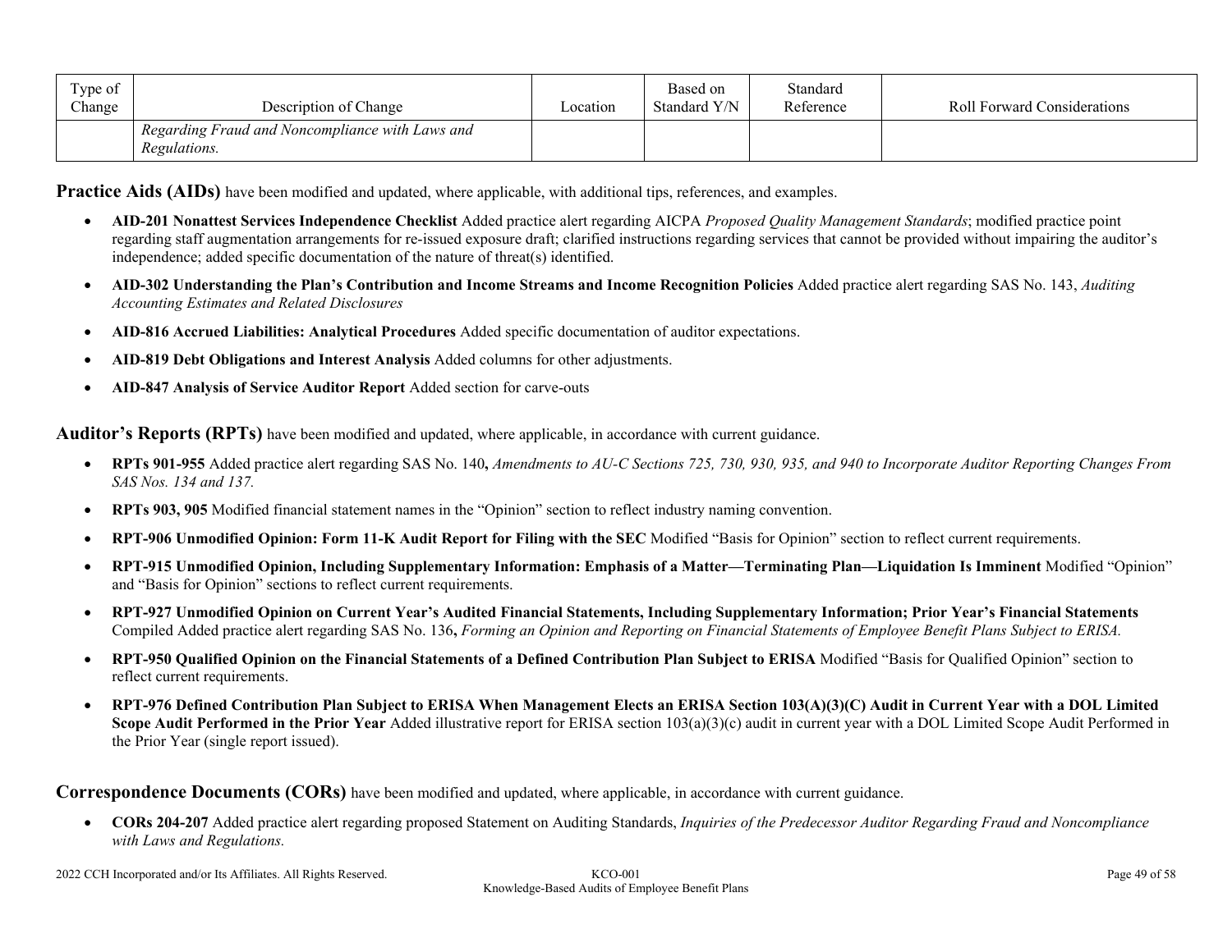| Type of Change | Description of Change | Location | Based on Standard Y/N | Standard Reference | Roll Forward Considerations |
|---|---|---|---|---|---|
| | *Regarding Fraud and Noncompliance with Laws and Regulations.* | | | | |

**Practice Aids (AIDs)** have been modified and updated, where applicable, with additional tips, references, and examples.

- **AID-201 Nonattest Services Independence Checklist** Added practice alert regarding AICPA *Proposed Quality Management Standards*; modified practice point regarding staff augmentation arrangements for re-issued exposure draft; clarified instructions regarding services that cannot be provided without impairing the auditor's independence; added specific documentation of the nature of threat(s) identified.
- **AID-302 Understanding the Plan's Contribution and Income Streams and Income Recognition Policies** Added practice alert regarding SAS No. 143, *Auditing Accounting Estimates and Related Disclosures*
- **AID-816 Accrued Liabilities: Analytical Procedures** Added specific documentation of auditor expectations.
- **AID-819 Debt Obligations and Interest Analysis** Added columns for other adjustments.
- **AID-847 Analysis of Service Auditor Report** Added section for carve-outs

**Auditor's Reports (RPTs)** have been modified and updated, where applicable, in accordance with current guidance.

- **RPTs 901-955** Added practice alert regarding SAS No. 140**,** *Amendments to AU-C Sections 725, 730, 930, 935, and 940 to Incorporate Auditor Reporting Changes From SAS Nos. 134 and 137.*
- **RPTs 903, 905** Modified financial statement names in the "Opinion" section to reflect industry naming convention.
- **RPT-906 Unmodified Opinion: Form 11-K Audit Report for Filing with the SEC** Modified "Basis for Opinion" section to reflect current requirements.
- **RPT-915 Unmodified Opinion, Including Supplementary Information: Emphasis of a Matter—Terminating Plan—Liquidation Is Imminent** Modified "Opinion" and "Basis for Opinion" sections to reflect current requirements.
- **RPT-927 Unmodified Opinion on Current Year's Audited Financial Statements, Including Supplementary Information; Prior Year's Financial Statements** Compiled Added practice alert regarding SAS No. 136**,** *Forming an Opinion and Reporting on Financial Statements of Employee Benefit Plans Subject to ERISA.*
- **RPT-950 Qualified Opinion on the Financial Statements of a Defined Contribution Plan Subject to ERISA** Modified "Basis for Qualified Opinion" section to reflect current requirements.
- **RPT-976 Defined Contribution Plan Subject to ERISA When Management Elects an ERISA Section 103(A)(3)(C) Audit in Current Year with a DOL Limited Scope Audit Performed in the Prior Year** Added illustrative report for ERISA section 103(a)(3)(c) audit in current year with a DOL Limited Scope Audit Performed in the Prior Year (single report issued).

**Correspondence Documents (CORs)** have been modified and updated, where applicable, in accordance with current guidance.

- **CORs 204-207** Added practice alert regarding proposed Statement on Auditing Standards, *Inquiries of the Predecessor Auditor Regarding Fraud and Noncompliance with Laws and Regulations.*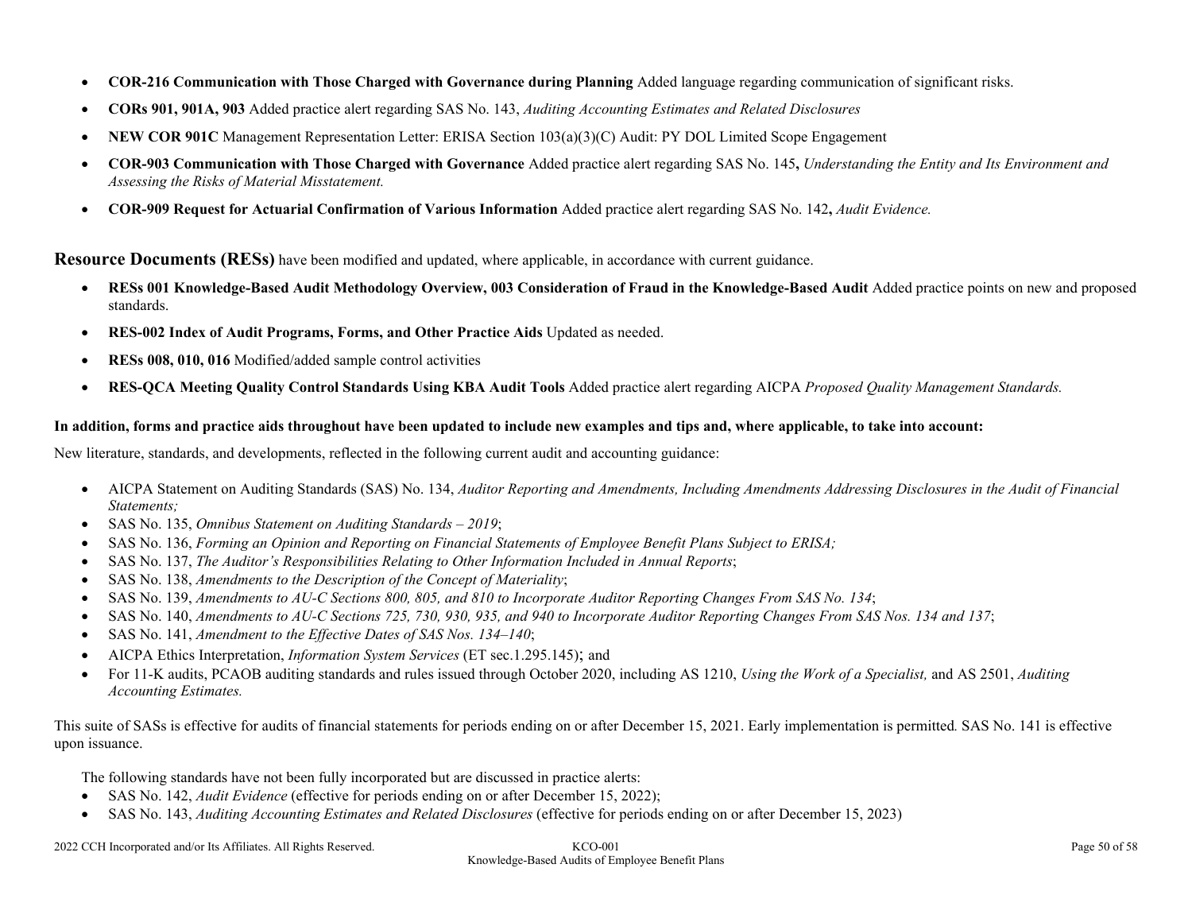- **COR-216 Communication with Those Charged with Governance during Planning** Added language regarding communication of significant risks.
- **CORs 901, 901A, 903** Added practice alert regarding SAS No. 143, *Auditing Accounting Estimates and Related Disclosures*
- **NEW COR 901C** Management Representation Letter: ERISA Section 103(a)(3)(C) Audit: PY DOL Limited Scope Engagement
- **COR-903 Communication with Those Charged with Governance** Added practice alert regarding SAS No. 145**,** *Understanding the Entity and Its Environment and Assessing the Risks of Material Misstatement.*
- **COR-909 Request for Actuarial Confirmation of Various Information** Added practice alert regarding SAS No. 142**,** *Audit Evidence.*

**Resource Documents (RESs)** have been modified and updated, where applicable, in accordance with current guidance.

- **RESs 001 Knowledge-Based Audit Methodology Overview, 003 Consideration of Fraud in the Knowledge-Based Audit** Added practice points on new and proposed standards.
- **RES-002 Index of Audit Programs, Forms, and Other Practice Aids** Updated as needed.
- **RESs 008, 010, 016** Modified/added sample control activities
- **RES-QCA Meeting Quality Control Standards Using KBA Audit Tools** Added practice alert regarding AICPA *Proposed Quality Management Standards.*

**In addition, forms and practice aids throughout have been updated to include new examples and tips and, where applicable, to take into account:**

New literature, standards, and developments, reflected in the following current audit and accounting guidance:

- AICPA Statement on Auditing Standards (SAS) No. 134, *Auditor Reporting and Amendments, Including Amendments Addressing Disclosures in the Audit of Financial Statements;*
- SAS No. 135, *Omnibus Statement on Auditing Standards – 2019*;
- SAS No. 136, *Forming an Opinion and Reporting on Financial Statements of Employee Benefit Plans Subject to ERISA;*
- SAS No. 137, *The Auditor's Responsibilities Relating to Other Information Included in Annual Reports*;
- SAS No. 138, *Amendments to the Description of the Concept of Materiality*;
- SAS No. 139, *Amendments to AU-C Sections 800, 805, and 810 to Incorporate Auditor Reporting Changes From SAS No. 134*;
- SAS No. 140, *Amendments to AU-C Sections 725, 730, 930, 935, and 940 to Incorporate Auditor Reporting Changes From SAS Nos. 134 and 137*;
- SAS No. 141, *Amendment to the Effective Dates of SAS Nos. 134–140*;
- AICPA Ethics Interpretation, *Information System Services* (ET sec.1.295.145); and
- For 11-K audits, PCAOB auditing standards and rules issued through October 2020, including AS 1210, *Using the Work of a Specialist,* and AS 2501, *Auditing Accounting Estimates.*

This suite of SASs is effective for audits of financial statements for periods ending on or after December 15, 2021. Early implementation is permitted*.* SAS No. 141 is effective upon issuance.

The following standards have not been fully incorporated but are discussed in practice alerts:

- SAS No. 142, *Audit Evidence* (effective for periods ending on or after December 15, 2022);
- SAS No. 143, *Auditing Accounting Estimates and Related Disclosures* (effective for periods ending on or after December 15, 2023)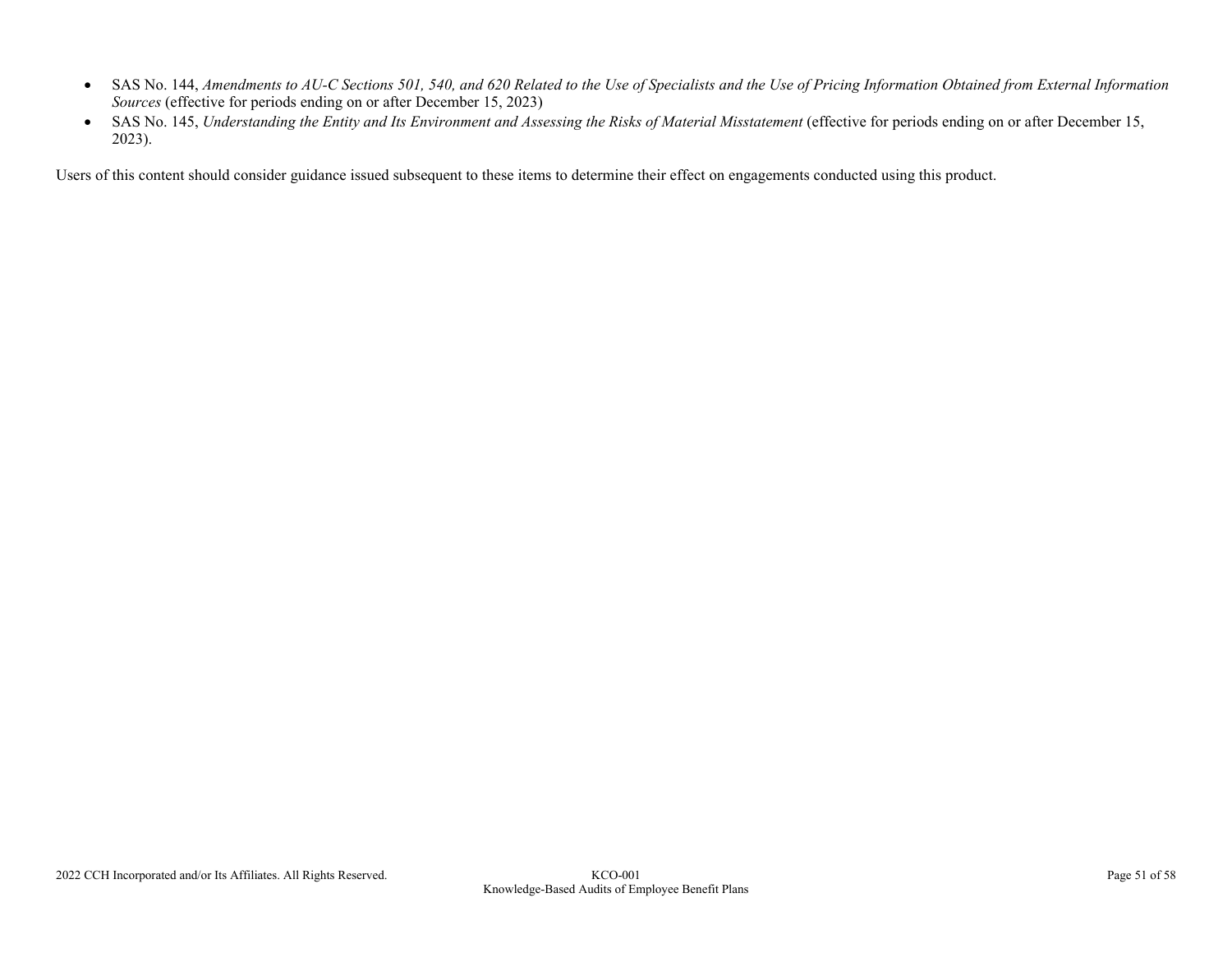- SAS No. 144, *Amendments to AU-C Sections 501, 540, and 620 Related to the Use of Specialists and the Use of Pricing Information Obtained from External Information Sources* (effective for periods ending on or after December 15, 2023)
- SAS No. 145, *Understanding the Entity and Its Environment and Assessing the Risks of Material Misstatement* (effective for periods ending on or after December 15, 2023).

Users of this content should consider guidance issued subsequent to these items to determine their effect on engagements conducted using this product.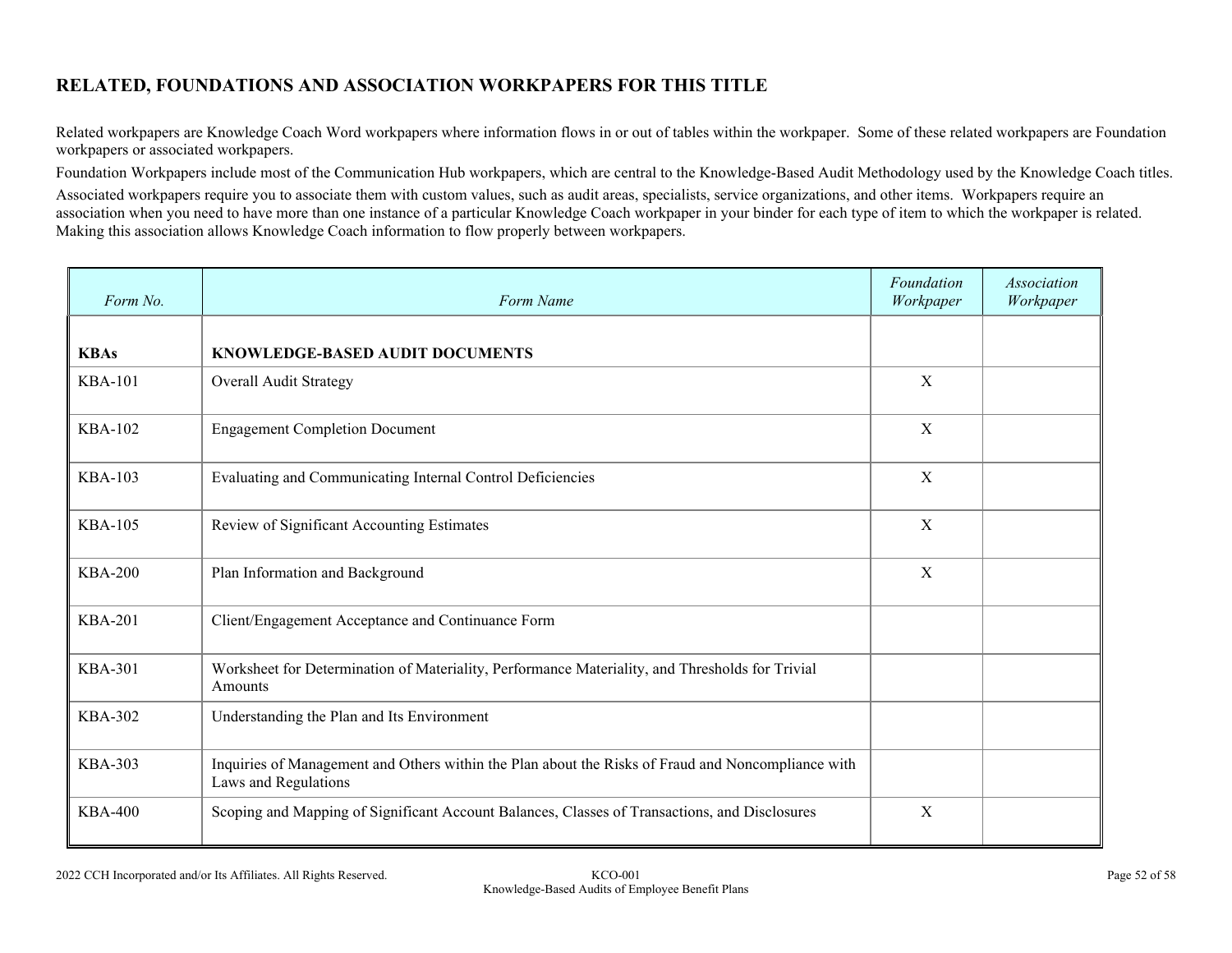## RELATED, FOUNDATIONS AND ASSOCIATION WORKPAPERS FOR THIS TITLE

Related workpapers are Knowledge Coach Word workpapers where information flows in or out of tables within the workpaper. Some of these related workpapers are Foundation workpapers or associated workpapers.

Foundation Workpapers include most of the Communication Hub workpapers, which are central to the Knowledge-Based Audit Methodology used by the Knowledge Coach titles.

Associated workpapers require you to associate them with custom values, such as audit areas, specialists, service organizations, and other items. Workpapers require an association when you need to have more than one instance of a particular Knowledge Coach workpaper in your binder for each type of item to which the workpaper is related. Making this association allows Knowledge Coach information to flow properly between workpapers.

| *Form No.* | *Form Name* | *Foundation Workpaper* | *Association Workpaper* |
|---|---|---|---|
| **KBAs** | **KNOWLEDGE-BASED AUDIT DOCUMENTS** | | |
| KBA-101 | Overall Audit Strategy | X | |
| KBA-102 | Engagement Completion Document | X | |
| KBA-103 | Evaluating and Communicating Internal Control Deficiencies | X | |
| KBA-105 | Review of Significant Accounting Estimates | X | |
| KBA-200 | Plan Information and Background | X | |
| KBA-201 | Client/Engagement Acceptance and Continuance Form | | |
| KBA-301 | Worksheet for Determination of Materiality, Performance Materiality, and Thresholds for Trivial Amounts | | |
| KBA-302 | Understanding the Plan and Its Environment | | |
| KBA-303 | Inquiries of Management and Others within the Plan about the Risks of Fraud and Noncompliance with Laws and Regulations | | |
| KBA-400 | Scoping and Mapping of Significant Account Balances, Classes of Transactions, and Disclosures | X | |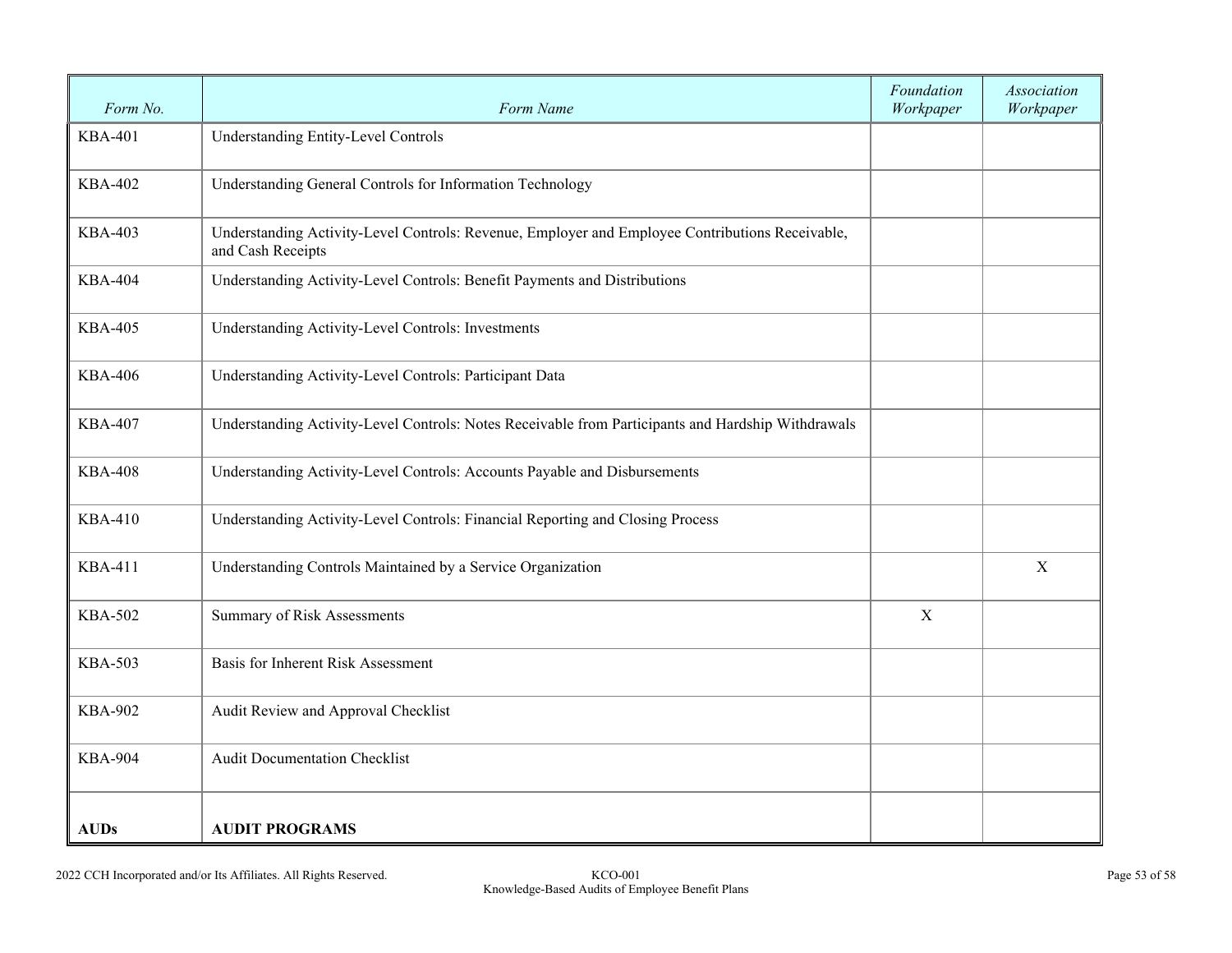| *Form No.* | *Form Name* | *Foundation Workpaper* | *Association Workpaper* |
|---|---|---|---|
| KBA-401 | Understanding Entity-Level Controls | | |
| KBA-402 | Understanding General Controls for Information Technology | | |
| KBA-403 | Understanding Activity-Level Controls: Revenue, Employer and Employee Contributions Receivable, and Cash Receipts | | |
| KBA-404 | Understanding Activity-Level Controls: Benefit Payments and Distributions | | |
| KBA-405 | Understanding Activity-Level Controls: Investments | | |
| KBA-406 | Understanding Activity-Level Controls: Participant Data | | |
| KBA-407 | Understanding Activity-Level Controls: Notes Receivable from Participants and Hardship Withdrawals | | |
| KBA-408 | Understanding Activity-Level Controls: Accounts Payable and Disbursements | | |
| KBA-410 | Understanding Activity-Level Controls: Financial Reporting and Closing Process | | |
| KBA-411 | Understanding Controls Maintained by a Service Organization | | X |
| KBA-502 | Summary of Risk Assessments | X | |
| KBA-503 | Basis for Inherent Risk Assessment | | |
| KBA-902 | Audit Review and Approval Checklist | | |
| KBA-904 | Audit Documentation Checklist | | |
| **AUDs** | **AUDIT PROGRAMS** | | |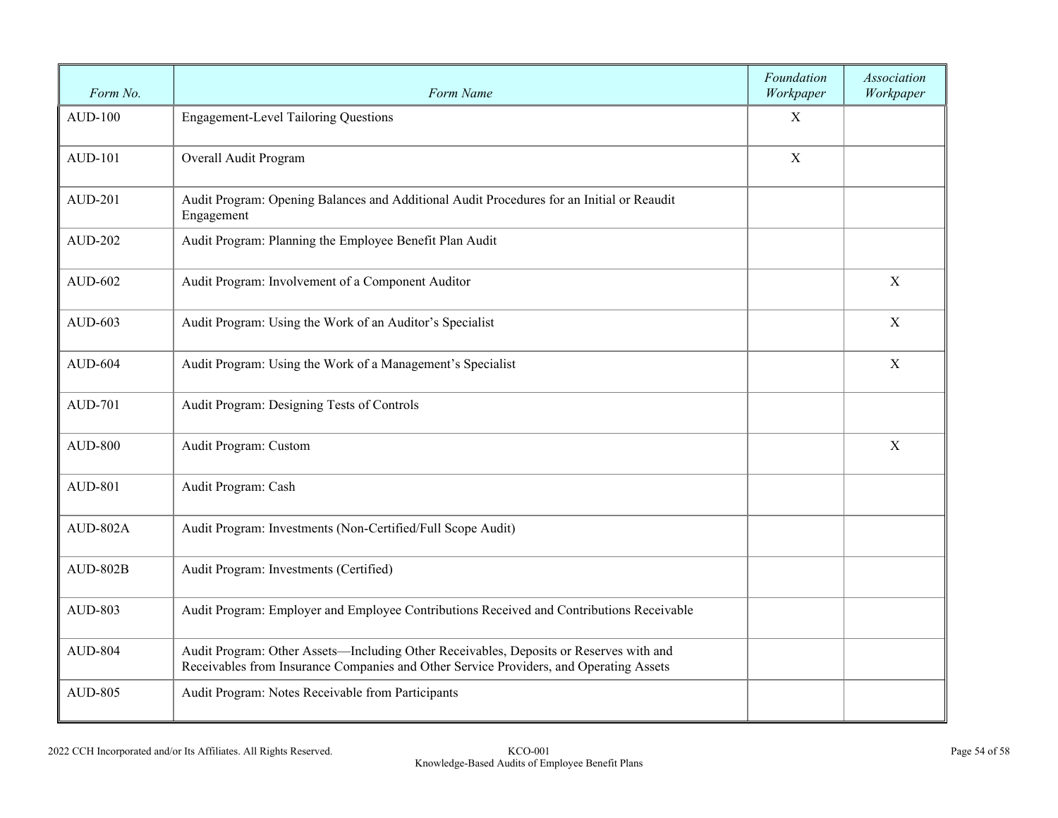| Form No. | Form Name | Foundation Workpaper | Association Workpaper |
|---|---|---|---|
| AUD-100 | Engagement-Level Tailoring Questions | X | |
| AUD-101 | Overall Audit Program | X | |
| AUD-201 | Audit Program: Opening Balances and Additional Audit Procedures for an Initial or Reaudit Engagement | | |
| AUD-202 | Audit Program: Planning the Employee Benefit Plan Audit | | |
| AUD-602 | Audit Program: Involvement of a Component Auditor | | X |
| AUD-603 | Audit Program: Using the Work of an Auditor's Specialist | | X |
| AUD-604 | Audit Program: Using the Work of a Management's Specialist | | X |
| AUD-701 | Audit Program: Designing Tests of Controls | | |
| AUD-800 | Audit Program: Custom | | X |
| AUD-801 | Audit Program: Cash | | |
| AUD-802A | Audit Program: Investments (Non-Certified/Full Scope Audit) | | |
| AUD-802B | Audit Program: Investments (Certified) | | |
| AUD-803 | Audit Program: Employer and Employee Contributions Received and Contributions Receivable | | |
| AUD-804 | Audit Program: Other Assets—Including Other Receivables, Deposits or Reserves with and Receivables from Insurance Companies and Other Service Providers, and Operating Assets | | |
| AUD-805 | Audit Program: Notes Receivable from Participants | | |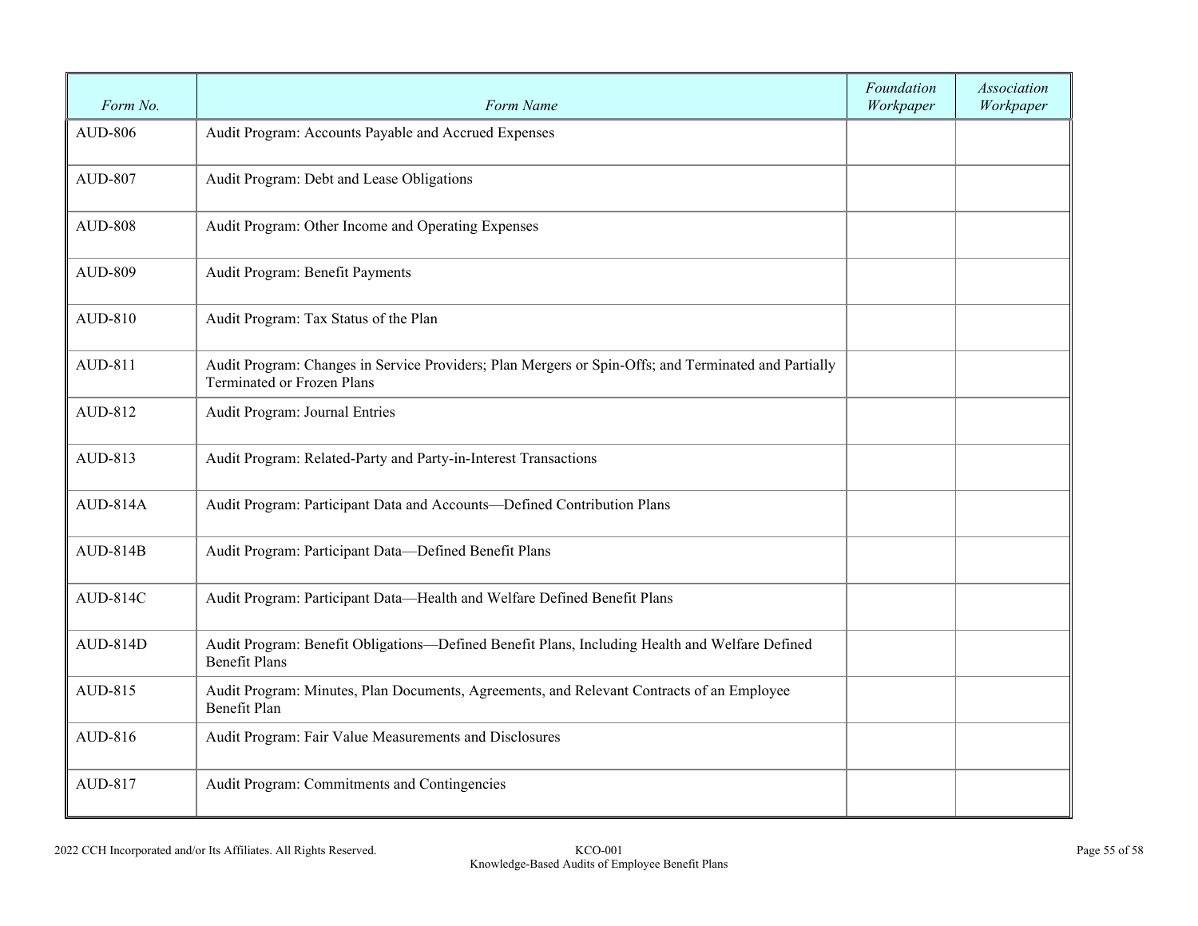| *Form No.* | *Form Name* | *Foundation Workpaper* | *Association Workpaper* |
|---|---|---|---|
| AUD-806 | Audit Program: Accounts Payable and Accrued Expenses | | |
| AUD-807 | Audit Program: Debt and Lease Obligations | | |
| AUD-808 | Audit Program: Other Income and Operating Expenses | | |
| AUD-809 | Audit Program: Benefit Payments | | |
| AUD-810 | Audit Program: Tax Status of the Plan | | |
| AUD-811 | Audit Program: Changes in Service Providers; Plan Mergers or Spin-Offs; and Terminated and Partially Terminated or Frozen Plans | | |
| AUD-812 | Audit Program: Journal Entries | | |
| AUD-813 | Audit Program: Related-Party and Party-in-Interest Transactions | | |
| AUD-814A | Audit Program: Participant Data and Accounts—Defined Contribution Plans | | |
| AUD-814B | Audit Program: Participant Data—Defined Benefit Plans | | |
| AUD-814C | Audit Program: Participant Data—Health and Welfare Defined Benefit Plans | | |
| AUD-814D | Audit Program: Benefit Obligations—Defined Benefit Plans, Including Health and Welfare Defined Benefit Plans | | |
| AUD-815 | Audit Program: Minutes, Plan Documents, Agreements, and Relevant Contracts of an Employee Benefit Plan | | |
| AUD-816 | Audit Program: Fair Value Measurements and Disclosures | | |
| AUD-817 | Audit Program: Commitments and Contingencies | | |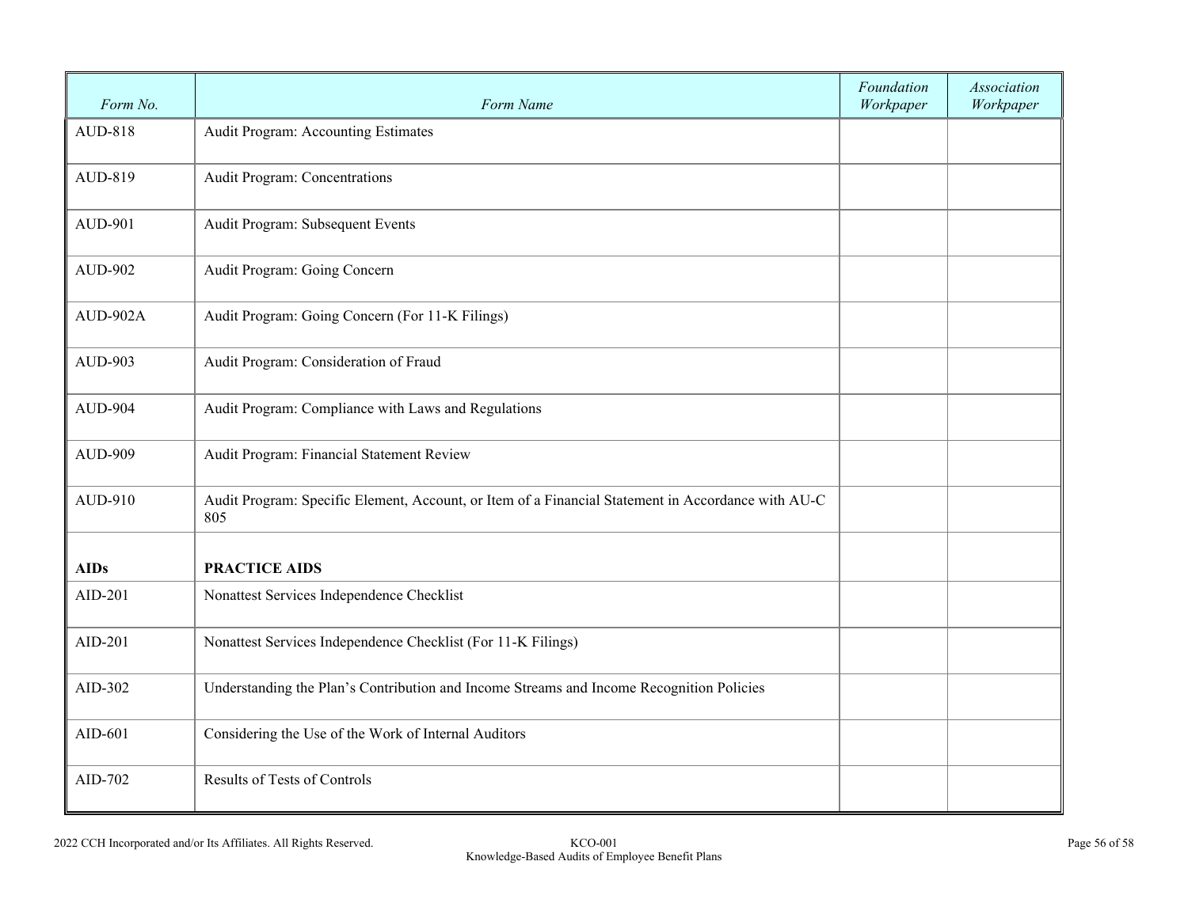| *Form No.* | *Form Name* | *Foundation Workpaper* | *Association Workpaper* |
|---|---|---|---|
| AUD-818 | Audit Program: Accounting Estimates | | |
| AUD-819 | Audit Program: Concentrations | | |
| AUD-901 | Audit Program: Subsequent Events | | |
| AUD-902 | Audit Program: Going Concern | | |
| AUD-902A | Audit Program: Going Concern (For 11-K Filings) | | |
| AUD-903 | Audit Program: Consideration of Fraud | | |
| AUD-904 | Audit Program: Compliance with Laws and Regulations | | |
| AUD-909 | Audit Program: Financial Statement Review | | |
| AUD-910 | Audit Program: Specific Element, Account, or Item of a Financial Statement in Accordance with AU-C 805 | | |
| **AIDs** | **PRACTICE AIDS** | | |
| AID-201 | Nonattest Services Independence Checklist | | |
| AID-201 | Nonattest Services Independence Checklist (For 11-K Filings) | | |
| AID-302 | Understanding the Plan's Contribution and Income Streams and Income Recognition Policies | | |
| AID-601 | Considering the Use of the Work of Internal Auditors | | |
| AID-702 | Results of Tests of Controls | | |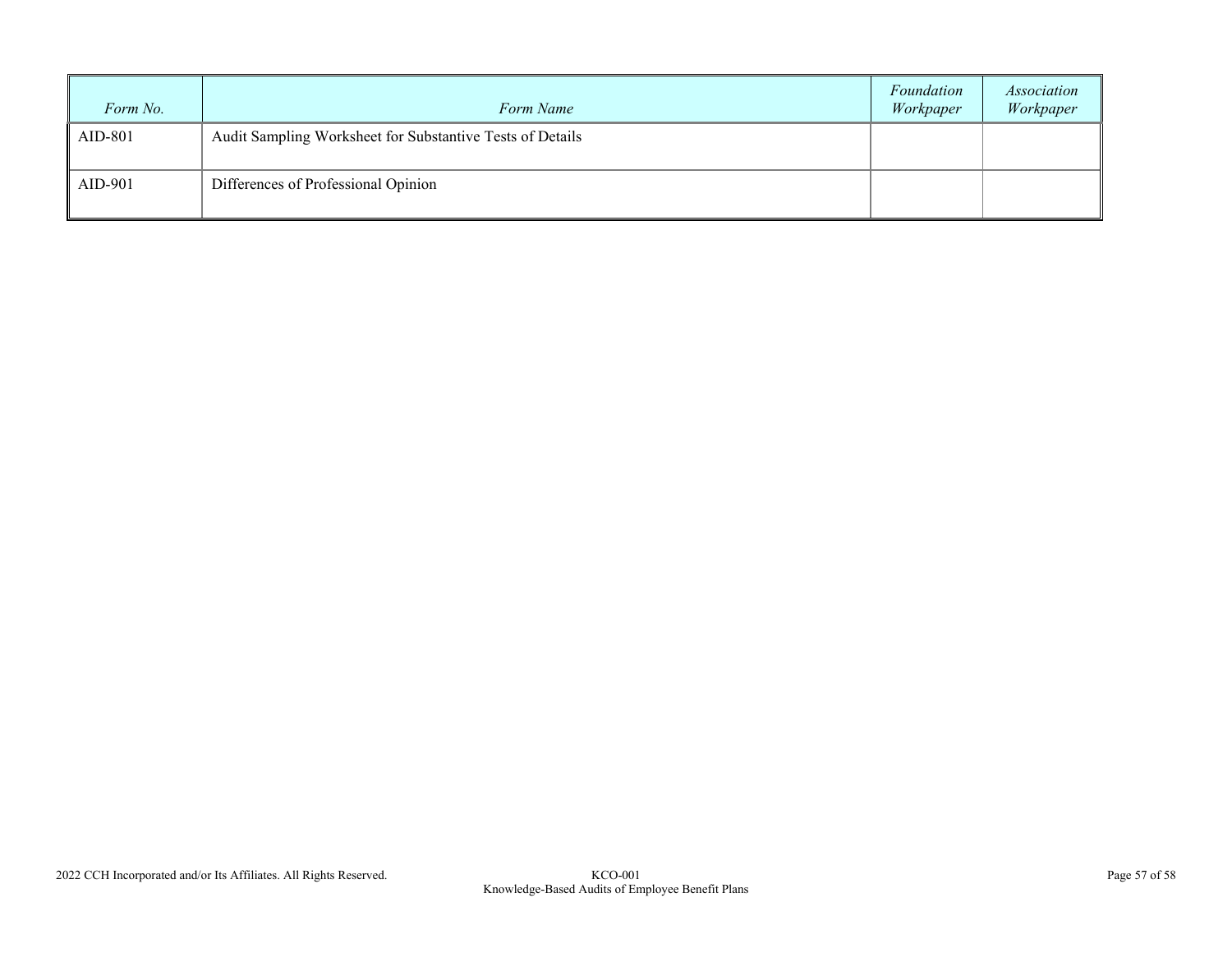| *Form No.* | *Form Name* | *Foundation Workpaper* | *Association Workpaper* |
|---|---|---|---|
| AID-801 | Audit Sampling Worksheet for Substantive Tests of Details | | |
| AID-901 | Differences of Professional Opinion | | |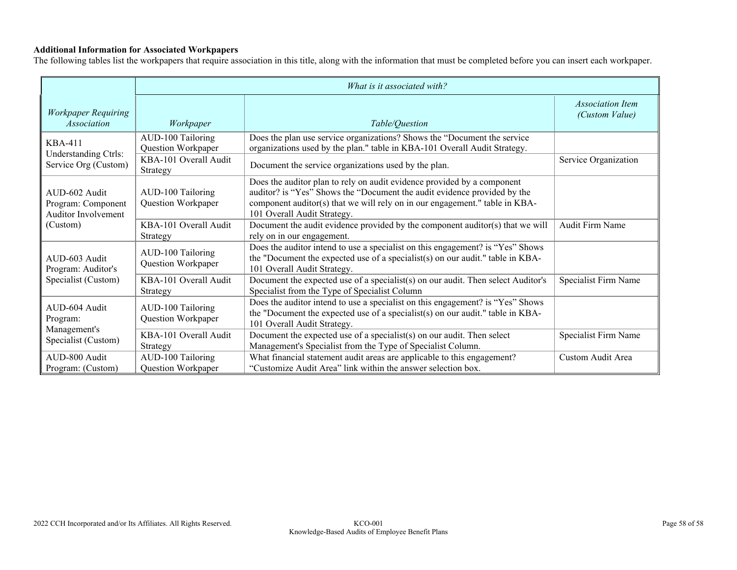**Additional Information for Associated Workpapers**

The following tables list the workpapers that require association in this title, along with the information that must be completed before you can insert each workpaper.

| *Workpaper Requiring Association* | *What is it associated with?* | | |
|---|---|---|---|
| | *Workpaper* | *Table/Question* | *Association Item (Custom Value)* |
| KBA-411 Understanding Ctrls: Service Org (Custom) | AUD-100 Tailoring Question Workpaper | Does the plan use service organizations? Shows the "Document the service organizations used by the plan." table in KBA-101 Overall Audit Strategy. | |
| | KBA-101 Overall Audit Strategy | Document the service organizations used by the plan. | Service Organization |
| AUD-602 Audit Program: Component Auditor Involvement (Custom) | AUD-100 Tailoring Question Workpaper | Does the auditor plan to rely on audit evidence provided by a component auditor? is "Yes" Shows the "Document the audit evidence provided by the component auditor(s) that we will rely on in our engagement." table in KBA-101 Overall Audit Strategy. | |
| | KBA-101 Overall Audit Strategy | Document the audit evidence provided by the component auditor(s) that we will rely on in our engagement. | Audit Firm Name |
| AUD-603 Audit Program: Auditor's Specialist (Custom) | AUD-100 Tailoring Question Workpaper | Does the auditor intend to use a specialist on this engagement? is "Yes" Shows the "Document the expected use of a specialist(s) on our audit." table in KBA-101 Overall Audit Strategy. | |
| | KBA-101 Overall Audit Strategy | Document the expected use of a specialist(s) on our audit. Then select Auditor's Specialist from the Type of Specialist Column | Specialist Firm Name |
| AUD-604 Audit Program: Management's Specialist (Custom) | AUD-100 Tailoring Question Workpaper | Does the auditor intend to use a specialist on this engagement? is "Yes" Shows the "Document the expected use of a specialist(s) on our audit." table in KBA-101 Overall Audit Strategy. | |
| | KBA-101 Overall Audit Strategy | Document the expected use of a specialist(s) on our audit. Then select Management's Specialist from the Type of Specialist Column. | Specialist Firm Name |
| AUD-800 Audit Program: (Custom) | AUD-100 Tailoring Question Workpaper | What financial statement audit areas are applicable to this engagement? "Customize Audit Area" link within the answer selection box. | Custom Audit Area |